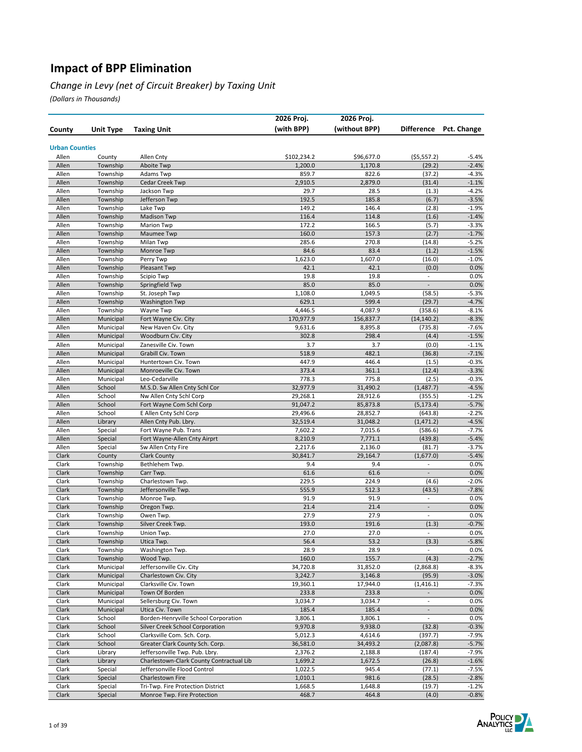# Impact of BPP Elimination

## *Change in Levy (net of Circuit Breaker) by Taxing Unit*

*(Dollars in Thousands)*

| County | Unit Type | Taxing Unit | 2026 Proj. (with BPP) | 2026 Proj. (without BPP) | Difference | Pct. Change |
|---|---|---|---|---|---|---|
| **Urban Counties** | | | | | | |
| Allen | County | Allen Cnty | $102,234.2 | $96,677.0 | ($5,557.2) | -5.4% |
| Allen | Township | Aboite Twp | 1,200.0 | 1,170.8 | (29.2) | -2.4% |
| Allen | Township | Adams Twp | 859.7 | 822.6 | (37.2) | -4.3% |
| Allen | Township | Cedar Creek Twp | 2,910.5 | 2,879.0 | (31.4) | -1.1% |
| Allen | Township | Jackson Twp | 29.7 | 28.5 | (1.3) | -4.2% |
| Allen | Township | Jefferson Twp | 192.5 | 185.8 | (6.7) | -3.5% |
| Allen | Township | Lake Twp | 149.2 | 146.4 | (2.8) | -1.9% |
| Allen | Township | Madison Twp | 116.4 | 114.8 | (1.6) | -1.4% |
| Allen | Township | Marion Twp | 172.2 | 166.5 | (5.7) | -3.3% |
| Allen | Township | Maumee Twp | 160.0 | 157.3 | (2.7) | -1.7% |
| Allen | Township | Milan Twp | 285.6 | 270.8 | (14.8) | -5.2% |
| Allen | Township | Monroe Twp | 84.6 | 83.4 | (1.2) | -1.5% |
| Allen | Township | Perry Twp | 1,623.0 | 1,607.0 | (16.0) | -1.0% |
| Allen | Township | Pleasant Twp | 42.1 | 42.1 | (0.0) | 0.0% |
| Allen | Township | Scipio Twp | 19.8 | 19.8 | - | 0.0% |
| Allen | Township | Springfield Twp | 85.0 | 85.0 | - | 0.0% |
| Allen | Township | St. Joseph Twp | 1,108.0 | 1,049.5 | (58.5) | -5.3% |
| Allen | Township | Washington Twp | 629.1 | 599.4 | (29.7) | -4.7% |
| Allen | Township | Wayne Twp | 4,446.5 | 4,087.9 | (358.6) | -8.1% |
| Allen | Municipal | Fort Wayne Civ. City | 170,977.9 | 156,837.7 | (14,140.2) | -8.3% |
| Allen | Municipal | New Haven Civ. City | 9,631.6 | 8,895.8 | (735.8) | -7.6% |
| Allen | Municipal | Woodburn Civ. City | 302.8 | 298.4 | (4.4) | -1.5% |
| Allen | Municipal | Zanesville Civ. Town | 3.7 | 3.7 | (0.0) | -1.1% |
| Allen | Municipal | Grabill Civ. Town | 518.9 | 482.1 | (36.8) | -7.1% |
| Allen | Municipal | Huntertown Civ. Town | 447.9 | 446.4 | (1.5) | -0.3% |
| Allen | Municipal | Monroeville Civ. Town | 373.4 | 361.1 | (12.4) | -3.3% |
| Allen | Municipal | Leo-Cedarville | 778.3 | 775.8 | (2.5) | -0.3% |
| Allen | School | M.S.D. Sw Allen Cnty Schl Cor | 32,977.9 | 31,490.2 | (1,487.7) | -4.5% |
| Allen | School | Nw Allen Cnty Schl Corp | 29,268.1 | 28,912.6 | (355.5) | -1.2% |
| Allen | School | Fort Wayne Com Schl Corp | 91,047.2 | 85,873.8 | (5,173.4) | -5.7% |
| Allen | School | E Allen Cnty Schl Corp | 29,496.6 | 28,852.7 | (643.8) | -2.2% |
| Allen | Library | Allen Cnty Pub. Lbry. | 32,519.4 | 31,048.2 | (1,471.2) | -4.5% |
| Allen | Special | Fort Wayne Pub. Trans | 7,602.2 | 7,015.6 | (586.6) | -7.7% |
| Allen | Special | Fort Wayne-Allen Cnty Airprt | 8,210.9 | 7,771.1 | (439.8) | -5.4% |
| Allen | Special | Sw Allen Cnty Fire | 2,217.6 | 2,136.0 | (81.7) | -3.7% |
| Clark | County | Clark County | 30,841.7 | 29,164.7 | (1,677.0) | -5.4% |
| Clark | Township | Bethlehem Twp. | 9.4 | 9.4 | - | 0.0% |
| Clark | Township | Carr Twp. | 61.6 | 61.6 | - | 0.0% |
| Clark | Township | Charlestown Twp. | 229.5 | 224.9 | (4.6) | -2.0% |
| Clark | Township | Jeffersonville Twp. | 555.9 | 512.3 | (43.5) | -7.8% |
| Clark | Township | Monroe Twp. | 91.9 | 91.9 | - | 0.0% |
| Clark | Township | Oregon Twp. | 21.4 | 21.4 | - | 0.0% |
| Clark | Township | Owen Twp. | 27.9 | 27.9 | - | 0.0% |
| Clark | Township | Silver Creek Twp. | 193.0 | 191.6 | (1.3) | -0.7% |
| Clark | Township | Union Twp. | 27.0 | 27.0 | - | 0.0% |
| Clark | Township | Utica Twp. | 56.4 | 53.2 | (3.3) | -5.8% |
| Clark | Township | Washington Twp. | 28.9 | 28.9 | - | 0.0% |
| Clark | Township | Wood Twp. | 160.0 | 155.7 | (4.3) | -2.7% |
| Clark | Municipal | Jeffersonville Civ. City | 34,720.8 | 31,852.0 | (2,868.8) | -8.3% |
| Clark | Municipal | Charlestown Civ. City | 3,242.7 | 3,146.8 | (95.9) | -3.0% |
| Clark | Municipal | Clarksville Civ. Town | 19,360.1 | 17,944.0 | (1,416.1) | -7.3% |
| Clark | Municipal | Town Of Borden | 233.8 | 233.8 | - | 0.0% |
| Clark | Municipal | Sellersburg Civ. Town | 3,034.7 | 3,034.7 | - | 0.0% |
| Clark | Municipal | Utica Civ. Town | 185.4 | 185.4 | - | 0.0% |
| Clark | School | Borden-Henryville School Corporation | 3,806.1 | 3,806.1 | - | 0.0% |
| Clark | School | Silver Creek School Corporation | 9,970.8 | 9,938.0 | (32.8) | -0.3% |
| Clark | School | Clarksville Com. Sch. Corp. | 5,012.3 | 4,614.6 | (397.7) | -7.9% |
| Clark | School | Greater Clark County Sch. Corp. | 36,581.0 | 34,493.2 | (2,087.8) | -5.7% |
| Clark | Library | Jeffersonville Twp. Pub. Lbry. | 2,376.2 | 2,188.8 | (187.4) | -7.9% |
| Clark | Library | Charlestown-Clark County Contractual Lib | 1,699.2 | 1,672.5 | (26.8) | -1.6% |
| Clark | Special | Jeffersonville Flood Control | 1,022.5 | 945.4 | (77.1) | -7.5% |
| Clark | Special | Charlestown Fire | 1,010.1 | 981.6 | (28.5) | -2.8% |
| Clark | Special | Tri-Twp. Fire Protection District | 1,668.5 | 1,648.8 | (19.7) | -1.2% |
| Clark | Special | Monroe Twp. Fire Protection | 468.7 | 464.8 | (4.0) | -0.8% |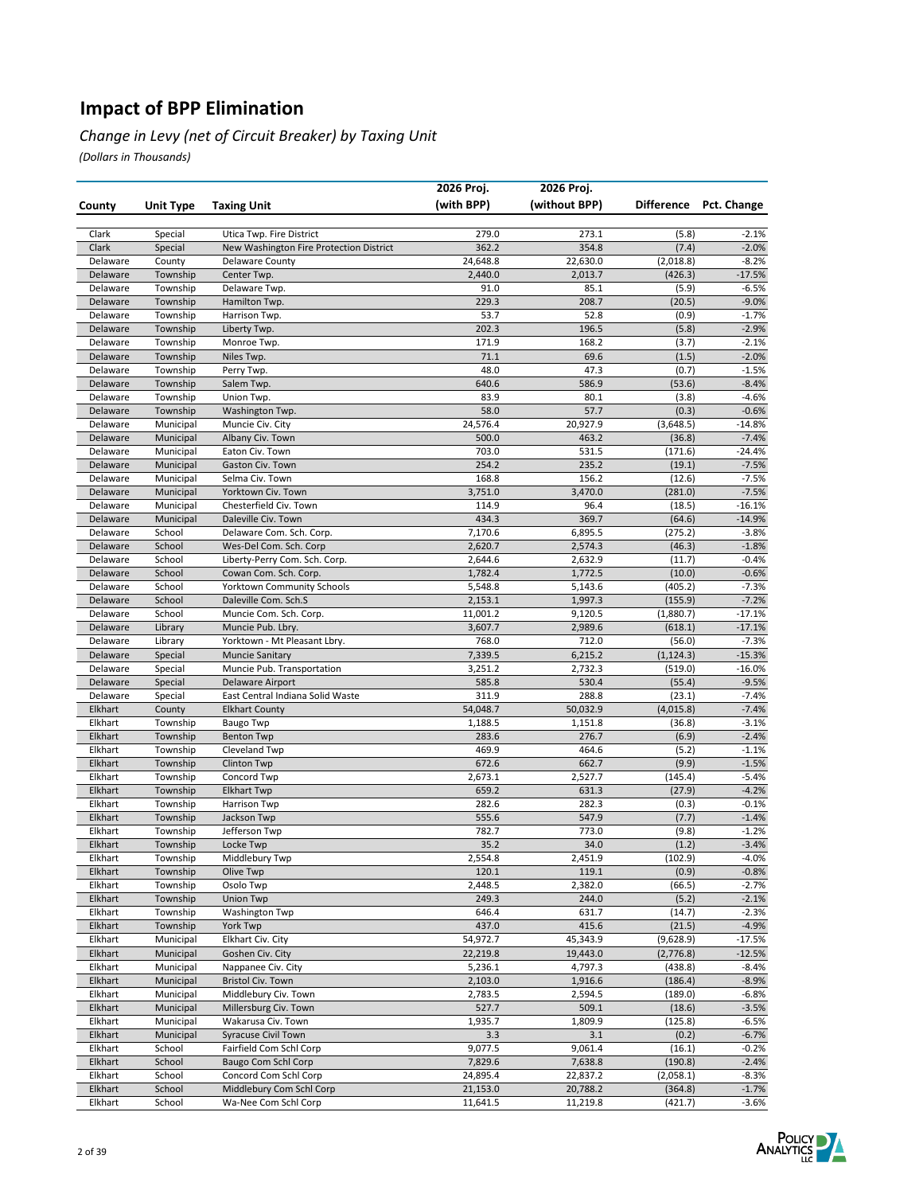# Impact of BPP Elimination

## *Change in Levy (net of Circuit Breaker) by Taxing Unit*

*(Dollars in Thousands)*

| County | Unit Type | Taxing Unit | 2026 Proj. (with BPP) | 2026 Proj. (without BPP) | Difference | Pct. Change |
|---|---|---|---|---|---|---|
| Clark | Special | Utica Twp. Fire District | 279.0 | 273.1 | (5.8) | -2.1% |
| Clark | Special | New Washington Fire Protection District | 362.2 | 354.8 | (7.4) | -2.0% |
| Delaware | County | Delaware County | 24,648.8 | 22,630.0 | (2,018.8) | -8.2% |
| Delaware | Township | Center Twp. | 2,440.0 | 2,013.7 | (426.3) | -17.5% |
| Delaware | Township | Delaware Twp. | 91.0 | 85.1 | (5.9) | -6.5% |
| Delaware | Township | Hamilton Twp. | 229.3 | 208.7 | (20.5) | -9.0% |
| Delaware | Township | Harrison Twp. | 53.7 | 52.8 | (0.9) | -1.7% |
| Delaware | Township | Liberty Twp. | 202.3 | 196.5 | (5.8) | -2.9% |
| Delaware | Township | Monroe Twp. | 171.9 | 168.2 | (3.7) | -2.1% |
| Delaware | Township | Niles Twp. | 71.1 | 69.6 | (1.5) | -2.0% |
| Delaware | Township | Perry Twp. | 48.0 | 47.3 | (0.7) | -1.5% |
| Delaware | Township | Salem Twp. | 640.6 | 586.9 | (53.6) | -8.4% |
| Delaware | Township | Union Twp. | 83.9 | 80.1 | (3.8) | -4.6% |
| Delaware | Township | Washington Twp. | 58.0 | 57.7 | (0.3) | -0.6% |
| Delaware | Municipal | Muncie Civ. City | 24,576.4 | 20,927.9 | (3,648.5) | -14.8% |
| Delaware | Municipal | Albany Civ. Town | 500.0 | 463.2 | (36.8) | -7.4% |
| Delaware | Municipal | Eaton Civ. Town | 703.0 | 531.5 | (171.6) | -24.4% |
| Delaware | Municipal | Gaston Civ. Town | 254.2 | 235.2 | (19.1) | -7.5% |
| Delaware | Municipal | Selma Civ. Town | 168.8 | 156.2 | (12.6) | -7.5% |
| Delaware | Municipal | Yorktown Civ. Town | 3,751.0 | 3,470.0 | (281.0) | -7.5% |
| Delaware | Municipal | Chesterfield Civ. Town | 114.9 | 96.4 | (18.5) | -16.1% |
| Delaware | Municipal | Daleville Civ. Town | 434.3 | 369.7 | (64.6) | -14.9% |
| Delaware | School | Delaware Com. Sch. Corp. | 7,170.6 | 6,895.5 | (275.2) | -3.8% |
| Delaware | School | Wes-Del Com. Sch. Corp | 2,620.7 | 2,574.3 | (46.3) | -1.8% |
| Delaware | School | Liberty-Perry Com. Sch. Corp. | 2,644.6 | 2,632.9 | (11.7) | -0.4% |
| Delaware | School | Cowan Com. Sch. Corp. | 1,782.4 | 1,772.5 | (10.0) | -0.6% |
| Delaware | School | Yorktown Community Schools | 5,548.8 | 5,143.6 | (405.2) | -7.3% |
| Delaware | School | Daleville Com. Sch.S | 2,153.1 | 1,997.3 | (155.9) | -7.2% |
| Delaware | School | Muncie Com. Sch. Corp. | 11,001.2 | 9,120.5 | (1,880.7) | -17.1% |
| Delaware | Library | Muncie Pub. Lbry. | 3,607.7 | 2,989.6 | (618.1) | -17.1% |
| Delaware | Library | Yorktown - Mt Pleasant Lbry. | 768.0 | 712.0 | (56.0) | -7.3% |
| Delaware | Special | Muncie Sanitary | 7,339.5 | 6,215.2 | (1,124.3) | -15.3% |
| Delaware | Special | Muncie Pub. Transportation | 3,251.2 | 2,732.3 | (519.0) | -16.0% |
| Delaware | Special | Delaware Airport | 585.8 | 530.4 | (55.4) | -9.5% |
| Delaware | Special | East Central Indiana Solid Waste | 311.9 | 288.8 | (23.1) | -7.4% |
| Elkhart | County | Elkhart County | 54,048.7 | 50,032.9 | (4,015.8) | -7.4% |
| Elkhart | Township | Baugo Twp | 1,188.5 | 1,151.8 | (36.8) | -3.1% |
| Elkhart | Township | Benton Twp | 283.6 | 276.7 | (6.9) | -2.4% |
| Elkhart | Township | Cleveland Twp | 469.9 | 464.6 | (5.2) | -1.1% |
| Elkhart | Township | Clinton Twp | 672.6 | 662.7 | (9.9) | -1.5% |
| Elkhart | Township | Concord Twp | 2,673.1 | 2,527.7 | (145.4) | -5.4% |
| Elkhart | Township | Elkhart Twp | 659.2 | 631.3 | (27.9) | -4.2% |
| Elkhart | Township | Harrison Twp | 282.6 | 282.3 | (0.3) | -0.1% |
| Elkhart | Township | Jackson Twp | 555.6 | 547.9 | (7.7) | -1.4% |
| Elkhart | Township | Jefferson Twp | 782.7 | 773.0 | (9.8) | -1.2% |
| Elkhart | Township | Locke Twp | 35.2 | 34.0 | (1.2) | -3.4% |
| Elkhart | Township | Middlebury Twp | 2,554.8 | 2,451.9 | (102.9) | -4.0% |
| Elkhart | Township | Olive Twp | 120.1 | 119.1 | (0.9) | -0.8% |
| Elkhart | Township | Oslo Twp | 2,448.5 | 2,382.0 | (66.5) | -2.7% |
| Elkhart | Township | Union Twp | 249.3 | 244.0 | (5.2) | -2.1% |
| Elkhart | Township | Washington Twp | 646.4 | 631.7 | (14.7) | -2.3% |
| Elkhart | Township | York Twp | 437.0 | 415.6 | (21.5) | -4.9% |
| Elkhart | Municipal | Elkhart Civ. City | 54,972.7 | 45,343.9 | (9,628.9) | -17.5% |
| Elkhart | Municipal | Goshen Civ. City | 22,219.8 | 19,443.0 | (2,776.8) | -12.5% |
| Elkhart | Municipal | Nappanee Civ. City | 5,236.1 | 4,797.3 | (438.8) | -8.4% |
| Elkhart | Municipal | Bristol Civ. Town | 2,103.0 | 1,916.6 | (186.4) | -8.9% |
| Elkhart | Municipal | Middlebury Civ. Town | 2,783.5 | 2,594.5 | (189.0) | -6.8% |
| Elkhart | Municipal | Millersburg Civ. Town | 527.7 | 509.1 | (18.6) | -3.5% |
| Elkhart | Municipal | Wakarusa Civ. Town | 1,935.7 | 1,809.9 | (125.8) | -6.5% |
| Elkhart | Municipal | Syracuse Civil Town | 3.3 | 3.1 | (0.2) | -6.7% |
| Elkhart | School | Fairfield Com Schl Corp | 9,077.5 | 9,061.4 | (16.1) | -0.2% |
| Elkhart | School | Baugo Com Schl Corp | 7,829.6 | 7,638.8 | (190.8) | -2.4% |
| Elkhart | School | Concord Com Schl Corp | 24,895.4 | 22,837.2 | (2,058.1) | -8.3% |
| Elkhart | School | Middlebury Com Schl Corp | 21,153.0 | 20,788.2 | (364.8) | -1.7% |
| Elkhart | School | Wa-Nee Com Schl Corp | 11,641.5 | 11,219.8 | (421.7) | -3.6% |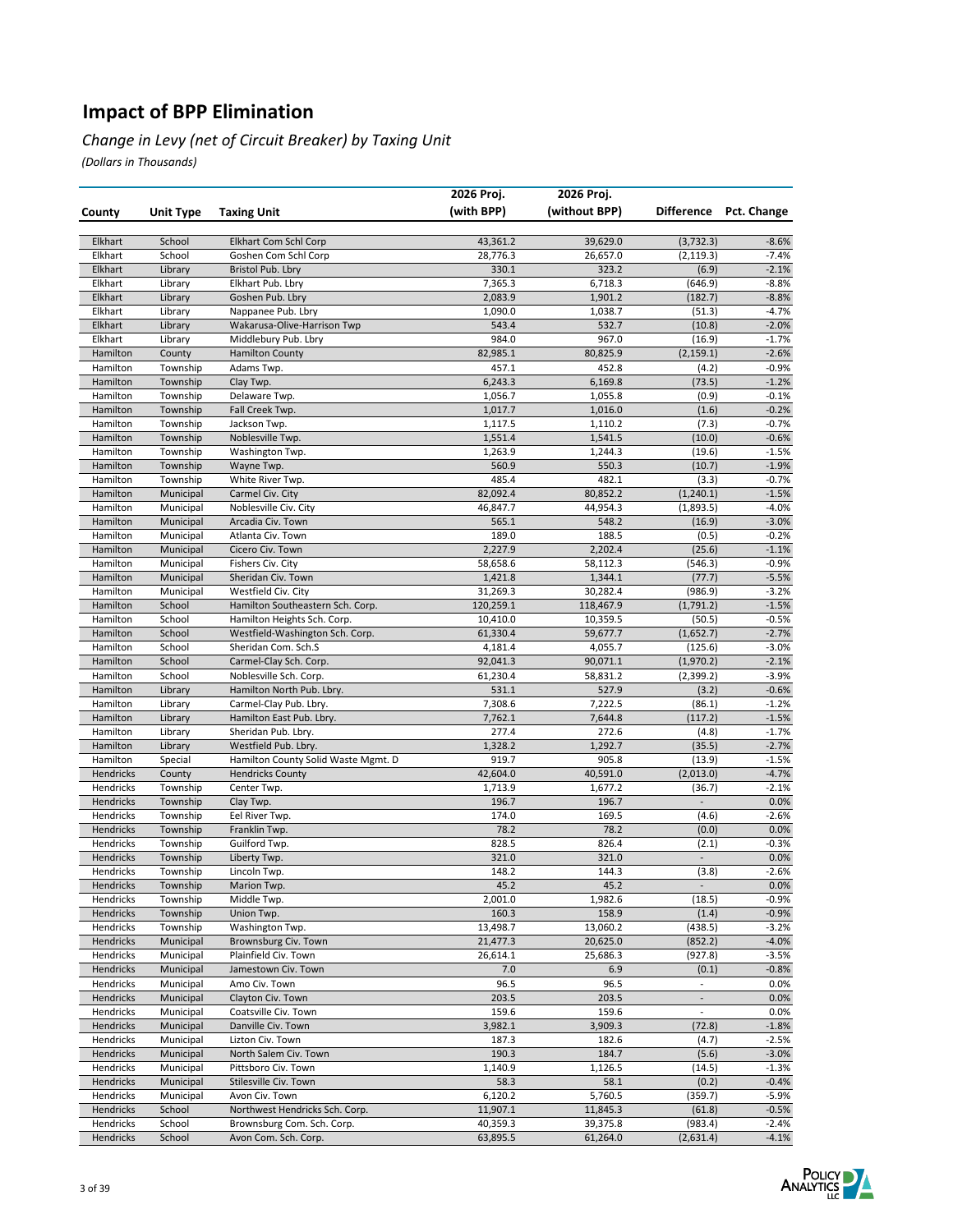# Impact of BPP Elimination

*Change in Levy (net of Circuit Breaker) by Taxing Unit*

*(Dollars in Thousands)*

| County | Unit Type | Taxing Unit | 2026 Proj. (with BPP) | 2026 Proj. (without BPP) | Difference | Pct. Change |
|---|---|---|---|---|---|---|
| Elkhart | School | Elkhart Com Schl Corp | 43,361.2 | 39,629.0 | (3,732.3) | -8.6% |
| Elkhart | School | Goshen Com Schl Corp | 28,776.3 | 26,657.0 | (2,119.3) | -7.4% |
| Elkhart | Library | Bristol Pub. Lbry | 330.1 | 323.2 | (6.9) | -2.1% |
| Elkhart | Library | Elkhart Pub. Lbry | 7,365.3 | 6,718.3 | (646.9) | -8.8% |
| Elkhart | Library | Goshen Pub. Lbry | 2,083.9 | 1,901.2 | (182.7) | -8.8% |
| Elkhart | Library | Nappanee Pub. Lbry | 1,090.0 | 1,038.7 | (51.3) | -4.7% |
| Elkhart | Library | Wakarusa-Olive-Harrison Twp | 543.4 | 532.7 | (10.8) | -2.0% |
| Elkhart | Library | Middlebury Pub. Lbry | 984.0 | 967.0 | (16.9) | -1.7% |
| Hamilton | County | Hamilton County | 82,985.1 | 80,825.9 | (2,159.1) | -2.6% |
| Hamilton | Township | Adams Twp. | 457.1 | 452.8 | (4.2) | -0.9% |
| Hamilton | Township | Clay Twp. | 6,243.3 | 6,169.8 | (73.5) | -1.2% |
| Hamilton | Township | Delaware Twp. | 1,056.7 | 1,055.8 | (0.9) | -0.1% |
| Hamilton | Township | Fall Creek Twp. | 1,017.7 | 1,016.0 | (1.6) | -0.2% |
| Hamilton | Township | Jackson Twp. | 1,117.5 | 1,110.2 | (7.3) | -0.7% |
| Hamilton | Township | Noblesville Twp. | 1,551.4 | 1,541.5 | (10.0) | -0.6% |
| Hamilton | Township | Washington Twp. | 1,263.9 | 1,244.3 | (19.6) | -1.5% |
| Hamilton | Township | Wayne Twp. | 560.9 | 550.3 | (10.7) | -1.9% |
| Hamilton | Township | White River Twp. | 485.4 | 482.1 | (3.3) | -0.7% |
| Hamilton | Municipal | Carmel Civ. City | 82,092.4 | 80,852.2 | (1,240.1) | -1.5% |
| Hamilton | Municipal | Noblesville Civ. City | 46,847.7 | 44,954.3 | (1,893.5) | -4.0% |
| Hamilton | Municipal | Arcadia Civ. Town | 565.1 | 548.2 | (16.9) | -3.0% |
| Hamilton | Municipal | Atlanta Civ. Town | 189.0 | 188.5 | (0.5) | -0.2% |
| Hamilton | Municipal | Cicero Civ. Town | 2,227.9 | 2,202.4 | (25.6) | -1.1% |
| Hamilton | Municipal | Fishers Civ. City | 58,658.6 | 58,112.3 | (546.3) | -0.9% |
| Hamilton | Municipal | Sheridan Civ. Town | 1,421.8 | 1,344.1 | (77.7) | -5.5% |
| Hamilton | Municipal | Westfield Civ. City | 31,269.3 | 30,282.4 | (986.9) | -3.2% |
| Hamilton | School | Hamilton Southeastern Sch. Corp. | 120,259.1 | 118,467.9 | (1,791.2) | -1.5% |
| Hamilton | School | Hamilton Heights Sch. Corp. | 10,410.0 | 10,359.5 | (50.5) | -0.5% |
| Hamilton | School | Westfield-Washington Sch. Corp. | 61,330.4 | 59,677.7 | (1,652.7) | -2.7% |
| Hamilton | School | Sheridan Com. Sch.S | 4,181.4 | 4,055.7 | (125.6) | -3.0% |
| Hamilton | School | Carmel-Clay Sch. Corp. | 92,041.3 | 90,071.1 | (1,970.2) | -2.1% |
| Hamilton | School | Noblesville Sch. Corp. | 61,230.4 | 58,831.2 | (2,399.2) | -3.9% |
| Hamilton | Library | Hamilton North Pub. Lbry. | 531.1 | 527.9 | (3.2) | -0.6% |
| Hamilton | Library | Carmel-Clay Pub. Lbry. | 7,308.6 | 7,222.5 | (86.1) | -1.2% |
| Hamilton | Library | Hamilton East Pub. Lbry. | 7,762.1 | 7,644.8 | (117.2) | -1.5% |
| Hamilton | Library | Sheridan Pub. Lbry. | 277.4 | 272.6 | (4.8) | -1.7% |
| Hamilton | Library | Westfield Pub. Lbry. | 1,328.2 | 1,292.7 | (35.5) | -2.7% |
| Hamilton | Special | Hamilton County Solid Waste Mgmt. D | 919.7 | 905.8 | (13.9) | -1.5% |
| Hendricks | County | Hendricks County | 42,604.0 | 40,591.0 | (2,013.0) | -4.7% |
| Hendricks | Township | Center Twp. | 1,713.9 | 1,677.2 | (36.7) | -2.1% |
| Hendricks | Township | Clay Twp. | 196.7 | 196.7 | - | 0.0% |
| Hendricks | Township | Eel River Twp. | 174.0 | 169.5 | (4.6) | -2.6% |
| Hendricks | Township | Franklin Twp. | 78.2 | 78.2 | (0.0) | 0.0% |
| Hendricks | Township | Guilford Twp. | 828.5 | 826.4 | (2.1) | -0.3% |
| Hendricks | Township | Liberty Twp. | 321.0 | 321.0 | - | 0.0% |
| Hendricks | Township | Lincoln Twp. | 148.2 | 144.3 | (3.8) | -2.6% |
| Hendricks | Township | Marion Twp. | 45.2 | 45.2 | - | 0.0% |
| Hendricks | Township | Middle Twp. | 2,001.0 | 1,982.6 | (18.5) | -0.9% |
| Hendricks | Township | Union Twp. | 160.3 | 158.9 | (1.4) | -0.9% |
| Hendricks | Township | Washington Twp. | 13,498.7 | 13,060.2 | (438.5) | -3.2% |
| Hendricks | Municipal | Brownsburg Civ. Town | 21,477.3 | 20,625.0 | (852.2) | -4.0% |
| Hendricks | Municipal | Plainfield Civ. Town | 26,614.1 | 25,686.3 | (927.8) | -3.5% |
| Hendricks | Municipal | Jamestown Civ. Town | 7.0 | 6.9 | (0.1) | -0.8% |
| Hendricks | Municipal | Amo Civ. Town | 96.5 | 96.5 | - | 0.0% |
| Hendricks | Municipal | Clayton Civ. Town | 203.5 | 203.5 | - | 0.0% |
| Hendricks | Municipal | Coatsville Civ. Town | 159.6 | 159.6 | - | 0.0% |
| Hendricks | Municipal | Danville Civ. Town | 3,982.1 | 3,909.3 | (72.8) | -1.8% |
| Hendricks | Municipal | Lizton Civ. Town | 187.3 | 182.6 | (4.7) | -2.5% |
| Hendricks | Municipal | North Salem Civ. Town | 190.3 | 184.7 | (5.6) | -3.0% |
| Hendricks | Municipal | Pittsboro Civ. Town | 1,140.9 | 1,126.5 | (14.5) | -1.3% |
| Hendricks | Municipal | Stilesville Civ. Town | 58.3 | 58.1 | (0.2) | -0.4% |
| Hendricks | Municipal | Avon Civ. Town | 6,120.2 | 5,760.5 | (359.7) | -5.9% |
| Hendricks | School | Northwest Hendricks Sch. Corp. | 11,907.1 | 11,845.3 | (61.8) | -0.5% |
| Hendricks | School | Brownsburg Com. Sch. Corp. | 40,359.3 | 39,375.8 | (983.4) | -2.4% |
| Hendricks | School | Avon Com. Sch. Corp. | 63,895.5 | 61,264.0 | (2,631.4) | -4.1% |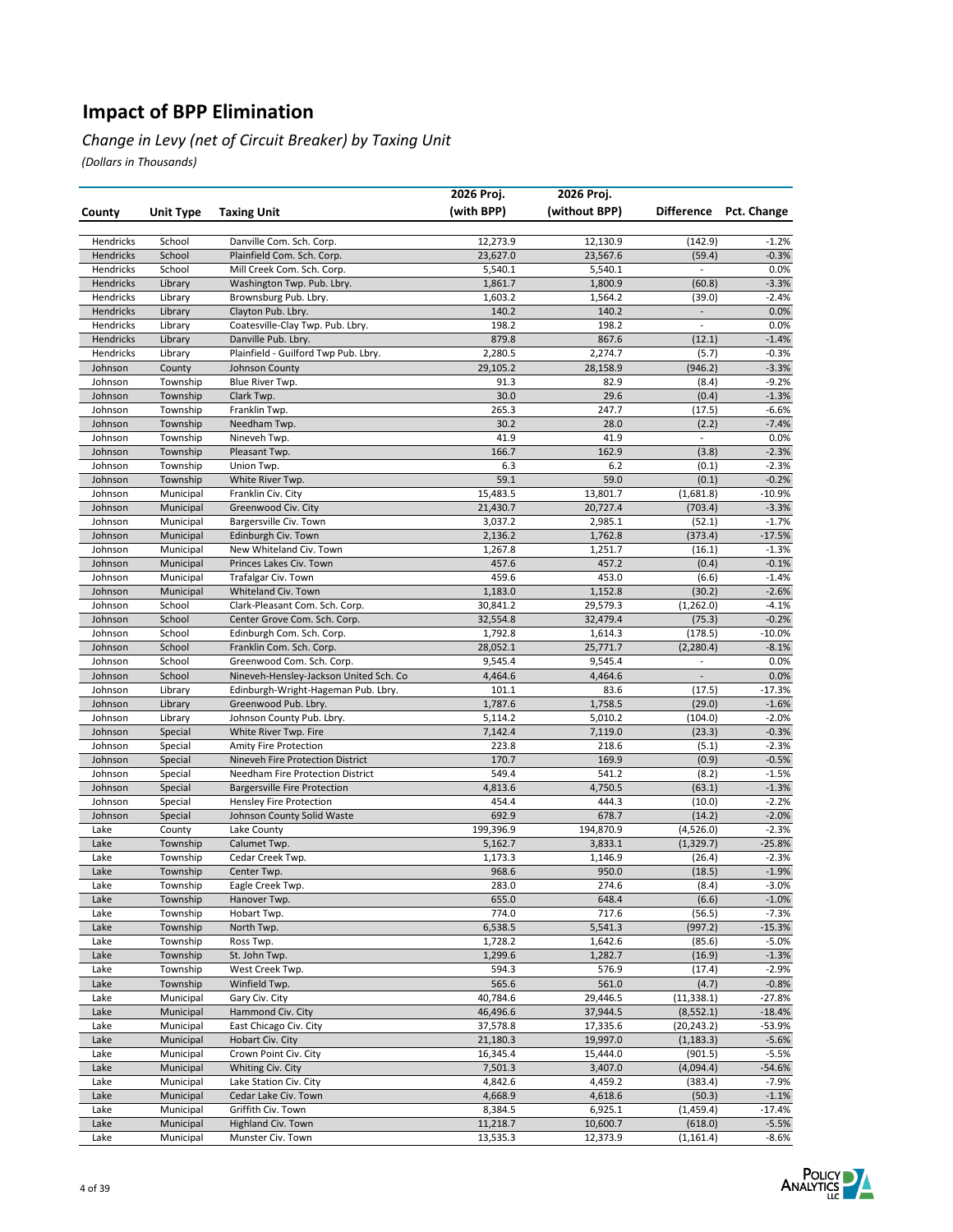# Impact of BPP Elimination

*Change in Levy (net of Circuit Breaker) by Taxing Unit*

*(Dollars in Thousands)*

| County | Unit Type | Taxing Unit | 2026 Proj. (with BPP) | 2026 Proj. (without BPP) | Difference | Pct. Change |
|---|---|---|---|---|---|---|
| Hendricks | School | Danville Com. Sch. Corp. | 12,273.9 | 12,130.9 | (142.9) | -1.2% |
| Hendricks | School | Plainfield Com. Sch. Corp. | 23,627.0 | 23,567.6 | (59.4) | -0.3% |
| Hendricks | School | Mill Creek Com. Sch. Corp. | 5,540.1 | 5,540.1 | - | 0.0% |
| Hendricks | Library | Washington Twp. Pub. Lbry. | 1,861.7 | 1,800.9 | (60.8) | -3.3% |
| Hendricks | Library | Brownsburg Pub. Lbry. | 1,603.2 | 1,564.2 | (39.0) | -2.4% |
| Hendricks | Library | Clayton Pub. Lbry. | 140.2 | 140.2 | - | 0.0% |
| Hendricks | Library | Coatesville-Clay Twp. Pub. Lbry. | 198.2 | 198.2 | - | 0.0% |
| Hendricks | Library | Danville Pub. Lbry. | 879.8 | 867.6 | (12.1) | -1.4% |
| Hendricks | Library | Plainfield - Guilford Twp Pub. Lbry. | 2,280.5 | 2,274.7 | (5.7) | -0.3% |
| Johnson | County | Johnson County | 29,105.2 | 28,158.9 | (946.2) | -3.3% |
| Johnson | Township | Blue River Twp. | 91.3 | 82.9 | (8.4) | -9.2% |
| Johnson | Township | Clark Twp. | 30.0 | 29.6 | (0.4) | -1.3% |
| Johnson | Township | Franklin Twp. | 265.3 | 247.7 | (17.5) | -6.6% |
| Johnson | Township | Needham Twp. | 30.2 | 28.0 | (2.2) | -7.4% |
| Johnson | Township | Nineveh Twp. | 41.9 | 41.9 | - | 0.0% |
| Johnson | Township | Pleasant Twp. | 166.7 | 162.9 | (3.8) | -2.3% |
| Johnson | Township | Union Twp. | 6.3 | 6.2 | (0.1) | -2.3% |
| Johnson | Township | White River Twp. | 59.1 | 59.0 | (0.1) | -0.2% |
| Johnson | Municipal | Franklin Civ. City | 15,483.5 | 13,801.7 | (1,681.8) | -10.9% |
| Johnson | Municipal | Greenwood Civ. City | 21,430.7 | 20,727.4 | (703.4) | -3.3% |
| Johnson | Municipal | Bargersville Civ. Town | 3,037.2 | 2,985.1 | (52.1) | -1.7% |
| Johnson | Municipal | Edinburgh Civ. Town | 2,136.2 | 1,762.8 | (373.4) | -17.5% |
| Johnson | Municipal | New Whiteland Civ. Town | 1,267.8 | 1,251.7 | (16.1) | -1.3% |
| Johnson | Municipal | Princes Lakes Civ. Town | 457.6 | 457.2 | (0.4) | -0.1% |
| Johnson | Municipal | Trafalgar Civ. Town | 459.6 | 453.0 | (6.6) | -1.4% |
| Johnson | Municipal | Whiteland Civ. Town | 1,183.0 | 1,152.8 | (30.2) | -2.6% |
| Johnson | School | Clark-Pleasant Com. Sch. Corp. | 30,841.2 | 29,579.3 | (1,262.0) | -4.1% |
| Johnson | School | Center Grove Com. Sch. Corp. | 32,554.8 | 32,479.4 | (75.3) | -0.2% |
| Johnson | School | Edinburgh Com. Sch. Corp. | 1,792.8 | 1,614.3 | (178.5) | -10.0% |
| Johnson | School | Franklin Com. Sch. Corp. | 28,052.1 | 25,771.7 | (2,280.4) | -8.1% |
| Johnson | School | Greenwood Com. Sch. Corp. | 9,545.4 | 9,545.4 | - | 0.0% |
| Johnson | School | Nineveh-Hensley-Jackson United Sch. Co | 4,464.6 | 4,464.6 | - | 0.0% |
| Johnson | Library | Edinburgh-Wright-Hageman Pub. Lbry. | 101.1 | 83.6 | (17.5) | -17.3% |
| Johnson | Library | Greenwood Pub. Lbry. | 1,787.6 | 1,758.5 | (29.0) | -1.6% |
| Johnson | Library | Johnson County Pub. Lbry. | 5,114.2 | 5,010.2 | (104.0) | -2.0% |
| Johnson | Special | White River Twp. Fire | 7,142.4 | 7,119.0 | (23.3) | -0.3% |
| Johnson | Special | Amity Fire Protection | 223.8 | 218.6 | (5.1) | -2.3% |
| Johnson | Special | Nineveh Fire Protection District | 170.7 | 169.9 | (0.9) | -0.5% |
| Johnson | Special | Needham Fire Protection District | 549.4 | 541.2 | (8.2) | -1.5% |
| Johnson | Special | Bargersville Fire Protection | 4,813.6 | 4,750.5 | (63.1) | -1.3% |
| Johnson | Special | Hensley Fire Protection | 454.4 | 444.3 | (10.0) | -2.2% |
| Johnson | Special | Johnson County Solid Waste | 692.9 | 678.7 | (14.2) | -2.0% |
| Lake | County | Lake County | 199,396.9 | 194,870.9 | (4,526.0) | -2.3% |
| Lake | Township | Calumet Twp. | 5,162.7 | 3,833.1 | (1,329.7) | -25.8% |
| Lake | Township | Cedar Creek Twp. | 1,173.3 | 1,146.9 | (26.4) | -2.3% |
| Lake | Township | Center Twp. | 968.6 | 950.0 | (18.5) | -1.9% |
| Lake | Township | Eagle Creek Twp. | 283.0 | 274.6 | (8.4) | -3.0% |
| Lake | Township | Hanover Twp. | 655.0 | 648.4 | (6.6) | -1.0% |
| Lake | Township | Hobart Twp. | 774.0 | 717.6 | (56.5) | -7.3% |
| Lake | Township | North Twp. | 6,538.5 | 5,541.3 | (997.2) | -15.3% |
| Lake | Township | Ross Twp. | 1,728.2 | 1,642.6 | (85.6) | -5.0% |
| Lake | Township | St. John Twp. | 1,299.6 | 1,282.7 | (16.9) | -1.3% |
| Lake | Township | West Creek Twp. | 594.3 | 576.9 | (17.4) | -2.9% |
| Lake | Township | Winfield Twp. | 565.6 | 561.0 | (4.7) | -0.8% |
| Lake | Municipal | Gary Civ. City | 40,784.6 | 29,446.5 | (11,338.1) | -27.8% |
| Lake | Municipal | Hammond Civ. City | 46,496.6 | 37,944.5 | (8,552.1) | -18.4% |
| Lake | Municipal | East Chicago Civ. City | 37,578.8 | 17,335.6 | (20,243.2) | -53.9% |
| Lake | Municipal | Hobart Civ. City | 21,180.3 | 19,997.0 | (1,183.3) | -5.6% |
| Lake | Municipal | Crown Point Civ. City | 16,345.4 | 15,444.0 | (901.5) | -5.5% |
| Lake | Municipal | Whiting Civ. City | 7,501.3 | 3,407.0 | (4,094.4) | -54.6% |
| Lake | Municipal | Lake Station Civ. City | 4,842.6 | 4,459.2 | (383.4) | -7.9% |
| Lake | Municipal | Cedar Lake Civ. Town | 4,668.9 | 4,618.6 | (50.3) | -1.1% |
| Lake | Municipal | Griffith Civ. Town | 8,384.5 | 6,925.1 | (1,459.4) | -17.4% |
| Lake | Municipal | Highland Civ. Town | 11,218.7 | 10,600.7 | (618.0) | -5.5% |
| Lake | Municipal | Munster Civ. Town | 13,535.3 | 12,373.9 | (1,161.4) | -8.6% |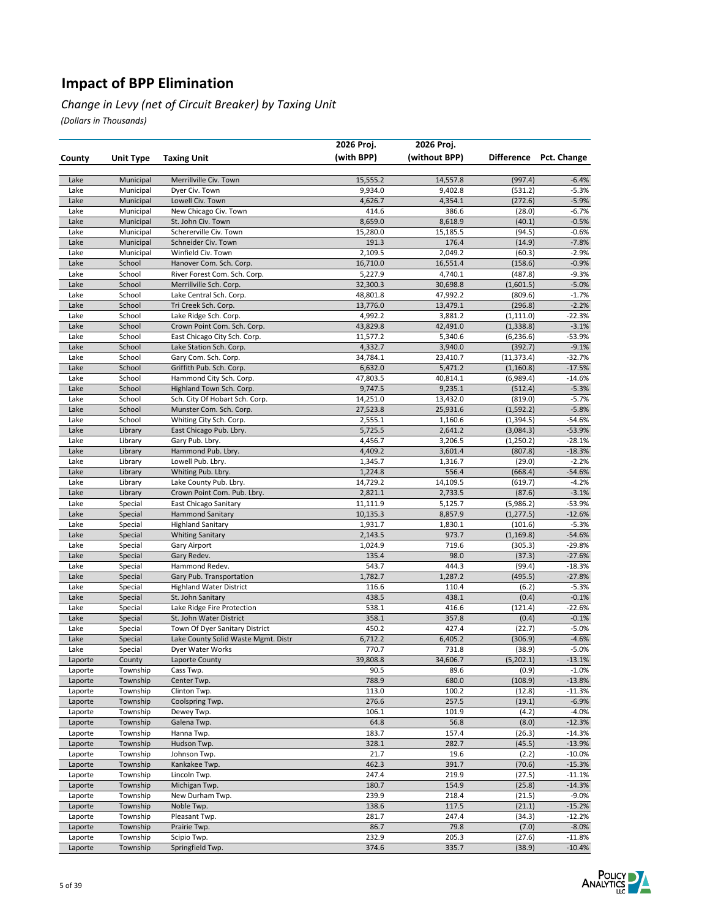# Impact of BPP Elimination

*Change in Levy (net of Circuit Breaker) by Taxing Unit*

*(Dollars in Thousands)*

| County | Unit Type | Taxing Unit | 2026 Proj. (with BPP) | 2026 Proj. (without BPP) | Difference | Pct. Change |
|---|---|---|---|---|---|---|
| Lake | Municipal | Merrillville Civ. Town | 15,555.2 | 14,557.8 | (997.4) | -6.4% |
| Lake | Municipal | Dyer Civ. Town | 9,934.0 | 9,402.8 | (531.2) | -5.3% |
| Lake | Municipal | Lowell Civ. Town | 4,626.7 | 4,354.1 | (272.6) | -5.9% |
| Lake | Municipal | New Chicago Civ. Town | 414.6 | 386.6 | (28.0) | -6.7% |
| Lake | Municipal | St. John Civ. Town | 8,659.0 | 8,618.9 | (40.1) | -0.5% |
| Lake | Municipal | Schererville Civ. Town | 15,280.0 | 15,185.5 | (94.5) | -0.6% |
| Lake | Municipal | Schneider Civ. Town | 191.3 | 176.4 | (14.9) | -7.8% |
| Lake | Municipal | Winfield Civ. Town | 2,109.5 | 2,049.2 | (60.3) | -2.9% |
| Lake | School | Hanover Com. Sch. Corp. | 16,710.0 | 16,551.4 | (158.6) | -0.9% |
| Lake | School | River Forest Com. Sch. Corp. | 5,227.9 | 4,740.1 | (487.8) | -9.3% |
| Lake | School | Merrillville Sch. Corp. | 32,300.3 | 30,698.8 | (1,601.5) | -5.0% |
| Lake | School | Lake Central Sch. Corp. | 48,801.8 | 47,992.2 | (809.6) | -1.7% |
| Lake | School | Tri Creek Sch. Corp. | 13,776.0 | 13,479.1 | (296.8) | -2.2% |
| Lake | School | Lake Ridge Sch. Corp. | 4,992.2 | 3,881.2 | (1,111.0) | -22.3% |
| Lake | School | Crown Point Com. Sch. Corp. | 43,829.8 | 42,491.0 | (1,338.8) | -3.1% |
| Lake | School | East Chicago City Sch. Corp. | 11,577.2 | 5,340.6 | (6,236.6) | -53.9% |
| Lake | School | Lake Station Sch. Corp. | 4,332.7 | 3,940.0 | (392.7) | -9.1% |
| Lake | School | Gary Com. Sch. Corp. | 34,784.1 | 23,410.7 | (11,373.4) | -32.7% |
| Lake | School | Griffith Pub. Sch. Corp. | 6,632.0 | 5,471.2 | (1,160.8) | -17.5% |
| Lake | School | Hammond City Sch. Corp. | 47,803.5 | 40,814.1 | (6,989.4) | -14.6% |
| Lake | School | Highland Town Sch. Corp. | 9,747.5 | 9,235.1 | (512.4) | -5.3% |
| Lake | School | Sch. City Of Hobart Sch. Corp. | 14,251.0 | 13,432.0 | (819.0) | -5.7% |
| Lake | School | Munster Com. Sch. Corp. | 27,523.8 | 25,931.6 | (1,592.2) | -5.8% |
| Lake | School | Whiting City Sch. Corp. | 2,555.1 | 1,160.6 | (1,394.5) | -54.6% |
| Lake | Library | East Chicago Pub. Lbry. | 5,725.5 | 2,641.2 | (3,084.3) | -53.9% |
| Lake | Library | Gary Pub. Lbry. | 4,456.7 | 3,206.5 | (1,250.2) | -28.1% |
| Lake | Library | Hammond Pub. Lbry. | 4,409.2 | 3,601.4 | (807.8) | -18.3% |
| Lake | Library | Lowell Pub. Lbry. | 1,345.7 | 1,316.7 | (29.0) | -2.2% |
| Lake | Library | Whiting Pub. Lbry. | 1,224.8 | 556.4 | (668.4) | -54.6% |
| Lake | Library | Lake County Pub. Lbry. | 14,729.2 | 14,109.5 | (619.7) | -4.2% |
| Lake | Library | Crown Point Com. Pub. Lbry. | 2,821.1 | 2,733.5 | (87.6) | -3.1% |
| Lake | Special | East Chicago Sanitary | 11,111.9 | 5,125.7 | (5,986.2) | -53.9% |
| Lake | Special | Hammond Sanitary | 10,135.3 | 8,857.9 | (1,277.5) | -12.6% |
| Lake | Special | Highland Sanitary | 1,931.7 | 1,830.1 | (101.6) | -5.3% |
| Lake | Special | Whiting Sanitary | 2,143.5 | 973.7 | (1,169.8) | -54.6% |
| Lake | Special | Gary Airport | 1,024.9 | 719.6 | (305.3) | -29.8% |
| Lake | Special | Gary Redev. | 135.4 | 98.0 | (37.3) | -27.6% |
| Lake | Special | Hammond Redev. | 543.7 | 444.3 | (99.4) | -18.3% |
| Lake | Special | Gary Pub. Transportation | 1,782.7 | 1,287.2 | (495.5) | -27.8% |
| Lake | Special | Highland Water District | 116.6 | 110.4 | (6.2) | -5.3% |
| Lake | Special | St. John Sanitary | 438.5 | 438.1 | (0.4) | -0.1% |
| Lake | Special | Lake Ridge Fire Protection | 538.1 | 416.6 | (121.4) | -22.6% |
| Lake | Special | St. John Water District | 358.1 | 357.8 | (0.4) | -0.1% |
| Lake | Special | Town Of Dyer Sanitary District | 450.2 | 427.4 | (22.7) | -5.0% |
| Lake | Special | Lake County Solid Waste Mgmt. Distr | 6,712.2 | 6,405.2 | (306.9) | -4.6% |
| Lake | Special | Dyer Water Works | 770.7 | 731.8 | (38.9) | -5.0% |
| Laporte | County | Laporte County | 39,808.8 | 34,606.7 | (5,202.1) | -13.1% |
| Laporte | Township | Cass Twp. | 90.5 | 89.6 | (0.9) | -1.0% |
| Laporte | Township | Center Twp. | 788.9 | 680.0 | (108.9) | -13.8% |
| Laporte | Township | Clinton Twp. | 113.0 | 100.2 | (12.8) | -11.3% |
| Laporte | Township | Coolspring Twp. | 276.6 | 257.5 | (19.1) | -6.9% |
| Laporte | Township | Dewey Twp. | 106.1 | 101.9 | (4.2) | -4.0% |
| Laporte | Township | Galena Twp. | 64.8 | 56.8 | (8.0) | -12.3% |
| Laporte | Township | Hanna Twp. | 183.7 | 157.4 | (26.3) | -14.3% |
| Laporte | Township | Hudson Twp. | 328.1 | 282.7 | (45.5) | -13.9% |
| Laporte | Township | Johnson Twp. | 21.7 | 19.6 | (2.2) | -10.0% |
| Laporte | Township | Kankakee Twp. | 462.3 | 391.7 | (70.6) | -15.3% |
| Laporte | Township | Lincoln Twp. | 247.4 | 219.9 | (27.5) | -11.1% |
| Laporte | Township | Michigan Twp. | 180.7 | 154.9 | (25.8) | -14.3% |
| Laporte | Township | New Durham Twp. | 239.9 | 218.4 | (21.5) | -9.0% |
| Laporte | Township | Noble Twp. | 138.6 | 117.5 | (21.1) | -15.2% |
| Laporte | Township | Pleasant Twp. | 281.7 | 247.4 | (34.3) | -12.2% |
| Laporte | Township | Prairie Twp. | 86.7 | 79.8 | (7.0) | -8.0% |
| Laporte | Township | Scipio Twp. | 232.9 | 205.3 | (27.6) | -11.8% |
| Laporte | Township | Springfield Twp. | 374.6 | 335.7 | (38.9) | -10.4% |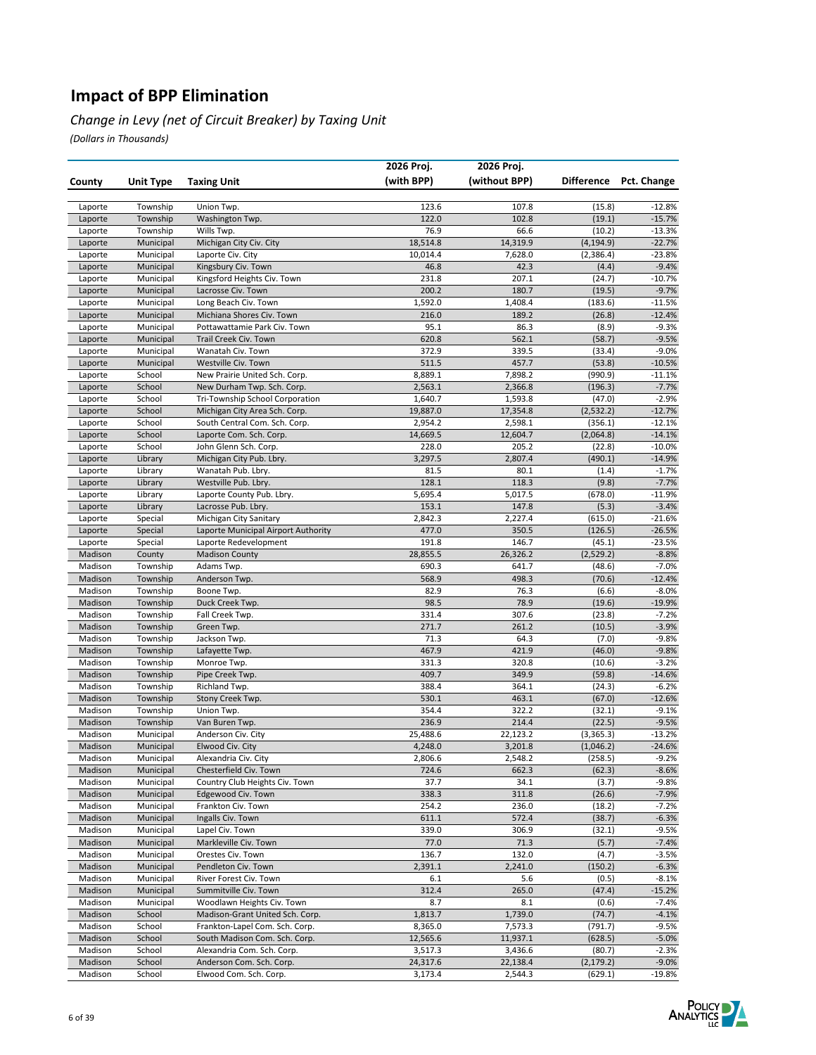# Impact of BPP Elimination

## *Change in Levy (net of Circuit Breaker) by Taxing Unit*

*(Dollars in Thousands)*

| County | Unit Type | Taxing Unit | 2026 Proj. (with BPP) | 2026 Proj. (without BPP) | Difference | Pct. Change |
|---|---|---|---|---|---|---|
| Laporte | Township | Union Twp. | 123.6 | 107.8 | (15.8) | -12.8% |
| Laporte | Township | Washington Twp. | 122.0 | 102.8 | (19.1) | -15.7% |
| Laporte | Township | Wills Twp. | 76.9 | 66.6 | (10.2) | -13.3% |
| Laporte | Municipal | Michigan City Civ. City | 18,514.8 | 14,319.9 | (4,194.9) | -22.7% |
| Laporte | Municipal | Laporte Civ. City | 10,014.4 | 7,628.0 | (2,386.4) | -23.8% |
| Laporte | Municipal | Kingsbury Civ. Town | 46.8 | 42.3 | (4.4) | -9.4% |
| Laporte | Municipal | Kingsford Heights Civ. Town | 231.8 | 207.1 | (24.7) | -10.7% |
| Laporte | Municipal | Lacrosse Civ. Town | 200.2 | 180.7 | (19.5) | -9.7% |
| Laporte | Municipal | Long Beach Civ. Town | 1,592.0 | 1,408.4 | (183.6) | -11.5% |
| Laporte | Municipal | Michiana Shores Civ. Town | 216.0 | 189.2 | (26.8) | -12.4% |
| Laporte | Municipal | Pottawattamie Park Civ. Town | 95.1 | 86.3 | (8.9) | -9.3% |
| Laporte | Municipal | Trail Creek Civ. Town | 620.8 | 562.1 | (58.7) | -9.5% |
| Laporte | Municipal | Wanatah Civ. Town | 372.9 | 339.5 | (33.4) | -9.0% |
| Laporte | Municipal | Westville Civ. Town | 511.5 | 457.7 | (53.8) | -10.5% |
| Laporte | School | New Prairie United Sch. Corp. | 8,889.1 | 7,898.2 | (990.9) | -11.1% |
| Laporte | School | New Durham Twp. Sch. Corp. | 2,563.1 | 2,366.8 | (196.3) | -7.7% |
| Laporte | School | Tri-Township School Corporation | 1,640.7 | 1,593.8 | (47.0) | -2.9% |
| Laporte | School | Michigan City Area Sch. Corp. | 19,887.0 | 17,354.8 | (2,532.2) | -12.7% |
| Laporte | School | South Central Com. Sch. Corp. | 2,954.2 | 2,598.1 | (356.1) | -12.1% |
| Laporte | School | Laporte Com. Sch. Corp. | 14,669.5 | 12,604.7 | (2,064.8) | -14.1% |
| Laporte | School | John Glenn Sch. Corp. | 228.0 | 205.2 | (22.8) | -10.0% |
| Laporte | Library | Michigan City Pub. Lbry. | 3,297.5 | 2,807.4 | (490.1) | -14.9% |
| Laporte | Library | Wanatah Pub. Lbry. | 81.5 | 80.1 | (1.4) | -1.7% |
| Laporte | Library | Westville Pub. Lbry. | 128.1 | 118.3 | (9.8) | -7.7% |
| Laporte | Library | Laporte County Pub. Lbry. | 5,695.4 | 5,017.5 | (678.0) | -11.9% |
| Laporte | Library | Lacrosse Pub. Lbry. | 153.1 | 147.8 | (5.3) | -3.4% |
| Laporte | Special | Michigan City Sanitary | 2,842.3 | 2,227.4 | (615.0) | -21.6% |
| Laporte | Special | Laporte Municipal Airport Authority | 477.0 | 350.5 | (126.5) | -26.5% |
| Laporte | Special | Laporte Redevelopment | 191.8 | 146.7 | (45.1) | -23.5% |
| Madison | County | Madison County | 28,855.5 | 26,326.2 | (2,529.2) | -8.8% |
| Madison | Township | Adams Twp. | 690.3 | 641.7 | (48.6) | -7.0% |
| Madison | Township | Anderson Twp. | 568.9 | 498.3 | (70.6) | -12.4% |
| Madison | Township | Boone Twp. | 82.9 | 76.3 | (6.6) | -8.0% |
| Madison | Township | Duck Creek Twp. | 98.5 | 78.9 | (19.6) | -19.9% |
| Madison | Township | Fall Creek Twp. | 331.4 | 307.6 | (23.8) | -7.2% |
| Madison | Township | Green Twp. | 271.7 | 261.2 | (10.5) | -3.9% |
| Madison | Township | Jackson Twp. | 71.3 | 64.3 | (7.0) | -9.8% |
| Madison | Township | Lafayette Twp. | 467.9 | 421.9 | (46.0) | -9.8% |
| Madison | Township | Monroe Twp. | 331.3 | 320.8 | (10.6) | -3.2% |
| Madison | Township | Pipe Creek Twp. | 409.7 | 349.9 | (59.8) | -14.6% |
| Madison | Township | Richland Twp. | 388.4 | 364.1 | (24.3) | -6.2% |
| Madison | Township | Stony Creek Twp. | 530.1 | 463.1 | (67.0) | -12.6% |
| Madison | Township | Union Twp. | 354.4 | 322.2 | (32.1) | -9.1% |
| Madison | Township | Van Buren Twp. | 236.9 | 214.4 | (22.5) | -9.5% |
| Madison | Municipal | Anderson Civ. City | 25,488.6 | 22,123.2 | (3,365.3) | -13.2% |
| Madison | Municipal | Elwood Civ. City | 4,248.0 | 3,201.8 | (1,046.2) | -24.6% |
| Madison | Municipal | Alexandria Civ. City | 2,806.6 | 2,548.2 | (258.5) | -9.2% |
| Madison | Municipal | Chesterfield Civ. Town | 724.6 | 662.3 | (62.3) | -8.6% |
| Madison | Municipal | Country Club Heights Civ. Town | 37.7 | 34.1 | (3.7) | -9.8% |
| Madison | Municipal | Edgewood Civ. Town | 338.3 | 311.8 | (26.6) | -7.9% |
| Madison | Municipal | Frankton Civ. Town | 254.2 | 236.0 | (18.2) | -7.2% |
| Madison | Municipal | Ingalls Civ. Town | 611.1 | 572.4 | (38.7) | -6.3% |
| Madison | Municipal | Lapel Civ. Town | 339.0 | 306.9 | (32.1) | -9.5% |
| Madison | Municipal | Markleville Civ. Town | 77.0 | 71.3 | (5.7) | -7.4% |
| Madison | Municipal | Orestes Civ. Town | 136.7 | 132.0 | (4.7) | -3.5% |
| Madison | Municipal | Pendleton Civ. Town | 2,391.1 | 2,241.0 | (150.2) | -6.3% |
| Madison | Municipal | River Forest Civ. Town | 6.1 | 5.6 | (0.5) | -8.1% |
| Madison | Municipal | Summitville Civ. Town | 312.4 | 265.0 | (47.4) | -15.2% |
| Madison | Municipal | Woodlawn Heights Civ. Town | 8.7 | 8.1 | (0.6) | -7.4% |
| Madison | School | Madison-Grant United Sch. Corp. | 1,813.7 | 1,739.0 | (74.7) | -4.1% |
| Madison | School | Frankton-Lapel Com. Sch. Corp. | 8,365.0 | 7,573.3 | (791.7) | -9.5% |
| Madison | School | South Madison Com. Sch. Corp. | 12,565.6 | 11,937.1 | (628.5) | -5.0% |
| Madison | School | Alexandria Com. Sch. Corp. | 3,517.3 | 3,436.6 | (80.7) | -2.3% |
| Madison | School | Anderson Com. Sch. Corp. | 24,317.6 | 22,138.4 | (2,179.2) | -9.0% |
| Madison | School | Elwood Com. Sch. Corp. | 3,173.4 | 2,544.3 | (629.1) | -19.8% |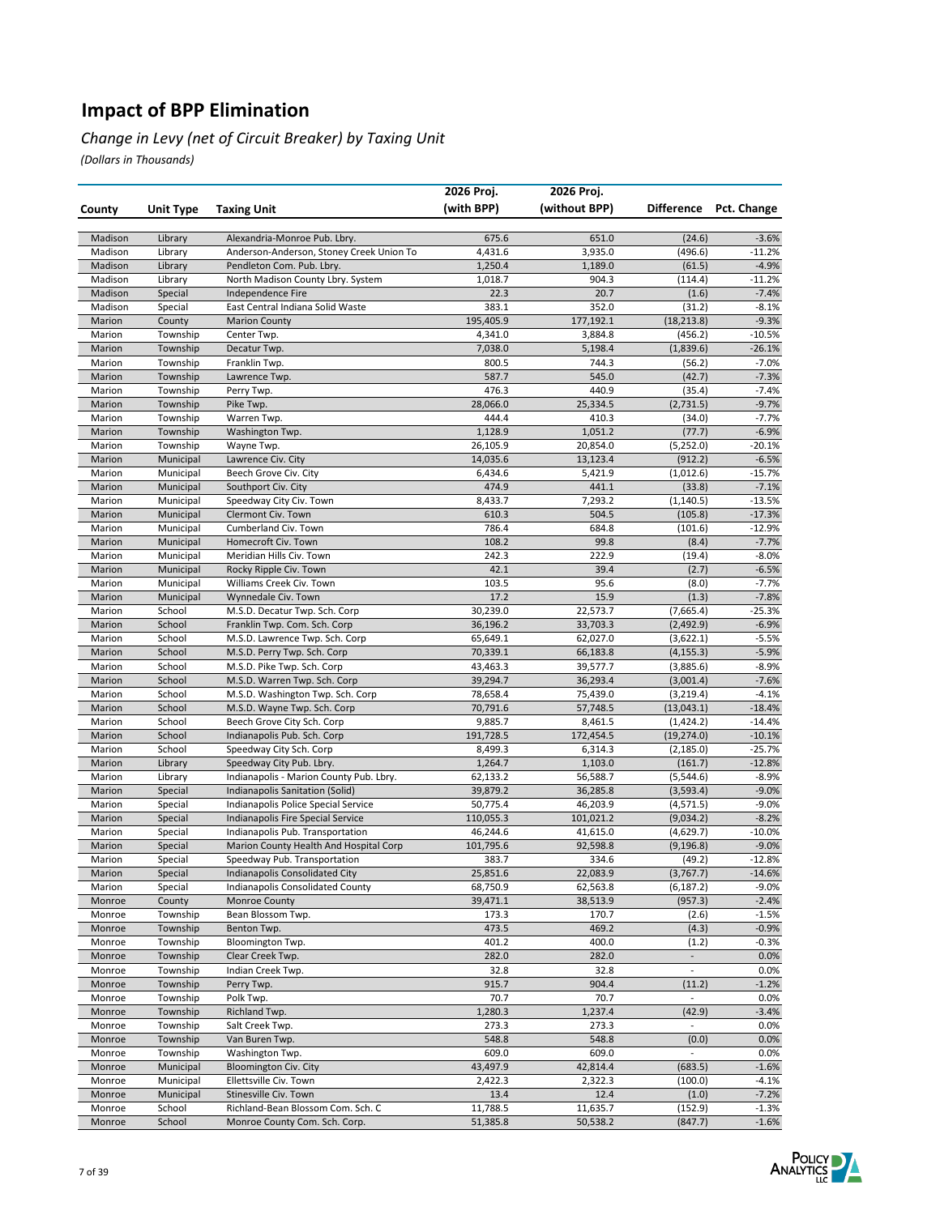# Impact of BPP Elimination

*Change in Levy (net of Circuit Breaker) by Taxing Unit*

*(Dollars in Thousands)*

| County | Unit Type | Taxing Unit | 2026 Proj. (with BPP) | 2026 Proj. (without BPP) | Difference | Pct. Change |
|---|---|---|---|---|---|---|
| Madison | Library | Alexandria-Monroe Pub. Lbry. | 675.6 | 651.0 | (24.6) | -3.6% |
| Madison | Library | Anderson-Anderson, Stoney Creek Union To | 4,431.6 | 3,935.0 | (496.6) | -11.2% |
| Madison | Library | Pendleton Com. Pub. Lbry. | 1,250.4 | 1,189.0 | (61.5) | -4.9% |
| Madison | Library | North Madison County Lbry. System | 1,018.7 | 904.3 | (114.4) | -11.2% |
| Madison | Special | Independence Fire | 22.3 | 20.7 | (1.6) | -7.4% |
| Madison | Special | East Central Indiana Solid Waste | 383.1 | 352.0 | (31.2) | -8.1% |
| Marion | County | Marion County | 195,405.9 | 177,192.1 | (18,213.8) | -9.3% |
| Marion | Township | Center Twp. | 4,341.0 | 3,884.8 | (456.2) | -10.5% |
| Marion | Township | Decatur Twp. | 7,038.0 | 5,198.4 | (1,839.6) | -26.1% |
| Marion | Township | Franklin Twp. | 800.5 | 744.3 | (56.2) | -7.0% |
| Marion | Township | Lawrence Twp. | 587.7 | 545.0 | (42.7) | -7.3% |
| Marion | Township | Perry Twp. | 476.3 | 440.9 | (35.4) | -7.4% |
| Marion | Township | Pike Twp. | 28,066.0 | 25,334.5 | (2,731.5) | -9.7% |
| Marion | Township | Warren Twp. | 444.4 | 410.3 | (34.0) | -7.7% |
| Marion | Township | Washington Twp. | 1,128.9 | 1,051.2 | (77.7) | -6.9% |
| Marion | Township | Wayne Twp. | 26,105.9 | 20,854.0 | (5,252.0) | -20.1% |
| Marion | Municipal | Lawrence Civ. City | 14,035.6 | 13,123.4 | (912.2) | -6.5% |
| Marion | Municipal | Beech Grove Civ. City | 6,434.6 | 5,421.9 | (1,012.6) | -15.7% |
| Marion | Municipal | Southport Civ. City | 474.9 | 441.1 | (33.8) | -7.1% |
| Marion | Municipal | Speedway City Civ. Town | 8,433.7 | 7,293.2 | (1,140.5) | -13.5% |
| Marion | Municipal | Clermont Civ. Town | 610.3 | 504.5 | (105.8) | -17.3% |
| Marion | Municipal | Cumberland Civ. Town | 786.4 | 684.8 | (101.6) | -12.9% |
| Marion | Municipal | Homecroft Civ. Town | 108.2 | 99.8 | (8.4) | -7.7% |
| Marion | Municipal | Meridian Hills Civ. Town | 242.3 | 222.9 | (19.4) | -8.0% |
| Marion | Municipal | Rocky Ripple Civ. Town | 42.1 | 39.4 | (2.7) | -6.5% |
| Marion | Municipal | Williams Creek Civ. Town | 103.5 | 95.6 | (8.0) | -7.7% |
| Marion | Municipal | Wynnedale Civ. Town | 17.2 | 15.9 | (1.3) | -7.8% |
| Marion | School | M.S.D. Decatur Twp. Sch. Corp | 30,239.0 | 22,573.7 | (7,665.4) | -25.3% |
| Marion | School | Franklin Twp. Com. Sch. Corp | 36,196.2 | 33,703.3 | (2,492.9) | -6.9% |
| Marion | School | M.S.D. Lawrence Twp. Sch. Corp | 65,649.1 | 62,027.0 | (3,622.1) | -5.5% |
| Marion | School | M.S.D. Perry Twp. Sch. Corp | 70,339.1 | 66,183.8 | (4,155.3) | -5.9% |
| Marion | School | M.S.D. Pike Twp. Sch. Corp | 43,463.3 | 39,577.7 | (3,885.6) | -8.9% |
| Marion | School | M.S.D. Warren Twp. Sch. Corp | 39,294.7 | 36,293.4 | (3,001.4) | -7.6% |
| Marion | School | M.S.D. Washington Twp. Sch. Corp | 78,658.4 | 75,439.0 | (3,219.4) | -4.1% |
| Marion | School | M.S.D. Wayne Twp. Sch. Corp | 70,791.6 | 57,748.5 | (13,043.1) | -18.4% |
| Marion | School | Beech Grove City Sch. Corp | 9,885.7 | 8,461.5 | (1,424.2) | -14.4% |
| Marion | School | Indianapolis Pub. Sch. Corp | 191,728.5 | 172,454.5 | (19,274.0) | -10.1% |
| Marion | School | Speedway City Sch. Corp | 8,499.3 | 6,314.3 | (2,185.0) | -25.7% |
| Marion | Library | Speedway City Pub. Lbry. | 1,264.7 | 1,103.0 | (161.7) | -12.8% |
| Marion | Library | Indianapolis - Marion County Pub. Lbry. | 62,133.2 | 56,588.7 | (5,544.6) | -8.9% |
| Marion | Special | Indianapolis Sanitation (Solid) | 39,879.2 | 36,285.8 | (3,593.4) | -9.0% |
| Marion | Special | Indianapolis Police Special Service | 50,775.4 | 46,203.9 | (4,571.5) | -9.0% |
| Marion | Special | Indianapolis Fire Special Service | 110,055.3 | 101,021.2 | (9,034.2) | -8.2% |
| Marion | Special | Indianapolis Pub. Transportation | 46,244.6 | 41,615.0 | (4,629.7) | -10.0% |
| Marion | Special | Marion County Health And Hospital Corp | 101,795.6 | 92,598.8 | (9,196.8) | -9.0% |
| Marion | Special | Speedway Pub. Transportation | 383.7 | 334.6 | (49.2) | -12.8% |
| Marion | Special | Indianapolis Consolidated City | 25,851.6 | 22,083.9 | (3,767.7) | -14.6% |
| Marion | Special | Indianapolis Consolidated County | 68,750.9 | 62,563.8 | (6,187.2) | -9.0% |
| Monroe | County | Monroe County | 39,471.1 | 38,513.9 | (957.3) | -2.4% |
| Monroe | Township | Bean Blossom Twp. | 173.3 | 170.7 | (2.6) | -1.5% |
| Monroe | Township | Benton Twp. | 473.5 | 469.2 | (4.3) | -0.9% |
| Monroe | Township | Bloomington Twp. | 401.2 | 400.0 | (1.2) | -0.3% |
| Monroe | Township | Clear Creek Twp. | 282.0 | 282.0 | - | 0.0% |
| Monroe | Township | Indian Creek Twp. | 32.8 | 32.8 | - | 0.0% |
| Monroe | Township | Perry Twp. | 915.7 | 904.4 | (11.2) | -1.2% |
| Monroe | Township | Polk Twp. | 70.7 | 70.7 | - | 0.0% |
| Monroe | Township | Richland Twp. | 1,280.3 | 1,237.4 | (42.9) | -3.4% |
| Monroe | Township | Salt Creek Twp. | 273.3 | 273.3 | - | 0.0% |
| Monroe | Township | Van Buren Twp. | 548.8 | 548.8 | (0.0) | 0.0% |
| Monroe | Township | Washington Twp. | 609.0 | 609.0 | - | 0.0% |
| Monroe | Municipal | Bloomington Civ. City | 43,497.9 | 42,814.4 | (683.5) | -1.6% |
| Monroe | Municipal | Ellettsville Civ. Town | 2,422.3 | 2,322.3 | (100.0) | -4.1% |
| Monroe | Municipal | Stinesville Civ. Town | 13.4 | 12.4 | (1.0) | -7.2% |
| Monroe | School | Richland-Bean Blossom Com. Sch. C | 11,788.5 | 11,635.7 | (152.9) | -1.3% |
| Monroe | School | Monroe County Com. Sch. Corp. | 51,385.8 | 50,538.2 | (847.7) | -1.6% |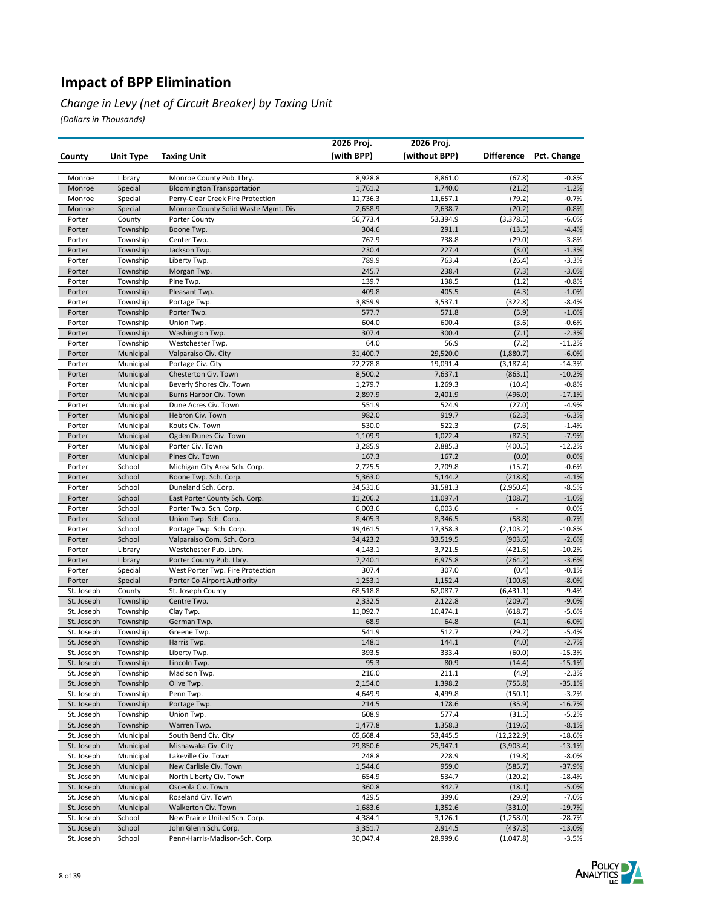# Impact of BPP Elimination

*Change in Levy (net of Circuit Breaker) by Taxing Unit*

*(Dollars in Thousands)*

| County | Unit Type | Taxing Unit | 2026 Proj. (with BPP) | 2026 Proj. (without BPP) | Difference | Pct. Change |
|---|---|---|---|---|---|---|
| Monroe | Library | Monroe County Pub. Lbry. | 8,928.8 | 8,861.0 | (67.8) | -0.8% |
| Monroe | Special | Bloomington Transportation | 1,761.2 | 1,740.0 | (21.2) | -1.2% |
| Monroe | Special | Perry-Clear Creek Fire Protection | 11,736.3 | 11,657.1 | (79.2) | -0.7% |
| Monroe | Special | Monroe County Solid Waste Mgmt. Dis | 2,658.9 | 2,638.7 | (20.2) | -0.8% |
| Porter | County | Porter County | 56,773.4 | 53,394.9 | (3,378.5) | -6.0% |
| Porter | Township | Boone Twp. | 304.6 | 291.1 | (13.5) | -4.4% |
| Porter | Township | Center Twp. | 767.9 | 738.8 | (29.0) | -3.8% |
| Porter | Township | Jackson Twp. | 230.4 | 227.4 | (3.0) | -1.3% |
| Porter | Township | Liberty Twp. | 789.9 | 763.4 | (26.4) | -3.3% |
| Porter | Township | Morgan Twp. | 245.7 | 238.4 | (7.3) | -3.0% |
| Porter | Township | Pine Twp. | 139.7 | 138.5 | (1.2) | -0.8% |
| Porter | Township | Pleasant Twp. | 409.8 | 405.5 | (4.3) | -1.0% |
| Porter | Township | Portage Twp. | 3,859.9 | 3,537.1 | (322.8) | -8.4% |
| Porter | Township | Porter Twp. | 577.7 | 571.8 | (5.9) | -1.0% |
| Porter | Township | Union Twp. | 604.0 | 600.4 | (3.6) | -0.6% |
| Porter | Township | Washington Twp. | 307.4 | 300.4 | (7.1) | -2.3% |
| Porter | Township | Westchester Twp. | 64.0 | 56.9 | (7.2) | -11.2% |
| Porter | Municipal | Valparaiso Civ. City | 31,400.7 | 29,520.0 | (1,880.7) | -6.0% |
| Porter | Municipal | Portage Civ. City | 22,278.8 | 19,091.4 | (3,187.4) | -14.3% |
| Porter | Municipal | Chesterton Civ. Town | 8,500.2 | 7,637.1 | (863.1) | -10.2% |
| Porter | Municipal | Beverly Shores Civ. Town | 1,279.7 | 1,269.3 | (10.4) | -0.8% |
| Porter | Municipal | Burns Harbor Civ. Town | 2,897.9 | 2,401.9 | (496.0) | -17.1% |
| Porter | Municipal | Dune Acres Civ. Town | 551.9 | 524.9 | (27.0) | -4.9% |
| Porter | Municipal | Hebron Civ. Town | 982.0 | 919.7 | (62.3) | -6.3% |
| Porter | Municipal | Kouts Civ. Town | 530.0 | 522.3 | (7.6) | -1.4% |
| Porter | Municipal | Ogden Dunes Civ. Town | 1,109.9 | 1,022.4 | (87.5) | -7.9% |
| Porter | Municipal | Porter Civ. Town | 3,285.9 | 2,885.3 | (400.5) | -12.2% |
| Porter | Municipal | Pines Civ. Town | 167.3 | 167.2 | (0.0) | 0.0% |
| Porter | School | Michigan City Area Sch. Corp. | 2,725.5 | 2,709.8 | (15.7) | -0.6% |
| Porter | School | Boone Twp. Sch. Corp. | 5,363.0 | 5,144.2 | (218.8) | -4.1% |
| Porter | School | Duneland Sch. Corp. | 34,531.6 | 31,581.3 | (2,950.4) | -8.5% |
| Porter | School | East Porter County Sch. Corp. | 11,206.2 | 11,097.4 | (108.7) | -1.0% |
| Porter | School | Porter Twp. Sch. Corp. | 6,003.6 | 6,003.6 | - | 0.0% |
| Porter | School | Union Twp. Sch. Corp. | 8,405.3 | 8,346.5 | (58.8) | -0.7% |
| Porter | School | Portage Twp. Sch. Corp. | 19,461.5 | 17,358.3 | (2,103.2) | -10.8% |
| Porter | School | Valparaiso Com. Sch. Corp. | 34,423.2 | 33,519.5 | (903.6) | -2.6% |
| Porter | Library | Westchester Pub. Lbry. | 4,143.1 | 3,721.5 | (421.6) | -10.2% |
| Porter | Library | Porter County Pub. Lbry. | 7,240.1 | 6,975.8 | (264.2) | -3.6% |
| Porter | Special | West Porter Twp. Fire Protection | 307.4 | 307.0 | (0.4) | -0.1% |
| Porter | Special | Porter Co Airport Authority | 1,253.1 | 1,152.4 | (100.6) | -8.0% |
| St. Joseph | County | St. Joseph County | 68,518.8 | 62,087.7 | (6,431.1) | -9.4% |
| St. Joseph | Township | Centre Twp. | 2,332.5 | 2,122.8 | (209.7) | -9.0% |
| St. Joseph | Township | Clay Twp. | 11,092.7 | 10,474.1 | (618.7) | -5.6% |
| St. Joseph | Township | German Twp. | 68.9 | 64.8 | (4.1) | -6.0% |
| St. Joseph | Township | Greene Twp. | 541.9 | 512.7 | (29.2) | -5.4% |
| St. Joseph | Township | Harris Twp. | 148.1 | 144.1 | (4.0) | -2.7% |
| St. Joseph | Township | Liberty Twp. | 393.5 | 333.4 | (60.0) | -15.3% |
| St. Joseph | Township | Lincoln Twp. | 95.3 | 80.9 | (14.4) | -15.1% |
| St. Joseph | Township | Madison Twp. | 216.0 | 211.1 | (4.9) | -2.3% |
| St. Joseph | Township | Olive Twp. | 2,154.0 | 1,398.2 | (755.8) | -35.1% |
| St. Joseph | Township | Penn Twp. | 4,649.9 | 4,499.8 | (150.1) | -3.2% |
| St. Joseph | Township | Portage Twp. | 214.5 | 178.6 | (35.9) | -16.7% |
| St. Joseph | Township | Union Twp. | 608.9 | 577.4 | (31.5) | -5.2% |
| St. Joseph | Township | Warren Twp. | 1,477.8 | 1,358.3 | (119.6) | -8.1% |
| St. Joseph | Municipal | South Bend Civ. City | 65,668.4 | 53,445.5 | (12,222.9) | -18.6% |
| St. Joseph | Municipal | Mishawaka Civ. City | 29,850.6 | 25,947.1 | (3,903.4) | -13.1% |
| St. Joseph | Municipal | Lakeville Civ. Town | 248.8 | 228.9 | (19.8) | -8.0% |
| St. Joseph | Municipal | New Carlisle Civ. Town | 1,544.6 | 959.0 | (585.7) | -37.9% |
| St. Joseph | Municipal | North Liberty Civ. Town | 654.9 | 534.7 | (120.2) | -18.4% |
| St. Joseph | Municipal | Osceola Civ. Town | 360.8 | 342.7 | (18.1) | -5.0% |
| St. Joseph | Municipal | Roseland Civ. Town | 429.5 | 399.6 | (29.9) | -7.0% |
| St. Joseph | Municipal | Walkerton Civ. Town | 1,683.6 | 1,352.6 | (331.0) | -19.7% |
| St. Joseph | School | New Prairie United Sch. Corp. | 4,384.1 | 3,126.1 | (1,258.0) | -28.7% |
| St. Joseph | School | John Glenn Sch. Corp. | 3,351.7 | 2,914.5 | (437.3) | -13.0% |
| St. Joseph | School | Penn-Harris-Madison-Sch. Corp. | 30,047.4 | 28,999.6 | (1,047.8) | -3.5% |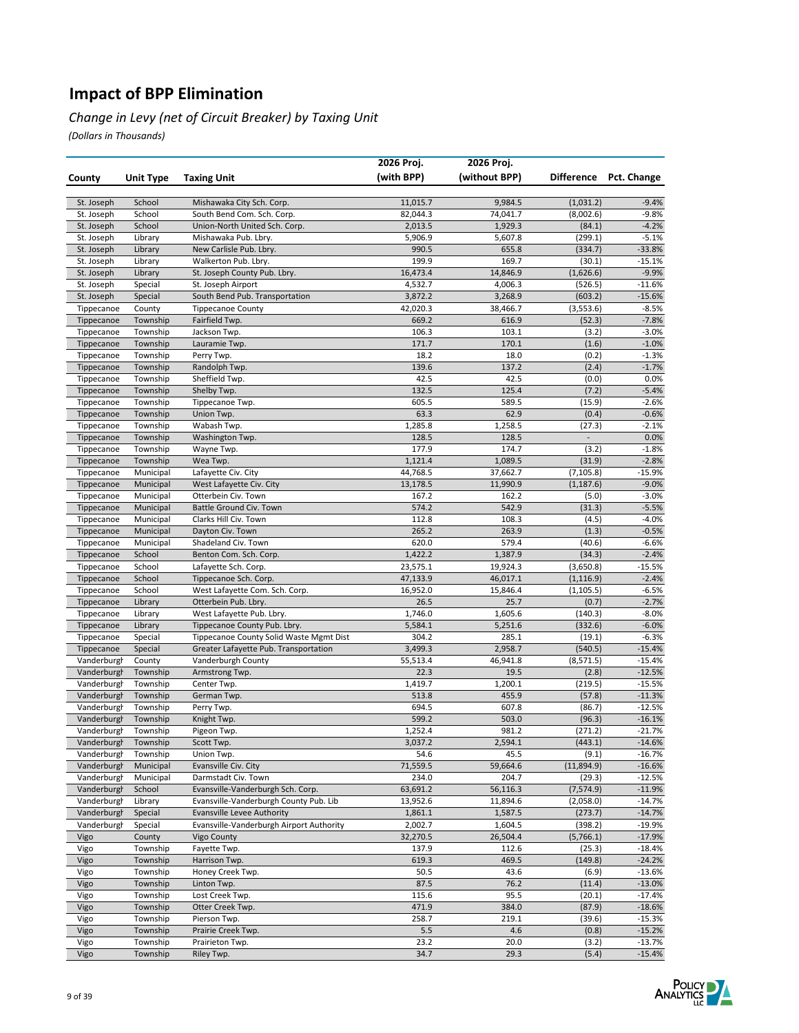# Impact of BPP Elimination

*Change in Levy (net of Circuit Breaker) by Taxing Unit*

*(Dollars in Thousands)*

| County | Unit Type | Taxing Unit | 2026 Proj. (with BPP) | 2026 Proj. (without BPP) | Difference | Pct. Change |
|---|---|---|---|---|---|---|
| St. Joseph | School | Mishawaka City Sch. Corp. | 11,015.7 | 9,984.5 | (1,031.2) | -9.4% |
| St. Joseph | School | South Bend Com. Sch. Corp. | 82,044.3 | 74,041.7 | (8,002.6) | -9.8% |
| St. Joseph | School | Union-North United Sch. Corp. | 2,013.5 | 1,929.3 | (84.1) | -4.2% |
| St. Joseph | Library | Mishawaka Pub. Lbry. | 5,906.9 | 5,607.8 | (299.1) | -5.1% |
| St. Joseph | Library | New Carlisle Pub. Lbry. | 990.5 | 655.8 | (334.7) | -33.8% |
| St. Joseph | Library | Walkerton Pub. Lbry. | 199.9 | 169.7 | (30.1) | -15.1% |
| St. Joseph | Library | St. Joseph County Pub. Lbry. | 16,473.4 | 14,846.9 | (1,626.6) | -9.9% |
| St. Joseph | Special | St. Joseph Airport | 4,532.7 | 4,006.3 | (526.5) | -11.6% |
| St. Joseph | Special | South Bend Pub. Transportation | 3,872.2 | 3,268.9 | (603.2) | -15.6% |
| Tippecanoe | County | Tippecanoe County | 42,020.3 | 38,466.7 | (3,553.6) | -8.5% |
| Tippecanoe | Township | Fairfield Twp. | 669.2 | 616.9 | (52.3) | -7.8% |
| Tippecanoe | Township | Jackson Twp. | 106.3 | 103.1 | (3.2) | -3.0% |
| Tippecanoe | Township | Lauramie Twp. | 171.7 | 170.1 | (1.6) | -1.0% |
| Tippecanoe | Township | Perry Twp. | 18.2 | 18.0 | (0.2) | -1.3% |
| Tippecanoe | Township | Randolph Twp. | 139.6 | 137.2 | (2.4) | -1.7% |
| Tippecanoe | Township | Sheffield Twp. | 42.5 | 42.5 | (0.0) | 0.0% |
| Tippecanoe | Township | Shelby Twp. | 132.5 | 125.4 | (7.2) | -5.4% |
| Tippecanoe | Township | Tippecanoe Twp. | 605.5 | 589.5 | (15.9) | -2.6% |
| Tippecanoe | Township | Union Twp. | 63.3 | 62.9 | (0.4) | -0.6% |
| Tippecanoe | Township | Wabash Twp. | 1,285.8 | 1,258.5 | (27.3) | -2.1% |
| Tippecanoe | Township | Washington Twp. | 128.5 | 128.5 | - | 0.0% |
| Tippecanoe | Township | Wayne Twp. | 177.9 | 174.7 | (3.2) | -1.8% |
| Tippecanoe | Township | Wea Twp. | 1,121.4 | 1,089.5 | (31.9) | -2.8% |
| Tippecanoe | Municipal | Lafayette Civ. City | 44,768.5 | 37,662.7 | (7,105.8) | -15.9% |
| Tippecanoe | Municipal | West Lafayette Civ. City | 13,178.5 | 11,990.9 | (1,187.6) | -9.0% |
| Tippecanoe | Municipal | Otterbein Civ. Town | 167.2 | 162.2 | (5.0) | -3.0% |
| Tippecanoe | Municipal | Battle Ground Civ. Town | 574.2 | 542.9 | (31.3) | -5.5% |
| Tippecanoe | Municipal | Clarks Hill Civ. Town | 112.8 | 108.3 | (4.5) | -4.0% |
| Tippecanoe | Municipal | Dayton Civ. Town | 265.2 | 263.9 | (1.3) | -0.5% |
| Tippecanoe | Municipal | Shadeland Civ. Town | 620.0 | 579.4 | (40.6) | -6.6% |
| Tippecanoe | School | Benton Com. Sch. Corp. | 1,422.2 | 1,387.9 | (34.3) | -2.4% |
| Tippecanoe | School | Lafayette Sch. Corp. | 23,575.1 | 19,924.3 | (3,650.8) | -15.5% |
| Tippecanoe | School | Tippecanoe Sch. Corp. | 47,133.9 | 46,017.1 | (1,116.9) | -2.4% |
| Tippecanoe | School | West Lafayette Com. Sch. Corp. | 16,952.0 | 15,846.4 | (1,105.5) | -6.5% |
| Tippecanoe | Library | Otterbein Pub. Lbry. | 26.5 | 25.7 | (0.7) | -2.7% |
| Tippecanoe | Library | West Lafayette Pub. Lbry. | 1,746.0 | 1,605.6 | (140.3) | -8.0% |
| Tippecanoe | Library | Tippecanoe County Pub. Lbry. | 5,584.1 | 5,251.6 | (332.6) | -6.0% |
| Tippecanoe | Special | Tippecanoe County Solid Waste Mgmt Dist | 304.2 | 285.1 | (19.1) | -6.3% |
| Tippecanoe | Special | Greater Lafayette Pub. Transportation | 3,499.3 | 2,958.7 | (540.5) | -15.4% |
| Vanderburgh | County | Vanderburgh County | 55,513.4 | 46,941.8 | (8,571.5) | -15.4% |
| Vanderburgh | Township | Armstrong Twp. | 22.3 | 19.5 | (2.8) | -12.5% |
| Vanderburgh | Township | Center Twp. | 1,419.7 | 1,200.1 | (219.5) | -15.5% |
| Vanderburgh | Township | German Twp. | 513.8 | 455.9 | (57.8) | -11.3% |
| Vanderburgh | Township | Perry Twp. | 694.5 | 607.8 | (86.7) | -12.5% |
| Vanderburgh | Township | Knight Twp. | 599.2 | 503.0 | (96.3) | -16.1% |
| Vanderburgh | Township | Pigeon Twp. | 1,252.4 | 981.2 | (271.2) | -21.7% |
| Vanderburgh | Township | Scott Twp. | 3,037.2 | 2,594.1 | (443.1) | -14.6% |
| Vanderburgh | Township | Union Twp. | 54.6 | 45.5 | (9.1) | -16.7% |
| Vanderburgh | Municipal | Evansville Civ. City | 71,559.5 | 59,664.6 | (11,894.9) | -16.6% |
| Vanderburgh | Municipal | Darmstadt Civ. Town | 234.0 | 204.7 | (29.3) | -12.5% |
| Vanderburgh | School | Evansville-Vanderburgh Sch. Corp. | 63,691.2 | 56,116.3 | (7,574.9) | -11.9% |
| Vanderburgh | Library | Evansville-Vanderburgh County Pub. Lib | 13,952.6 | 11,894.6 | (2,058.0) | -14.7% |
| Vanderburgh | Special | Evansville Levee Authority | 1,861.1 | 1,587.5 | (273.7) | -14.7% |
| Vanderburgh | Special | Evansville-Vanderburgh Airport Authority | 2,002.7 | 1,604.5 | (398.2) | -19.9% |
| Vigo | County | Vigo County | 32,270.5 | 26,504.4 | (5,766.1) | -17.9% |
| Vigo | Township | Fayette Twp. | 137.9 | 112.6 | (25.3) | -18.4% |
| Vigo | Township | Harrison Twp. | 619.3 | 469.5 | (149.8) | -24.2% |
| Vigo | Township | Honey Creek Twp. | 50.5 | 43.6 | (6.9) | -13.6% |
| Vigo | Township | Linton Twp. | 87.5 | 76.2 | (11.4) | -13.0% |
| Vigo | Township | Lost Creek Twp. | 115.6 | 95.5 | (20.1) | -17.4% |
| Vigo | Township | Otter Creek Twp. | 471.9 | 384.0 | (87.9) | -18.6% |
| Vigo | Township | Pierson Twp. | 258.7 | 219.1 | (39.6) | -15.3% |
| Vigo | Township | Prairie Creek Twp. | 5.5 | 4.6 | (0.8) | -15.2% |
| Vigo | Township | Prairieton Twp. | 23.2 | 20.0 | (3.2) | -13.7% |
| Vigo | Township | Riley Twp. | 34.7 | 29.3 | (5.4) | -15.4% |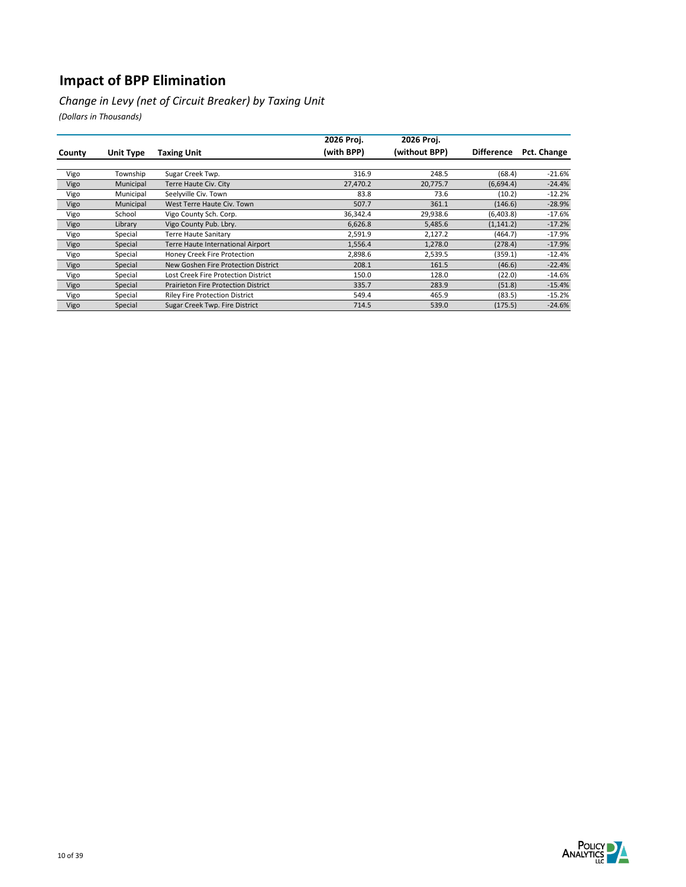# Impact of BPP Elimination

*Change in Levy (net of Circuit Breaker) by Taxing Unit*

*(Dollars in Thousands)*

| County | Unit Type | Taxing Unit | 2026 Proj. (with BPP) | 2026 Proj. (without BPP) | Difference | Pct. Change |
|---|---|---|---|---|---|---|
| Vigo | Township | Sugar Creek Twp. | 316.9 | 248.5 | (68.4) | -21.6% |
| Vigo | Municipal | Terre Haute Civ. City | 27,470.2 | 20,775.7 | (6,694.4) | -24.4% |
| Vigo | Municipal | Seelyville Civ. Town | 83.8 | 73.6 | (10.2) | -12.2% |
| Vigo | Municipal | West Terre Haute Civ. Town | 507.7 | 361.1 | (146.6) | -28.9% |
| Vigo | School | Vigo County Sch. Corp. | 36,342.4 | 29,938.6 | (6,403.8) | -17.6% |
| Vigo | Library | Vigo County Pub. Lbry. | 6,626.8 | 5,485.6 | (1,141.2) | -17.2% |
| Vigo | Special | Terre Haute Sanitary | 2,591.9 | 2,127.2 | (464.7) | -17.9% |
| Vigo | Special | Terre Haute International Airport | 1,556.4 | 1,278.0 | (278.4) | -17.9% |
| Vigo | Special | Honey Creek Fire Protection | 2,898.6 | 2,539.5 | (359.1) | -12.4% |
| Vigo | Special | New Goshen Fire Protection District | 208.1 | 161.5 | (46.6) | -22.4% |
| Vigo | Special | Lost Creek Fire Protection District | 150.0 | 128.0 | (22.0) | -14.6% |
| Vigo | Special | Prairieton Fire Protection District | 335.7 | 283.9 | (51.8) | -15.4% |
| Vigo | Special | Riley Fire Protection District | 549.4 | 465.9 | (83.5) | -15.2% |
| Vigo | Special | Sugar Creek Twp. Fire District | 714.5 | 539.0 | (175.5) | -24.6% |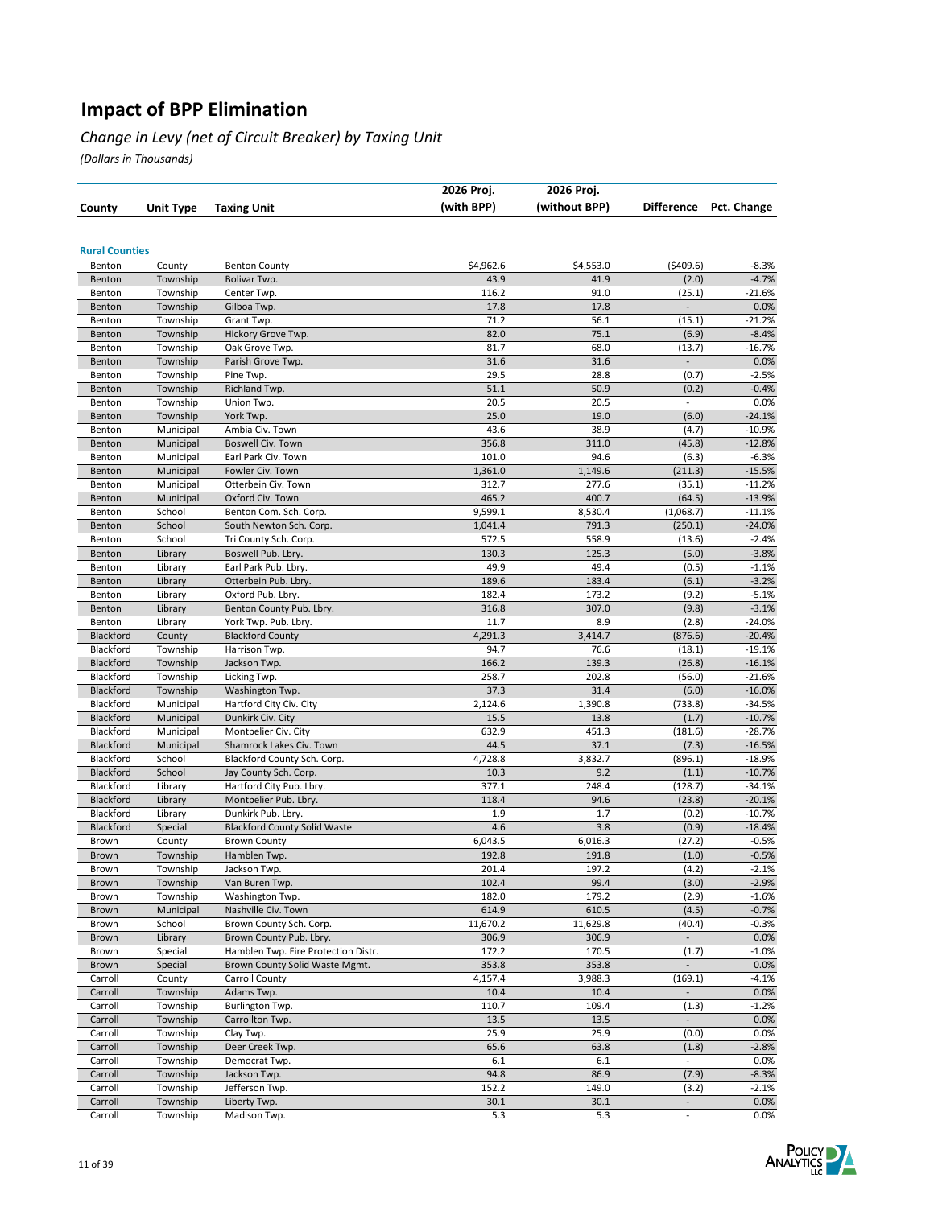# Impact of BPP Elimination

*Change in Levy (net of Circuit Breaker) by Taxing Unit*

*(Dollars in Thousands)*

| County | Unit Type | Taxing Unit | 2026 Proj. (with BPP) | 2026 Proj. (without BPP) | Difference | Pct. Change |
|---|---|---|---|---|---|---|
| **Rural Counties** | | | | | | |
| Benton | County | Benton County | $4,962.6 | $4,553.0 | ($409.6) | -8.3% |
| Benton | Township | Bolivar Twp. | 43.9 | 41.9 | (2.0) | -4.7% |
| Benton | Township | Center Twp. | 116.2 | 91.0 | (25.1) | -21.6% |
| Benton | Township | Gilboa Twp. | 17.8 | 17.8 | - | 0.0% |
| Benton | Township | Grant Twp. | 71.2 | 56.1 | (15.1) | -21.2% |
| Benton | Township | Hickory Grove Twp. | 82.0 | 75.1 | (6.9) | -8.4% |
| Benton | Township | Oak Grove Twp. | 81.7 | 68.0 | (13.7) | -16.7% |
| Benton | Township | Parish Grove Twp. | 31.6 | 31.6 | - | 0.0% |
| Benton | Township | Pine Twp. | 29.5 | 28.8 | (0.7) | -2.5% |
| Benton | Township | Richland Twp. | 51.1 | 50.9 | (0.2) | -0.4% |
| Benton | Township | Union Twp. | 20.5 | 20.5 | - | 0.0% |
| Benton | Township | York Twp. | 25.0 | 19.0 | (6.0) | -24.1% |
| Benton | Municipal | Ambia Civ. Town | 43.6 | 38.9 | (4.7) | -10.9% |
| Benton | Municipal | Boswell Civ. Town | 356.8 | 311.0 | (45.8) | -12.8% |
| Benton | Municipal | Earl Park Civ. Town | 101.0 | 94.6 | (6.3) | -6.3% |
| Benton | Municipal | Fowler Civ. Town | 1,361.0 | 1,149.6 | (211.3) | -15.5% |
| Benton | Municipal | Otterbein Civ. Town | 312.7 | 277.6 | (35.1) | -11.2% |
| Benton | Municipal | Oxford Civ. Town | 465.2 | 400.7 | (64.5) | -13.9% |
| Benton | School | Benton Com. Sch. Corp. | 9,599.1 | 8,530.4 | (1,068.7) | -11.1% |
| Benton | School | South Newton Sch. Corp. | 1,041.4 | 791.3 | (250.1) | -24.0% |
| Benton | School | Tri County Sch. Corp. | 572.5 | 558.9 | (13.6) | -2.4% |
| Benton | Library | Boswell Pub. Lbry. | 130.3 | 125.3 | (5.0) | -3.8% |
| Benton | Library | Earl Park Pub. Lbry. | 49.9 | 49.4 | (0.5) | -1.1% |
| Benton | Library | Otterbein Pub. Lbry. | 189.6 | 183.4 | (6.1) | -3.2% |
| Benton | Library | Oxford Pub. Lbry. | 182.4 | 173.2 | (9.2) | -5.1% |
| Benton | Library | Benton County Pub. Lbry. | 316.8 | 307.0 | (9.8) | -3.1% |
| Benton | Library | York Twp. Pub. Lbry. | 11.7 | 8.9 | (2.8) | -24.0% |
| Blackford | County | Blackford County | 4,291.3 | 3,414.7 | (876.6) | -20.4% |
| Blackford | Township | Harrison Twp. | 94.7 | 76.6 | (18.1) | -19.1% |
| Blackford | Township | Jackson Twp. | 166.2 | 139.3 | (26.8) | -16.1% |
| Blackford | Township | Licking Twp. | 258.7 | 202.8 | (56.0) | -21.6% |
| Blackford | Township | Washington Twp. | 37.3 | 31.4 | (6.0) | -16.0% |
| Blackford | Municipal | Hartford City Civ. City | 2,124.6 | 1,390.8 | (733.8) | -34.5% |
| Blackford | Municipal | Dunkirk Civ. City | 15.5 | 13.8 | (1.7) | -10.7% |
| Blackford | Municipal | Montpelier Civ. City | 632.9 | 451.3 | (181.6) | -28.7% |
| Blackford | Municipal | Shamrock Lakes Civ. Town | 44.5 | 37.1 | (7.3) | -16.5% |
| Blackford | School | Blackford County Sch. Corp. | 4,728.8 | 3,832.7 | (896.1) | -18.9% |
| Blackford | School | Jay County Sch. Corp. | 10.3 | 9.2 | (1.1) | -10.7% |
| Blackford | Library | Hartford City Pub. Lbry. | 377.1 | 248.4 | (128.7) | -34.1% |
| Blackford | Library | Montpelier Pub. Lbry. | 118.4 | 94.6 | (23.8) | -20.1% |
| Blackford | Library | Dunkirk Pub. Lbry. | 1.9 | 1.7 | (0.2) | -10.7% |
| Blackford | Special | Blackford County Solid Waste | 4.6 | 3.8 | (0.9) | -18.4% |
| Brown | County | Brown County | 6,043.5 | 6,016.3 | (27.2) | -0.5% |
| Brown | Township | Hamblen Twp. | 192.8 | 191.8 | (1.0) | -0.5% |
| Brown | Township | Jackson Twp. | 201.4 | 197.2 | (4.2) | -2.1% |
| Brown | Township | Van Buren Twp. | 102.4 | 99.4 | (3.0) | -2.9% |
| Brown | Township | Washington Twp. | 182.0 | 179.2 | (2.9) | -1.6% |
| Brown | Municipal | Nashville Civ. Town | 614.9 | 610.5 | (4.5) | -0.7% |
| Brown | School | Brown County Sch. Corp. | 11,670.2 | 11,629.8 | (40.4) | -0.3% |
| Brown | Library | Brown County Pub. Lbry. | 306.9 | 306.9 | - | 0.0% |
| Brown | Special | Hamblen Twp. Fire Protection Distr. | 172.2 | 170.5 | (1.7) | -1.0% |
| Brown | Special | Brown County Solid Waste Mgmt. | 353.8 | 353.8 | - | 0.0% |
| Carroll | County | Carroll County | 4,157.4 | 3,988.3 | (169.1) | -4.1% |
| Carroll | Township | Adams Twp. | 10.4 | 10.4 | - | 0.0% |
| Carroll | Township | Burlington Twp. | 110.7 | 109.4 | (1.3) | -1.2% |
| Carroll | Township | Carrollton Twp. | 13.5 | 13.5 | - | 0.0% |
| Carroll | Township | Clay Twp. | 25.9 | 25.9 | (0.0) | 0.0% |
| Carroll | Township | Deer Creek Twp. | 65.6 | 63.8 | (1.8) | -2.8% |
| Carroll | Township | Democrat Twp. | 6.1 | 6.1 | - | 0.0% |
| Carroll | Township | Jackson Twp. | 94.8 | 86.9 | (7.9) | -8.3% |
| Carroll | Township | Jefferson Twp. | 152.2 | 149.0 | (3.2) | -2.1% |
| Carroll | Township | Liberty Twp. | 30.1 | 30.1 | - | 0.0% |
| Carroll | Township | Madison Twp. | 5.3 | 5.3 | - | 0.0% |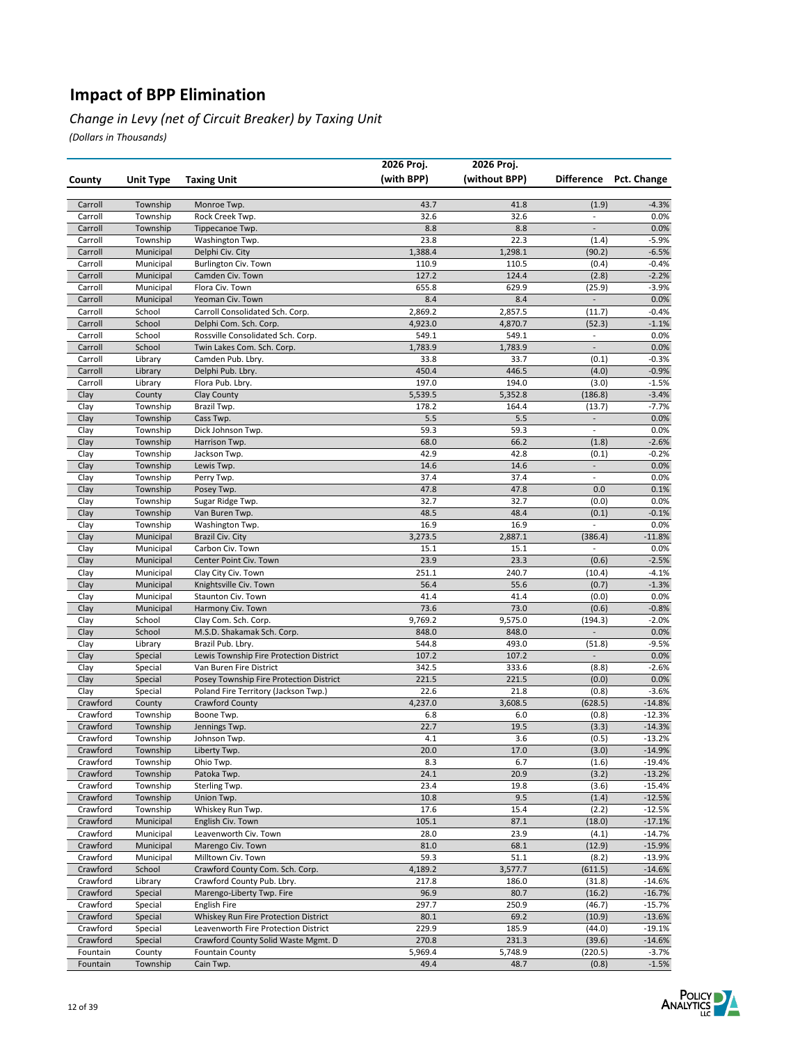# Impact of BPP Elimination

*Change in Levy (net of Circuit Breaker) by Taxing Unit*

*(Dollars in Thousands)*

| County | Unit Type | Taxing Unit | 2026 Proj. (with BPP) | 2026 Proj. (without BPP) | Difference | Pct. Change |
|---|---|---|---|---|---|---|
| Carroll | Township | Monroe Twp. | 43.7 | 41.8 | (1.9) | -4.3% |
| Carroll | Township | Rock Creek Twp. | 32.6 | 32.6 | - | 0.0% |
| Carroll | Township | Tippecanoe Twp. | 8.8 | 8.8 | - | 0.0% |
| Carroll | Township | Washington Twp. | 23.8 | 22.3 | (1.4) | -5.9% |
| Carroll | Municipal | Delphi Civ. City | 1,388.4 | 1,298.1 | (90.2) | -6.5% |
| Carroll | Municipal | Burlington Civ. Town | 110.9 | 110.5 | (0.4) | -0.4% |
| Carroll | Municipal | Camden Civ. Town | 127.2 | 124.4 | (2.8) | -2.2% |
| Carroll | Municipal | Flora Civ. Town | 655.8 | 629.9 | (25.9) | -3.9% |
| Carroll | Municipal | Yeoman Civ. Town | 8.4 | 8.4 | - | 0.0% |
| Carroll | School | Carroll Consolidated Sch. Corp. | 2,869.2 | 2,857.5 | (11.7) | -0.4% |
| Carroll | School | Delphi Com. Sch. Corp. | 4,923.0 | 4,870.7 | (52.3) | -1.1% |
| Carroll | School | Rossville Consolidated Sch. Corp. | 549.1 | 549.1 | - | 0.0% |
| Carroll | School | Twin Lakes Com. Sch. Corp. | 1,783.9 | 1,783.9 | - | 0.0% |
| Carroll | Library | Camden Pub. Lbry. | 33.8 | 33.7 | (0.1) | -0.3% |
| Carroll | Library | Delphi Pub. Lbry. | 450.4 | 446.5 | (4.0) | -0.9% |
| Carroll | Library | Flora Pub. Lbry. | 197.0 | 194.0 | (3.0) | -1.5% |
| Clay | County | Clay County | 5,539.5 | 5,352.8 | (186.8) | -3.4% |
| Clay | Township | Brazil Twp. | 178.2 | 164.4 | (13.7) | -7.7% |
| Clay | Township | Cass Twp. | 5.5 | 5.5 | - | 0.0% |
| Clay | Township | Dick Johnson Twp. | 59.3 | 59.3 | - | 0.0% |
| Clay | Township | Harrison Twp. | 68.0 | 66.2 | (1.8) | -2.6% |
| Clay | Township | Jackson Twp. | 42.9 | 42.8 | (0.1) | -0.2% |
| Clay | Township | Lewis Twp. | 14.6 | 14.6 | - | 0.0% |
| Clay | Township | Perry Twp. | 37.4 | 37.4 | - | 0.0% |
| Clay | Township | Posey Twp. | 47.8 | 47.8 | 0.0 | 0.1% |
| Clay | Township | Sugar Ridge Twp. | 32.7 | 32.7 | (0.0) | 0.0% |
| Clay | Township | Van Buren Twp. | 48.5 | 48.4 | (0.1) | -0.1% |
| Clay | Township | Washington Twp. | 16.9 | 16.9 | - | 0.0% |
| Clay | Municipal | Brazil Civ. City | 3,273.5 | 2,887.1 | (386.4) | -11.8% |
| Clay | Municipal | Carbon Civ. Town | 15.1 | 15.1 | - | 0.0% |
| Clay | Municipal | Center Point Civ. Town | 23.9 | 23.3 | (0.6) | -2.5% |
| Clay | Municipal | Clay City Civ. Town | 251.1 | 240.7 | (10.4) | -4.1% |
| Clay | Municipal | Knightsville Civ. Town | 56.4 | 55.6 | (0.7) | -1.3% |
| Clay | Municipal | Staunton Civ. Town | 41.4 | 41.4 | (0.0) | 0.0% |
| Clay | Municipal | Harmony Civ. Town | 73.6 | 73.0 | (0.6) | -0.8% |
| Clay | School | Clay Com. Sch. Corp. | 9,769.2 | 9,575.0 | (194.3) | -2.0% |
| Clay | School | M.S.D. Shakamak Sch. Corp. | 848.0 | 848.0 | - | 0.0% |
| Clay | Library | Brazil Pub. Lbry. | 544.8 | 493.0 | (51.8) | -9.5% |
| Clay | Special | Lewis Township Fire Protection District | 107.2 | 107.2 | - | 0.0% |
| Clay | Special | Van Buren Fire District | 342.5 | 333.6 | (8.8) | -2.6% |
| Clay | Special | Posey Township Fire Protection District | 221.5 | 221.5 | (0.0) | 0.0% |
| Clay | Special | Poland Fire Territory (Jackson Twp.) | 22.6 | 21.8 | (0.8) | -3.6% |
| Crawford | County | Crawford County | 4,237.0 | 3,608.5 | (628.5) | -14.8% |
| Crawford | Township | Boone Twp. | 6.8 | 6.0 | (0.8) | -12.3% |
| Crawford | Township | Jennings Twp. | 22.7 | 19.5 | (3.3) | -14.3% |
| Crawford | Township | Johnson Twp. | 4.1 | 3.6 | (0.5) | -13.2% |
| Crawford | Township | Liberty Twp. | 20.0 | 17.0 | (3.0) | -14.9% |
| Crawford | Township | Ohio Twp. | 8.3 | 6.7 | (1.6) | -19.4% |
| Crawford | Township | Patoka Twp. | 24.1 | 20.9 | (3.2) | -13.2% |
| Crawford | Township | Sterling Twp. | 23.4 | 19.8 | (3.6) | -15.4% |
| Crawford | Township | Union Twp. | 10.8 | 9.5 | (1.4) | -12.5% |
| Crawford | Township | Whiskey Run Twp. | 17.6 | 15.4 | (2.2) | -12.5% |
| Crawford | Municipal | English Civ. Town | 105.1 | 87.1 | (18.0) | -17.1% |
| Crawford | Municipal | Leavenworth Civ. Town | 28.0 | 23.9 | (4.1) | -14.7% |
| Crawford | Municipal | Marengo Civ. Town | 81.0 | 68.1 | (12.9) | -15.9% |
| Crawford | Municipal | Milltown Civ. Town | 59.3 | 51.1 | (8.2) | -13.9% |
| Crawford | School | Crawford County Com. Sch. Corp. | 4,189.2 | 3,577.7 | (611.5) | -14.6% |
| Crawford | Library | Crawford County Pub. Lbry. | 217.8 | 186.0 | (31.8) | -14.6% |
| Crawford | Special | Marengo-Liberty Twp. Fire | 96.9 | 80.7 | (16.2) | -16.7% |
| Crawford | Special | English Fire | 297.7 | 250.9 | (46.7) | -15.7% |
| Crawford | Special | Whiskey Run Fire Protection District | 80.1 | 69.2 | (10.9) | -13.6% |
| Crawford | Special | Leavenworth Fire Protection District | 229.9 | 185.9 | (44.0) | -19.1% |
| Crawford | Special | Crawford County Solid Waste Mgmt. D | 270.8 | 231.3 | (39.6) | -14.6% |
| Fountain | County | Fountain County | 5,969.4 | 5,748.9 | (220.5) | -3.7% |
| Fountain | Township | Cain Twp. | 49.4 | 48.7 | (0.8) | -1.5% |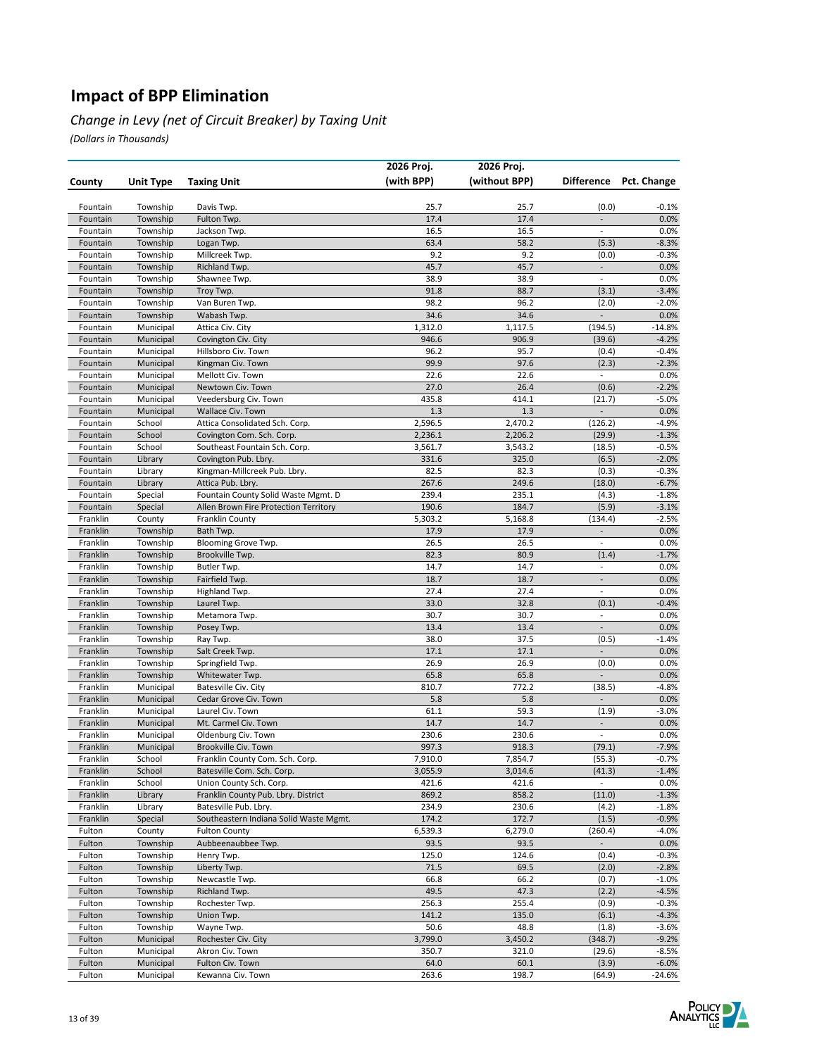# Impact of BPP Elimination

*Change in Levy (net of Circuit Breaker) by Taxing Unit*

*(Dollars in Thousands)*

| County | Unit Type | Taxing Unit | 2026 Proj. (with BPP) | 2026 Proj. (without BPP) | Difference | Pct. Change |
|---|---|---|---|---|---|---|
| Fountain | Township | Davis Twp. | 25.7 | 25.7 | (0.0) | -0.1% |
| Fountain | Township | Fulton Twp. | 17.4 | 17.4 | - | 0.0% |
| Fountain | Township | Jackson Twp. | 16.5 | 16.5 | - | 0.0% |
| Fountain | Township | Logan Twp. | 63.4 | 58.2 | (5.3) | -8.3% |
| Fountain | Township | Millcreek Twp. | 9.2 | 9.2 | (0.0) | -0.3% |
| Fountain | Township | Richland Twp. | 45.7 | 45.7 | - | 0.0% |
| Fountain | Township | Shawnee Twp. | 38.9 | 38.9 | - | 0.0% |
| Fountain | Township | Troy Twp. | 91.8 | 88.7 | (3.1) | -3.4% |
| Fountain | Township | Van Buren Twp. | 98.2 | 96.2 | (2.0) | -2.0% |
| Fountain | Township | Wabash Twp. | 34.6 | 34.6 | - | 0.0% |
| Fountain | Municipal | Attica Civ. City | 1,312.0 | 1,117.5 | (194.5) | -14.8% |
| Fountain | Municipal | Covington Civ. City | 946.6 | 906.9 | (39.6) | -4.2% |
| Fountain | Municipal | Hillsboro Civ. Town | 96.2 | 95.7 | (0.4) | -0.4% |
| Fountain | Municipal | Kingman Civ. Town | 99.9 | 97.6 | (2.3) | -2.3% |
| Fountain | Municipal | Mellott Civ. Town | 22.6 | 22.6 | - | 0.0% |
| Fountain | Municipal | Newtown Civ. Town | 27.0 | 26.4 | (0.6) | -2.2% |
| Fountain | Municipal | Veedersburg Civ. Town | 435.8 | 414.1 | (21.7) | -5.0% |
| Fountain | Municipal | Wallace Civ. Town | 1.3 | 1.3 | - | 0.0% |
| Fountain | School | Attica Consolidated Sch. Corp. | 2,596.5 | 2,470.2 | (126.2) | -4.9% |
| Fountain | School | Covington Com. Sch. Corp. | 2,236.1 | 2,206.2 | (29.9) | -1.3% |
| Fountain | School | Southeast Fountain Sch. Corp. | 3,561.7 | 3,543.2 | (18.5) | -0.5% |
| Fountain | Library | Covington Pub. Lbry. | 331.6 | 325.0 | (6.5) | -2.0% |
| Fountain | Library | Kingman-Millcreek Pub. Lbry. | 82.5 | 82.3 | (0.3) | -0.3% |
| Fountain | Library | Attica Pub. Lbry. | 267.6 | 249.6 | (18.0) | -6.7% |
| Fountain | Special | Fountain County Solid Waste Mgmt. D | 239.4 | 235.1 | (4.3) | -1.8% |
| Fountain | Special | Allen Brown Fire Protection Territory | 190.6 | 184.7 | (5.9) | -3.1% |
| Franklin | County | Franklin County | 5,303.2 | 5,168.8 | (134.4) | -2.5% |
| Franklin | Township | Bath Twp. | 17.9 | 17.9 | - | 0.0% |
| Franklin | Township | Blooming Grove Twp. | 26.5 | 26.5 | - | 0.0% |
| Franklin | Township | Brookville Twp. | 82.3 | 80.9 | (1.4) | -1.7% |
| Franklin | Township | Butler Twp. | 14.7 | 14.7 | - | 0.0% |
| Franklin | Township | Fairfield Twp. | 18.7 | 18.7 | - | 0.0% |
| Franklin | Township | Highland Twp. | 27.4 | 27.4 | - | 0.0% |
| Franklin | Township | Laurel Twp. | 33.0 | 32.8 | (0.1) | -0.4% |
| Franklin | Township | Metamora Twp. | 30.7 | 30.7 | - | 0.0% |
| Franklin | Township | Posey Twp. | 13.4 | 13.4 | - | 0.0% |
| Franklin | Township | Ray Twp. | 38.0 | 37.5 | (0.5) | -1.4% |
| Franklin | Township | Salt Creek Twp. | 17.1 | 17.1 | - | 0.0% |
| Franklin | Township | Springfield Twp. | 26.9 | 26.9 | (0.0) | 0.0% |
| Franklin | Township | Whitewater Twp. | 65.8 | 65.8 | - | 0.0% |
| Franklin | Municipal | Batesville Civ. City | 810.7 | 772.2 | (38.5) | -4.8% |
| Franklin | Municipal | Cedar Grove Civ. Town | 5.8 | 5.8 | - | 0.0% |
| Franklin | Municipal | Laurel Civ. Town | 61.1 | 59.3 | (1.9) | -3.0% |
| Franklin | Municipal | Mt. Carmel Civ. Town | 14.7 | 14.7 | - | 0.0% |
| Franklin | Municipal | Oldenburg Civ. Town | 230.6 | 230.6 | - | 0.0% |
| Franklin | Municipal | Brookville Civ. Town | 997.3 | 918.3 | (79.1) | -7.9% |
| Franklin | School | Franklin County Com. Sch. Corp. | 7,910.0 | 7,854.7 | (55.3) | -0.7% |
| Franklin | School | Batesville Com. Sch. Corp. | 3,055.9 | 3,014.6 | (41.3) | -1.4% |
| Franklin | School | Union County Sch. Corp. | 421.6 | 421.6 | - | 0.0% |
| Franklin | Library | Franklin County Pub. Lbry. District | 869.2 | 858.2 | (11.0) | -1.3% |
| Franklin | Library | Batesville Pub. Lbry. | 234.9 | 230.6 | (4.2) | -1.8% |
| Franklin | Special | Southeastern Indiana Solid Waste Mgmt. | 174.2 | 172.7 | (1.5) | -0.9% |
| Fulton | County | Fulton County | 6,539.3 | 6,279.0 | (260.4) | -4.0% |
| Fulton | Township | Aubbeenaubbee Twp. | 93.5 | 93.5 | - | 0.0% |
| Fulton | Township | Henry Twp. | 125.0 | 124.6 | (0.4) | -0.3% |
| Fulton | Township | Liberty Twp. | 71.5 | 69.5 | (2.0) | -2.8% |
| Fulton | Township | Newcastle Twp. | 66.8 | 66.2 | (0.7) | -1.0% |
| Fulton | Township | Richland Twp. | 49.5 | 47.3 | (2.2) | -4.5% |
| Fulton | Township | Rochester Twp. | 256.3 | 255.4 | (0.9) | -0.3% |
| Fulton | Township | Union Twp. | 141.2 | 135.0 | (6.1) | -4.3% |
| Fulton | Township | Wayne Twp. | 50.6 | 48.8 | (1.8) | -3.6% |
| Fulton | Municipal | Rochester Civ. City | 3,799.0 | 3,450.2 | (348.7) | -9.2% |
| Fulton | Municipal | Akron Civ. Town | 350.7 | 321.0 | (29.6) | -8.5% |
| Fulton | Municipal | Fulton Civ. Town | 64.0 | 60.1 | (3.9) | -6.0% |
| Fulton | Municipal | Kewanna Civ. Town | 263.6 | 198.7 | (64.9) | -24.6% |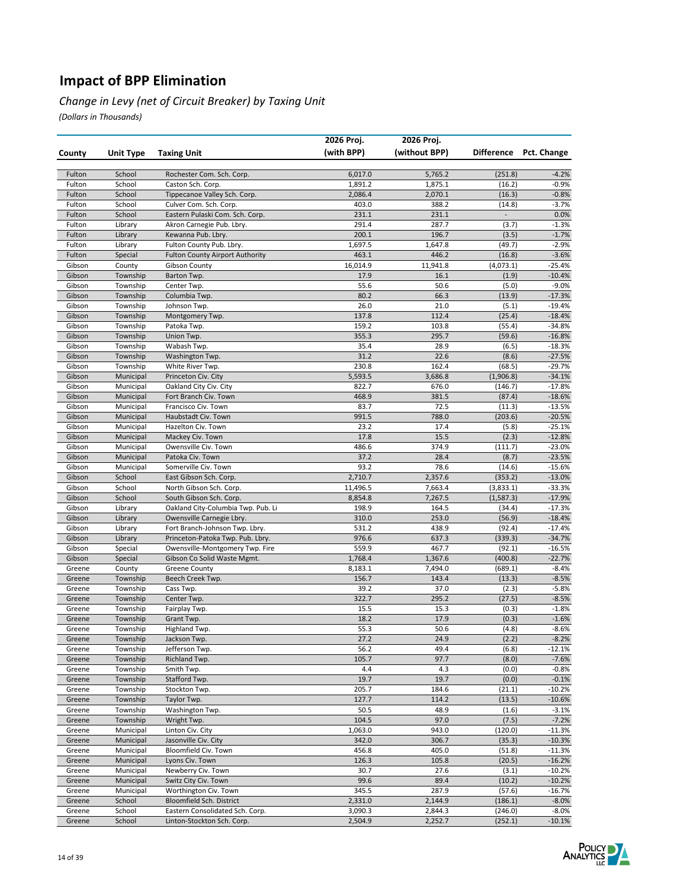# Impact of BPP Elimination

*Change in Levy (net of Circuit Breaker) by Taxing Unit*

*(Dollars in Thousands)*

| County | Unit Type | Taxing Unit | 2026 Proj. (with BPP) | 2026 Proj. (without BPP) | Difference | Pct. Change |
|---|---|---|---|---|---|---|
| Fulton | School | Rochester Com. Sch. Corp. | 6,017.0 | 5,765.2 | (251.8) | -4.2% |
| Fulton | School | Caston Sch. Corp. | 1,891.2 | 1,875.1 | (16.2) | -0.9% |
| Fulton | School | Tippecanoe Valley Sch. Corp. | 2,086.4 | 2,070.1 | (16.3) | -0.8% |
| Fulton | School | Culver Com. Sch. Corp. | 403.0 | 388.2 | (14.8) | -3.7% |
| Fulton | School | Eastern Pulaski Com. Sch. Corp. | 231.1 | 231.1 | - | 0.0% |
| Fulton | Library | Akron Carnegie Pub. Lbry. | 291.4 | 287.7 | (3.7) | -1.3% |
| Fulton | Library | Kewanna Pub. Lbry. | 200.1 | 196.7 | (3.5) | -1.7% |
| Fulton | Library | Fulton County Pub. Lbry. | 1,697.5 | 1,647.8 | (49.7) | -2.9% |
| Fulton | Special | Fulton County Airport Authority | 463.1 | 446.2 | (16.8) | -3.6% |
| Gibson | County | Gibson County | 16,014.9 | 11,941.8 | (4,073.1) | -25.4% |
| Gibson | Township | Barton Twp. | 17.9 | 16.1 | (1.9) | -10.4% |
| Gibson | Township | Center Twp. | 55.6 | 50.6 | (5.0) | -9.0% |
| Gibson | Township | Columbia Twp. | 80.2 | 66.3 | (13.9) | -17.3% |
| Gibson | Township | Johnson Twp. | 26.0 | 21.0 | (5.1) | -19.4% |
| Gibson | Township | Montgomery Twp. | 137.8 | 112.4 | (25.4) | -18.4% |
| Gibson | Township | Patoka Twp. | 159.2 | 103.8 | (55.4) | -34.8% |
| Gibson | Township | Union Twp. | 355.3 | 295.7 | (59.6) | -16.8% |
| Gibson | Township | Wabash Twp. | 35.4 | 28.9 | (6.5) | -18.3% |
| Gibson | Township | Washington Twp. | 31.2 | 22.6 | (8.6) | -27.5% |
| Gibson | Township | White River Twp. | 230.8 | 162.4 | (68.5) | -29.7% |
| Gibson | Municipal | Princeton Civ. City | 5,593.5 | 3,686.8 | (1,906.8) | -34.1% |
| Gibson | Municipal | Oakland City Civ. City | 822.7 | 676.0 | (146.7) | -17.8% |
| Gibson | Municipal | Fort Branch Civ. Town | 468.9 | 381.5 | (87.4) | -18.6% |
| Gibson | Municipal | Francisco Civ. Town | 83.7 | 72.5 | (11.3) | -13.5% |
| Gibson | Municipal | Haubstadt Civ. Town | 991.5 | 788.0 | (203.6) | -20.5% |
| Gibson | Municipal | Hazelton Civ. Town | 23.2 | 17.4 | (5.8) | -25.1% |
| Gibson | Municipal | Mackey Civ. Town | 17.8 | 15.5 | (2.3) | -12.8% |
| Gibson | Municipal | Owensville Civ. Town | 486.6 | 374.9 | (111.7) | -23.0% |
| Gibson | Municipal | Patoka Civ. Town | 37.2 | 28.4 | (8.7) | -23.5% |
| Gibson | Municipal | Somerville Civ. Town | 93.2 | 78.6 | (14.6) | -15.6% |
| Gibson | School | East Gibson Sch. Corp. | 2,710.7 | 2,357.6 | (353.2) | -13.0% |
| Gibson | School | North Gibson Sch. Corp. | 11,496.5 | 7,663.4 | (3,833.1) | -33.3% |
| Gibson | School | South Gibson Sch. Corp. | 8,854.8 | 7,267.5 | (1,587.3) | -17.9% |
| Gibson | Library | Oakland City-Columbia Twp. Pub. Li | 198.9 | 164.5 | (34.4) | -17.3% |
| Gibson | Library | Owensville Carnegie Lbry. | 310.0 | 253.0 | (56.9) | -18.4% |
| Gibson | Library | Fort Branch-Johnson Twp. Lbry. | 531.2 | 438.9 | (92.4) | -17.4% |
| Gibson | Library | Princeton-Patoka Twp. Pub. Lbry. | 976.6 | 637.3 | (339.3) | -34.7% |
| Gibson | Special | Owensville-Montgomery Twp. Fire | 559.9 | 467.7 | (92.1) | -16.5% |
| Gibson | Special | Gibson Co Solid Waste Mgmt. | 1,768.4 | 1,367.6 | (400.8) | -22.7% |
| Greene | County | Greene County | 8,183.1 | 7,494.0 | (689.1) | -8.4% |
| Greene | Township | Beech Creek Twp. | 156.7 | 143.4 | (13.3) | -8.5% |
| Greene | Township | Cass Twp. | 39.2 | 37.0 | (2.3) | -5.8% |
| Greene | Township | Center Twp. | 322.7 | 295.2 | (27.5) | -8.5% |
| Greene | Township | Fairplay Twp. | 15.5 | 15.3 | (0.3) | -1.8% |
| Greene | Township | Grant Twp. | 18.2 | 17.9 | (0.3) | -1.6% |
| Greene | Township | Highland Twp. | 55.3 | 50.6 | (4.8) | -8.6% |
| Greene | Township | Jackson Twp. | 27.2 | 24.9 | (2.2) | -8.2% |
| Greene | Township | Jefferson Twp. | 56.2 | 49.4 | (6.8) | -12.1% |
| Greene | Township | Richland Twp. | 105.7 | 97.7 | (8.0) | -7.6% |
| Greene | Township | Smith Twp. | 4.4 | 4.3 | (0.0) | -0.8% |
| Greene | Township | Stafford Twp. | 19.7 | 19.7 | (0.0) | -0.1% |
| Greene | Township | Stockton Twp. | 205.7 | 184.6 | (21.1) | -10.2% |
| Greene | Township | Taylor Twp. | 127.7 | 114.2 | (13.5) | -10.6% |
| Greene | Township | Washington Twp. | 50.5 | 48.9 | (1.6) | -3.1% |
| Greene | Township | Wright Twp. | 104.5 | 97.0 | (7.5) | -7.2% |
| Greene | Municipal | Linton Civ. City | 1,063.0 | 943.0 | (120.0) | -11.3% |
| Greene | Municipal | Jasonville Civ. City | 342.0 | 306.7 | (35.3) | -10.3% |
| Greene | Municipal | Bloomfield Civ. Town | 456.8 | 405.0 | (51.8) | -11.3% |
| Greene | Municipal | Lyons Civ. Town | 126.3 | 105.8 | (20.5) | -16.2% |
| Greene | Municipal | Newberry Civ. Town | 30.7 | 27.6 | (3.1) | -10.2% |
| Greene | Municipal | Switz City Civ. Town | 99.6 | 89.4 | (10.2) | -10.2% |
| Greene | Municipal | Worthington Civ. Town | 345.5 | 287.9 | (57.6) | -16.7% |
| Greene | School | Bloomfield Sch. District | 2,331.0 | 2,144.9 | (186.1) | -8.0% |
| Greene | School | Eastern Consolidated Sch. Corp. | 3,090.3 | 2,844.3 | (246.0) | -8.0% |
| Greene | School | Linton-Stockton Sch. Corp. | 2,504.9 | 2,252.7 | (252.1) | -10.1% |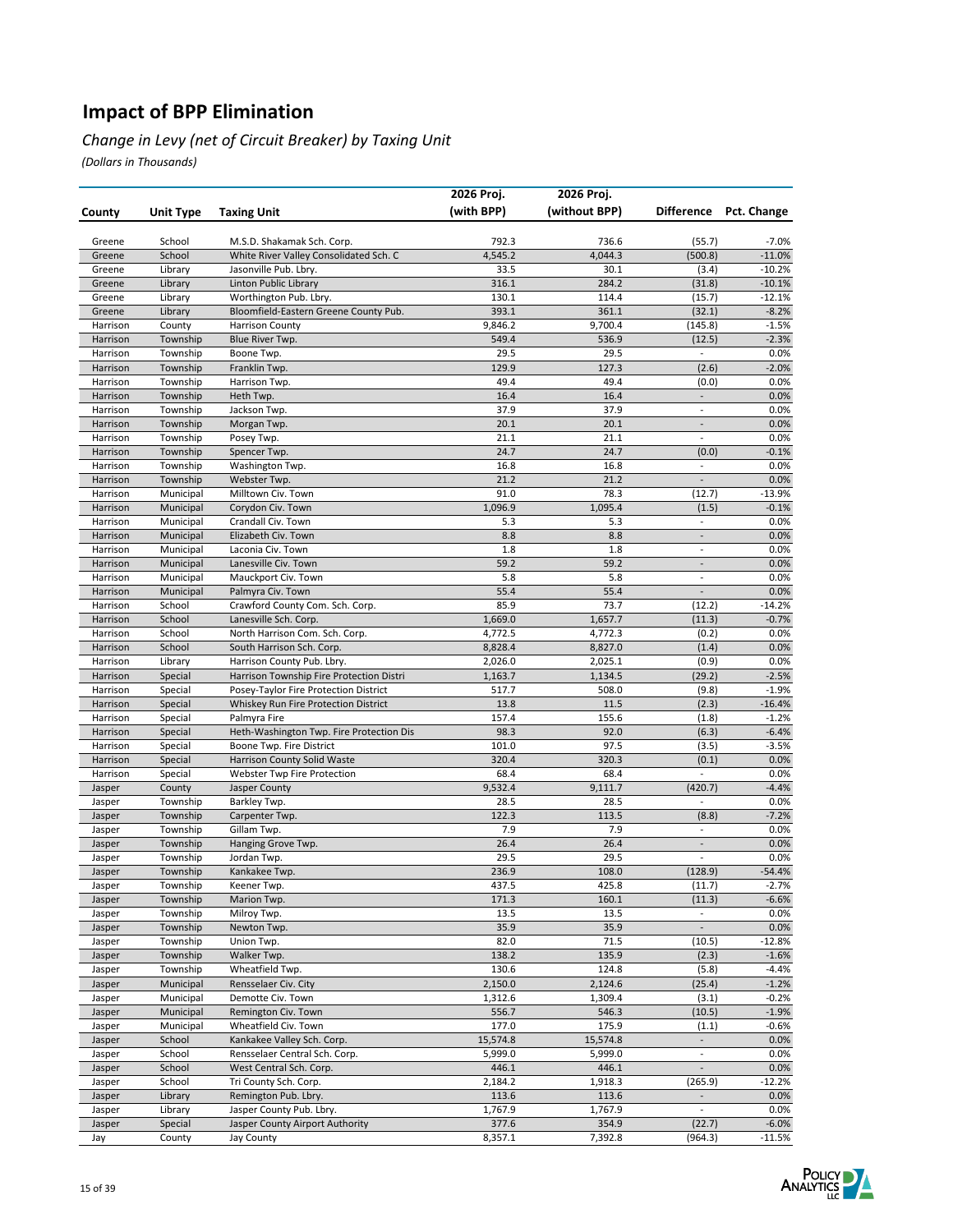# Impact of BPP Elimination

*Change in Levy (net of Circuit Breaker) by Taxing Unit*

*(Dollars in Thousands)*

| County | Unit Type | Taxing Unit | 2026 Proj. (with BPP) | 2026 Proj. (without BPP) | Difference | Pct. Change |
|---|---|---|---|---|---|---|
| Greene | School | M.S.D. Shakamak Sch. Corp. | 792.3 | 736.6 | (55.7) | -7.0% |
| Greene | School | White River Valley Consolidated Sch. C | 4,545.2 | 4,044.3 | (500.8) | -11.0% |
| Greene | Library | Jasonville Pub. Lbry. | 33.5 | 30.1 | (3.4) | -10.2% |
| Greene | Library | Linton Public Library | 316.1 | 284.2 | (31.8) | -10.1% |
| Greene | Library | Worthington Pub. Lbry. | 130.1 | 114.4 | (15.7) | -12.1% |
| Greene | Library | Bloomfield-Eastern Greene County Pub. | 393.1 | 361.1 | (32.1) | -8.2% |
| Harrison | County | Harrison County | 9,846.2 | 9,700.4 | (145.8) | -1.5% |
| Harrison | Township | Blue River Twp. | 549.4 | 536.9 | (12.5) | -2.3% |
| Harrison | Township | Boone Twp. | 29.5 | 29.5 | - | 0.0% |
| Harrison | Township | Franklin Twp. | 129.9 | 127.3 | (2.6) | -2.0% |
| Harrison | Township | Harrison Twp. | 49.4 | 49.4 | (0.0) | 0.0% |
| Harrison | Township | Heth Twp. | 16.4 | 16.4 | - | 0.0% |
| Harrison | Township | Jackson Twp. | 37.9 | 37.9 | - | 0.0% |
| Harrison | Township | Morgan Twp. | 20.1 | 20.1 | - | 0.0% |
| Harrison | Township | Posey Twp. | 21.1 | 21.1 | - | 0.0% |
| Harrison | Township | Spencer Twp. | 24.7 | 24.7 | (0.0) | -0.1% |
| Harrison | Township | Washington Twp. | 16.8 | 16.8 | - | 0.0% |
| Harrison | Township | Webster Twp. | 21.2 | 21.2 | - | 0.0% |
| Harrison | Municipal | Milltown Civ. Town | 91.0 | 78.3 | (12.7) | -13.9% |
| Harrison | Municipal | Corydon Civ. Town | 1,096.9 | 1,095.4 | (1.5) | -0.1% |
| Harrison | Municipal | Crandall Civ. Town | 5.3 | 5.3 | - | 0.0% |
| Harrison | Municipal | Elizabeth Civ. Town | 8.8 | 8.8 | - | 0.0% |
| Harrison | Municipal | Laconia Civ. Town | 1.8 | 1.8 | - | 0.0% |
| Harrison | Municipal | Lanesville Civ. Town | 59.2 | 59.2 | - | 0.0% |
| Harrison | Municipal | Mauckport Civ. Town | 5.8 | 5.8 | - | 0.0% |
| Harrison | Municipal | Palmyra Civ. Town | 55.4 | 55.4 | - | 0.0% |
| Harrison | School | Crawford County Com. Sch. Corp. | 85.9 | 73.7 | (12.2) | -14.2% |
| Harrison | School | Lanesville Sch. Corp. | 1,669.0 | 1,657.7 | (11.3) | -0.7% |
| Harrison | School | North Harrison Com. Sch. Corp. | 4,772.5 | 4,772.3 | (0.2) | 0.0% |
| Harrison | School | South Harrison Sch. Corp. | 8,828.4 | 8,827.0 | (1.4) | 0.0% |
| Harrison | Library | Harrison County Pub. Lbry. | 2,026.0 | 2,025.1 | (0.9) | 0.0% |
| Harrison | Special | Harrison Township Fire Protection Distri | 1,163.7 | 1,134.5 | (29.2) | -2.5% |
| Harrison | Special | Posey-Taylor Fire Protection District | 517.7 | 508.0 | (9.8) | -1.9% |
| Harrison | Special | Whiskey Run Fire Protection District | 13.8 | 11.5 | (2.3) | -16.4% |
| Harrison | Special | Palmyra Fire | 157.4 | 155.6 | (1.8) | -1.2% |
| Harrison | Special | Heth-Washington Twp. Fire Protection Dis | 98.3 | 92.0 | (6.3) | -6.4% |
| Harrison | Special | Boone Twp. Fire District | 101.0 | 97.5 | (3.5) | -3.5% |
| Harrison | Special | Harrison County Solid Waste | 320.4 | 320.3 | (0.1) | 0.0% |
| Harrison | Special | Webster Twp Fire Protection | 68.4 | 68.4 | - | 0.0% |
| Jasper | County | Jasper County | 9,532.4 | 9,111.7 | (420.7) | -4.4% |
| Jasper | Township | Barkley Twp. | 28.5 | 28.5 | - | 0.0% |
| Jasper | Township | Carpenter Twp. | 122.3 | 113.5 | (8.8) | -7.2% |
| Jasper | Township | Gillam Twp. | 7.9 | 7.9 | - | 0.0% |
| Jasper | Township | Hanging Grove Twp. | 26.4 | 26.4 | - | 0.0% |
| Jasper | Township | Jordan Twp. | 29.5 | 29.5 | - | 0.0% |
| Jasper | Township | Kankakee Twp. | 236.9 | 108.0 | (128.9) | -54.4% |
| Jasper | Township | Keener Twp. | 437.5 | 425.8 | (11.7) | -2.7% |
| Jasper | Township | Marion Twp. | 171.3 | 160.1 | (11.3) | -6.6% |
| Jasper | Township | Milroy Twp. | 13.5 | 13.5 | - | 0.0% |
| Jasper | Township | Newton Twp. | 35.9 | 35.9 | - | 0.0% |
| Jasper | Township | Union Twp. | 82.0 | 71.5 | (10.5) | -12.8% |
| Jasper | Township | Walker Twp. | 138.2 | 135.9 | (2.3) | -1.6% |
| Jasper | Township | Wheatfield Twp. | 130.6 | 124.8 | (5.8) | -4.4% |
| Jasper | Municipal | Rensselaer Civ. City | 2,150.0 | 2,124.6 | (25.4) | -1.2% |
| Jasper | Municipal | Demotte Civ. Town | 1,312.6 | 1,309.4 | (3.1) | -0.2% |
| Jasper | Municipal | Remington Civ. Town | 556.7 | 546.3 | (10.5) | -1.9% |
| Jasper | Municipal | Wheatfield Civ. Town | 177.0 | 175.9 | (1.1) | -0.6% |
| Jasper | School | Kankakee Valley Sch. Corp. | 15,574.8 | 15,574.8 | - | 0.0% |
| Jasper | School | Rensselaer Central Sch. Corp. | 5,999.0 | 5,999.0 | - | 0.0% |
| Jasper | School | West Central Sch. Corp. | 446.1 | 446.1 | - | 0.0% |
| Jasper | School | Tri County Sch. Corp. | 2,184.2 | 1,918.3 | (265.9) | -12.2% |
| Jasper | Library | Remington Pub. Lbry. | 113.6 | 113.6 | - | 0.0% |
| Jasper | Library | Jasper County Pub. Lbry. | 1,767.9 | 1,767.9 | - | 0.0% |
| Jasper | Special | Jasper County Airport Authority | 377.6 | 354.9 | (22.7) | -6.0% |
| Jay | County | Jay County | 8,357.1 | 7,392.8 | (964.3) | -11.5% |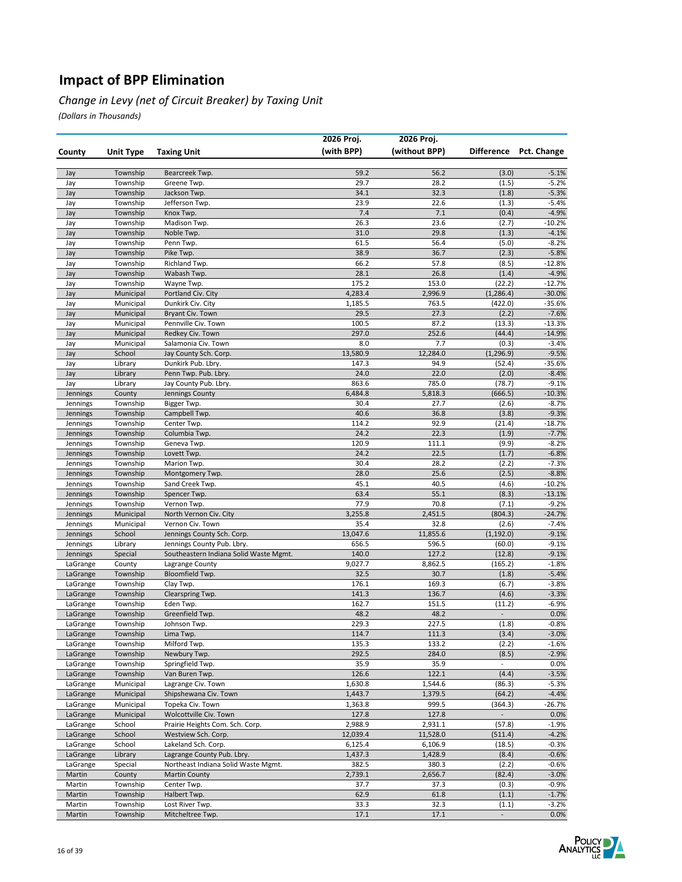# Impact of BPP Elimination

*Change in Levy (net of Circuit Breaker) by Taxing Unit*

*(Dollars in Thousands)*

| County | Unit Type | Taxing Unit | 2026 Proj. (with BPP) | 2026 Proj. (without BPP) | Difference | Pct. Change |
|---|---|---|---|---|---|---|
| Jay | Township | Bearcreek Twp. | 59.2 | 56.2 | (3.0) | -5.1% |
| Jay | Township | Greene Twp. | 29.7 | 28.2 | (1.5) | -5.2% |
| Jay | Township | Jackson Twp. | 34.1 | 32.3 | (1.8) | -5.3% |
| Jay | Township | Jefferson Twp. | 23.9 | 22.6 | (1.3) | -5.4% |
| Jay | Township | Knox Twp. | 7.4 | 7.1 | (0.4) | -4.9% |
| Jay | Township | Madison Twp. | 26.3 | 23.6 | (2.7) | -10.2% |
| Jay | Township | Noble Twp. | 31.0 | 29.8 | (1.3) | -4.1% |
| Jay | Township | Penn Twp. | 61.5 | 56.4 | (5.0) | -8.2% |
| Jay | Township | Pike Twp. | 38.9 | 36.7 | (2.3) | -5.8% |
| Jay | Township | Richland Twp. | 66.2 | 57.8 | (8.5) | -12.8% |
| Jay | Township | Wabash Twp. | 28.1 | 26.8 | (1.4) | -4.9% |
| Jay | Township | Wayne Twp. | 175.2 | 153.0 | (22.2) | -12.7% |
| Jay | Municipal | Portland Civ. City | 4,283.4 | 2,996.9 | (1,286.4) | -30.0% |
| Jay | Municipal | Dunkirk Civ. City | 1,185.5 | 763.5 | (422.0) | -35.6% |
| Jay | Municipal | Bryant Civ. Town | 29.5 | 27.3 | (2.2) | -7.6% |
| Jay | Municipal | Pennville Civ. Town | 100.5 | 87.2 | (13.3) | -13.3% |
| Jay | Municipal | Redkey Civ. Town | 297.0 | 252.6 | (44.4) | -14.9% |
| Jay | Municipal | Salamonia Civ. Town | 8.0 | 7.7 | (0.3) | -3.4% |
| Jay | School | Jay County Sch. Corp. | 13,580.9 | 12,284.0 | (1,296.9) | -9.5% |
| Jay | Library | Dunkirk Pub. Lbry. | 147.3 | 94.9 | (52.4) | -35.6% |
| Jay | Library | Penn Twp. Pub. Lbry. | 24.0 | 22.0 | (2.0) | -8.4% |
| Jay | Library | Jay County Pub. Lbry. | 863.6 | 785.0 | (78.7) | -9.1% |
| Jennings | County | Jennings County | 6,484.8 | 5,818.3 | (666.5) | -10.3% |
| Jennings | Township | Bigger Twp. | 30.4 | 27.7 | (2.6) | -8.7% |
| Jennings | Township | Campbell Twp. | 40.6 | 36.8 | (3.8) | -9.3% |
| Jennings | Township | Center Twp. | 114.2 | 92.9 | (21.4) | -18.7% |
| Jennings | Township | Columbia Twp. | 24.2 | 22.3 | (1.9) | -7.7% |
| Jennings | Township | Geneva Twp. | 120.9 | 111.1 | (9.9) | -8.2% |
| Jennings | Township | Lovett Twp. | 24.2 | 22.5 | (1.7) | -6.8% |
| Jennings | Township | Marion Twp. | 30.4 | 28.2 | (2.2) | -7.3% |
| Jennings | Township | Montgomery Twp. | 28.0 | 25.6 | (2.5) | -8.8% |
| Jennings | Township | Sand Creek Twp. | 45.1 | 40.5 | (4.6) | -10.2% |
| Jennings | Township | Spencer Twp. | 63.4 | 55.1 | (8.3) | -13.1% |
| Jennings | Township | Vernon Twp. | 77.9 | 70.8 | (7.1) | -9.2% |
| Jennings | Municipal | North Vernon Civ. City | 3,255.8 | 2,451.5 | (804.3) | -24.7% |
| Jennings | Municipal | Vernon Civ. Town | 35.4 | 32.8 | (2.6) | -7.4% |
| Jennings | School | Jennings County Sch. Corp. | 13,047.6 | 11,855.6 | (1,192.0) | -9.1% |
| Jennings | Library | Jennings County Pub. Lbry. | 656.5 | 596.5 | (60.0) | -9.1% |
| Jennings | Special | Southeastern Indiana Solid Waste Mgmt. | 140.0 | 127.2 | (12.8) | -9.1% |
| LaGrange | County | Lagrange County | 9,027.7 | 8,862.5 | (165.2) | -1.8% |
| LaGrange | Township | Bloomfield Twp. | 32.5 | 30.7 | (1.8) | -5.4% |
| LaGrange | Township | Clay Twp. | 176.1 | 169.3 | (6.7) | -3.8% |
| LaGrange | Township | Clearspring Twp. | 141.3 | 136.7 | (4.6) | -3.3% |
| LaGrange | Township | Eden Twp. | 162.7 | 151.5 | (11.2) | -6.9% |
| LaGrange | Township | Greenfield Twp. | 48.2 | 48.2 | - | 0.0% |
| LaGrange | Township | Johnson Twp. | 229.3 | 227.5 | (1.8) | -0.8% |
| LaGrange | Township | Lima Twp. | 114.7 | 111.3 | (3.4) | -3.0% |
| LaGrange | Township | Milford Twp. | 135.3 | 133.2 | (2.2) | -1.6% |
| LaGrange | Township | Newbury Twp. | 292.5 | 284.0 | (8.5) | -2.9% |
| LaGrange | Township | Springfield Twp. | 35.9 | 35.9 | - | 0.0% |
| LaGrange | Township | Van Buren Twp. | 126.6 | 122.1 | (4.4) | -3.5% |
| LaGrange | Municipal | Lagrange Civ. Town | 1,630.8 | 1,544.6 | (86.3) | -5.3% |
| LaGrange | Municipal | Shipshewana Civ. Town | 1,443.7 | 1,379.5 | (64.2) | -4.4% |
| LaGrange | Municipal | Topeka Civ. Town | 1,363.8 | 999.5 | (364.3) | -26.7% |
| LaGrange | Municipal | Wolcottville Civ. Town | 127.8 | 127.8 | - | 0.0% |
| LaGrange | School | Prairie Heights Com. Sch. Corp. | 2,988.9 | 2,931.1 | (57.8) | -1.9% |
| LaGrange | School | Westview Sch. Corp. | 12,039.4 | 11,528.0 | (511.4) | -4.2% |
| LaGrange | School | Lakeland Sch. Corp. | 6,125.4 | 6,106.9 | (18.5) | -0.3% |
| LaGrange | Library | Lagrange County Pub. Lbry. | 1,437.3 | 1,428.9 | (8.4) | -0.6% |
| LaGrange | Special | Northeast Indiana Solid Waste Mgmt. | 382.5 | 380.3 | (2.2) | -0.6% |
| Martin | County | Martin County | 2,739.1 | 2,656.7 | (82.4) | -3.0% |
| Martin | Township | Center Twp. | 37.7 | 37.3 | (0.3) | -0.9% |
| Martin | Township | Halbert Twp. | 62.9 | 61.8 | (1.1) | -1.7% |
| Martin | Township | Lost River Twp. | 33.3 | 32.3 | (1.1) | -3.2% |
| Martin | Township | Mitcheltree Twp. | 17.1 | 17.1 | - | 0.0% |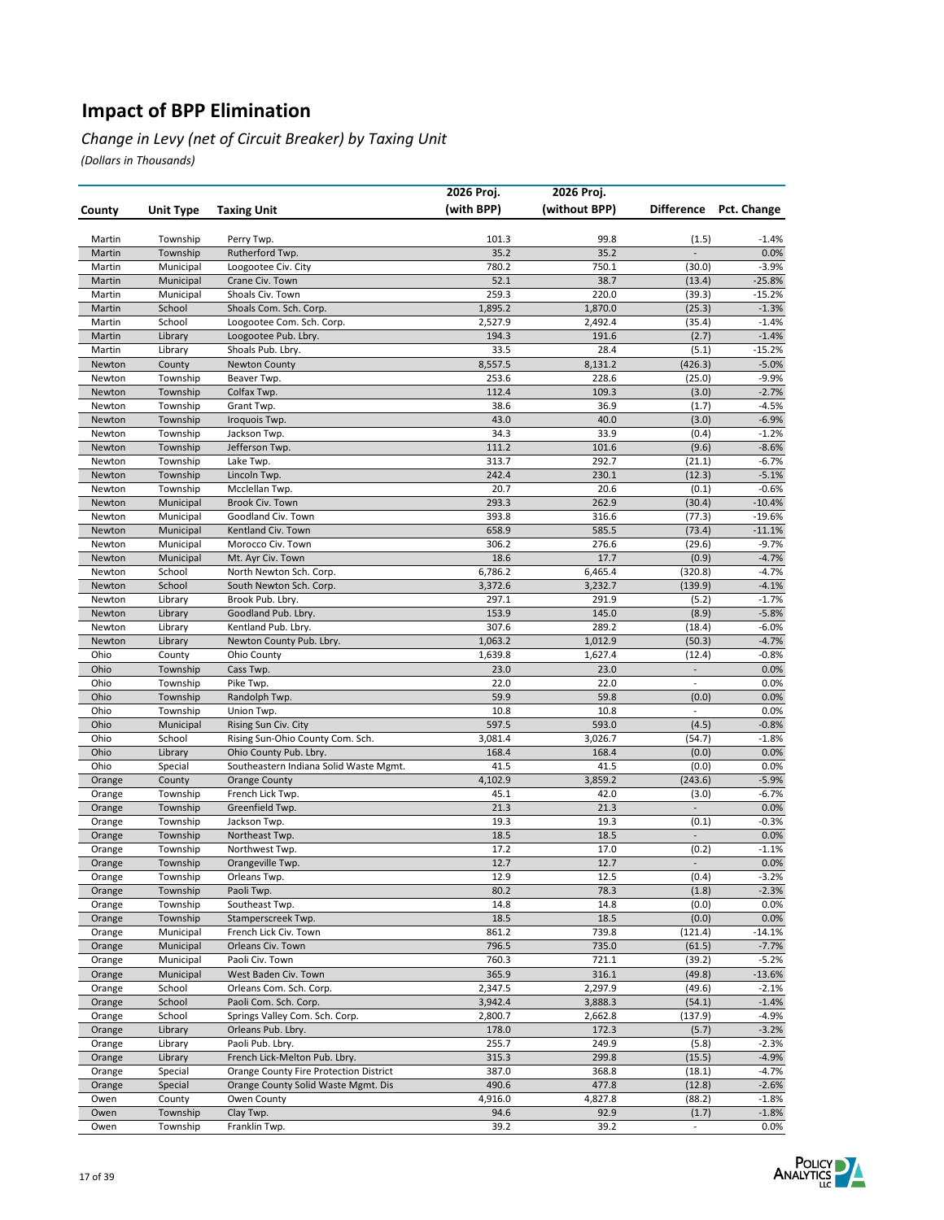# Impact of BPP Elimination

*Change in Levy (net of Circuit Breaker) by Taxing Unit*

*(Dollars in Thousands)*

| County | Unit Type | Taxing Unit | 2026 Proj. (with BPP) | 2026 Proj. (without BPP) | Difference | Pct. Change |
|---|---|---|---|---|---|---|
| Martin | Township | Perry Twp. | 101.3 | 99.8 | (1.5) | -1.4% |
| Martin | Township | Rutherford Twp. | 35.2 | 35.2 | - | 0.0% |
| Martin | Municipal | Loogootee Civ. City | 780.2 | 750.1 | (30.0) | -3.9% |
| Martin | Municipal | Crane Civ. Town | 52.1 | 38.7 | (13.4) | -25.8% |
| Martin | Municipal | Shoals Civ. Town | 259.3 | 220.0 | (39.3) | -15.2% |
| Martin | School | Shoals Com. Sch. Corp. | 1,895.2 | 1,870.0 | (25.3) | -1.3% |
| Martin | School | Loogootee Com. Sch. Corp. | 2,527.9 | 2,492.4 | (35.4) | -1.4% |
| Martin | Library | Loogootee Pub. Lbry. | 194.3 | 191.6 | (2.7) | -1.4% |
| Martin | Library | Shoals Pub. Lbry. | 33.5 | 28.4 | (5.1) | -15.2% |
| Newton | County | Newton County | 8,557.5 | 8,131.2 | (426.3) | -5.0% |
| Newton | Township | Beaver Twp. | 253.6 | 228.6 | (25.0) | -9.9% |
| Newton | Township | Colfax Twp. | 112.4 | 109.3 | (3.0) | -2.7% |
| Newton | Township | Grant Twp. | 38.6 | 36.9 | (1.7) | -4.5% |
| Newton | Township | Iroquois Twp. | 43.0 | 40.0 | (3.0) | -6.9% |
| Newton | Township | Jackson Twp. | 34.3 | 33.9 | (0.4) | -1.2% |
| Newton | Township | Jefferson Twp. | 111.2 | 101.6 | (9.6) | -8.6% |
| Newton | Township | Lake Twp. | 313.7 | 292.7 | (21.1) | -6.7% |
| Newton | Township | Lincoln Twp. | 242.4 | 230.1 | (12.3) | -5.1% |
| Newton | Township | Mcclellan Twp. | 20.7 | 20.6 | (0.1) | -0.6% |
| Newton | Municipal | Brook Civ. Town | 293.3 | 262.9 | (30.4) | -10.4% |
| Newton | Municipal | Goodland Civ. Town | 393.8 | 316.6 | (77.3) | -19.6% |
| Newton | Municipal | Kentland Civ. Town | 658.9 | 585.5 | (73.4) | -11.1% |
| Newton | Municipal | Morocco Civ. Town | 306.2 | 276.6 | (29.6) | -9.7% |
| Newton | Municipal | Mt. Ayr Civ. Town | 18.6 | 17.7 | (0.9) | -4.7% |
| Newton | School | North Newton Sch. Corp. | 6,786.2 | 6,465.4 | (320.8) | -4.7% |
| Newton | School | South Newton Sch. Corp. | 3,372.6 | 3,232.7 | (139.9) | -4.1% |
| Newton | Library | Brook Pub. Lbry. | 297.1 | 291.9 | (5.2) | -1.7% |
| Newton | Library | Goodland Pub. Lbry. | 153.9 | 145.0 | (8.9) | -5.8% |
| Newton | Library | Kentland Pub. Lbry. | 307.6 | 289.2 | (18.4) | -6.0% |
| Newton | Library | Newton County Pub. Lbry. | 1,063.2 | 1,012.9 | (50.3) | -4.7% |
| Ohio | County | Ohio County | 1,639.8 | 1,627.4 | (12.4) | -0.8% |
| Ohio | Township | Cass Twp. | 23.0 | 23.0 | - | 0.0% |
| Ohio | Township | Pike Twp. | 22.0 | 22.0 | - | 0.0% |
| Ohio | Township | Randolph Twp. | 59.9 | 59.8 | (0.0) | 0.0% |
| Ohio | Township | Union Twp. | 10.8 | 10.8 | - | 0.0% |
| Ohio | Municipal | Rising Sun Civ. City | 597.5 | 593.0 | (4.5) | -0.8% |
| Ohio | School | Rising Sun-Ohio County Com. Sch. | 3,081.4 | 3,026.7 | (54.7) | -1.8% |
| Ohio | Library | Ohio County Pub. Lbry. | 168.4 | 168.4 | (0.0) | 0.0% |
| Ohio | Special | Southeastern Indiana Solid Waste Mgmt. | 41.5 | 41.5 | (0.0) | 0.0% |
| Orange | County | Orange County | 4,102.9 | 3,859.2 | (243.6) | -5.9% |
| Orange | Township | French Lick Twp. | 45.1 | 42.0 | (3.0) | -6.7% |
| Orange | Township | Greenfield Twp. | 21.3 | 21.3 | - | 0.0% |
| Orange | Township | Jackson Twp. | 19.3 | 19.3 | (0.1) | -0.3% |
| Orange | Township | Northeast Twp. | 18.5 | 18.5 | - | 0.0% |
| Orange | Township | Northwest Twp. | 17.2 | 17.0 | (0.2) | -1.1% |
| Orange | Township | Orangeville Twp. | 12.7 | 12.7 | - | 0.0% |
| Orange | Township | Orleans Twp. | 12.9 | 12.5 | (0.4) | -3.2% |
| Orange | Township | Paoli Twp. | 80.2 | 78.3 | (1.8) | -2.3% |
| Orange | Township | Southeast Twp. | 14.8 | 14.8 | (0.0) | 0.0% |
| Orange | Township | Stamperscreek Twp. | 18.5 | 18.5 | (0.0) | 0.0% |
| Orange | Municipal | French Lick Civ. Town | 861.2 | 739.8 | (121.4) | -14.1% |
| Orange | Municipal | Orleans Civ. Town | 796.5 | 735.0 | (61.5) | -7.7% |
| Orange | Municipal | Paoli Civ. Town | 760.3 | 721.1 | (39.2) | -5.2% |
| Orange | Municipal | West Baden Civ. Town | 365.9 | 316.1 | (49.8) | -13.6% |
| Orange | School | Orleans Com. Sch. Corp. | 2,347.5 | 2,297.9 | (49.6) | -2.1% |
| Orange | School | Paoli Com. Sch. Corp. | 3,942.4 | 3,888.3 | (54.1) | -1.4% |
| Orange | School | Springs Valley Com. Sch. Corp. | 2,800.7 | 2,662.8 | (137.9) | -4.9% |
| Orange | Library | Orleans Pub. Lbry. | 178.0 | 172.3 | (5.7) | -3.2% |
| Orange | Library | Paoli Pub. Lbry. | 255.7 | 249.9 | (5.8) | -2.3% |
| Orange | Library | French Lick-Melton Pub. Lbry. | 315.3 | 299.8 | (15.5) | -4.9% |
| Orange | Special | Orange County Fire Protection District | 387.0 | 368.8 | (18.1) | -4.7% |
| Orange | Special | Orange County Solid Waste Mgmt. Dis | 490.6 | 477.8 | (12.8) | -2.6% |
| Owen | County | Owen County | 4,916.0 | 4,827.8 | (88.2) | -1.8% |
| Owen | Township | Clay Twp. | 94.6 | 92.9 | (1.7) | -1.8% |
| Owen | Township | Franklin Twp. | 39.2 | 39.2 | - | 0.0% |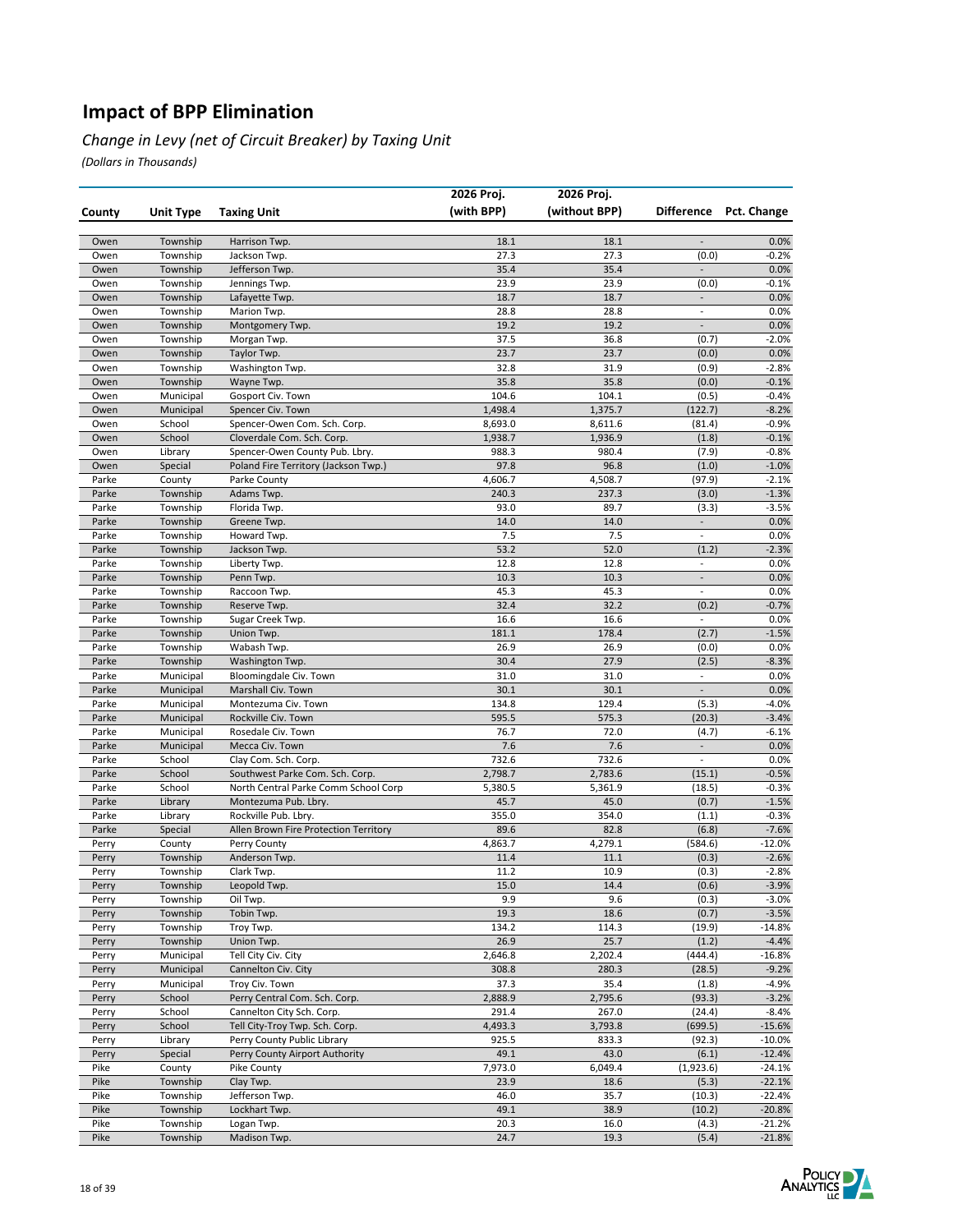# Impact of BPP Elimination

*Change in Levy (net of Circuit Breaker) by Taxing Unit*

*(Dollars in Thousands)*

| County | Unit Type | Taxing Unit | 2026 Proj. (with BPP) | 2026 Proj. (without BPP) | Difference | Pct. Change |
|---|---|---|---|---|---|---|
| Owen | Township | Harrison Twp. | 18.1 | 18.1 | - | 0.0% |
| Owen | Township | Jackson Twp. | 27.3 | 27.3 | (0.0) | -0.2% |
| Owen | Township | Jefferson Twp. | 35.4 | 35.4 | - | 0.0% |
| Owen | Township | Jennings Twp. | 23.9 | 23.9 | (0.0) | -0.1% |
| Owen | Township | Lafayette Twp. | 18.7 | 18.7 | - | 0.0% |
| Owen | Township | Marion Twp. | 28.8 | 28.8 | - | 0.0% |
| Owen | Township | Montgomery Twp. | 19.2 | 19.2 | - | 0.0% |
| Owen | Township | Morgan Twp. | 37.5 | 36.8 | (0.7) | -2.0% |
| Owen | Township | Taylor Twp. | 23.7 | 23.7 | (0.0) | 0.0% |
| Owen | Township | Washington Twp. | 32.8 | 31.9 | (0.9) | -2.8% |
| Owen | Township | Wayne Twp. | 35.8 | 35.8 | (0.0) | -0.1% |
| Owen | Municipal | Gosport Civ. Town | 104.6 | 104.1 | (0.5) | -0.4% |
| Owen | Municipal | Spencer Civ. Town | 1,498.4 | 1,375.7 | (122.7) | -8.2% |
| Owen | School | Spencer-Owen Com. Sch. Corp. | 8,693.0 | 8,611.6 | (81.4) | -0.9% |
| Owen | School | Cloverdale Com. Sch. Corp. | 1,938.7 | 1,936.9 | (1.8) | -0.1% |
| Owen | Library | Spencer-Owen County Pub. Lbry. | 988.3 | 980.4 | (7.9) | -0.8% |
| Owen | Special | Poland Fire Territory (Jackson Twp.) | 97.8 | 96.8 | (1.0) | -1.0% |
| Parke | County | Parke County | 4,606.7 | 4,508.7 | (97.9) | -2.1% |
| Parke | Township | Adams Twp. | 240.3 | 237.3 | (3.0) | -1.3% |
| Parke | Township | Florida Twp. | 93.0 | 89.7 | (3.3) | -3.5% |
| Parke | Township | Greene Twp. | 14.0 | 14.0 | - | 0.0% |
| Parke | Township | Howard Twp. | 7.5 | 7.5 | - | 0.0% |
| Parke | Township | Jackson Twp. | 53.2 | 52.0 | (1.2) | -2.3% |
| Parke | Township | Liberty Twp. | 12.8 | 12.8 | - | 0.0% |
| Parke | Township | Penn Twp. | 10.3 | 10.3 | - | 0.0% |
| Parke | Township | Raccoon Twp. | 45.3 | 45.3 | - | 0.0% |
| Parke | Township | Reserve Twp. | 32.4 | 32.2 | (0.2) | -0.7% |
| Parke | Township | Sugar Creek Twp. | 16.6 | 16.6 | - | 0.0% |
| Parke | Township | Union Twp. | 181.1 | 178.4 | (2.7) | -1.5% |
| Parke | Township | Wabash Twp. | 26.9 | 26.9 | (0.0) | 0.0% |
| Parke | Township | Washington Twp. | 30.4 | 27.9 | (2.5) | -8.3% |
| Parke | Municipal | Bloomingdale Civ. Town | 31.0 | 31.0 | - | 0.0% |
| Parke | Municipal | Marshall Civ. Town | 30.1 | 30.1 | - | 0.0% |
| Parke | Municipal | Montezuma Civ. Town | 134.8 | 129.4 | (5.3) | -4.0% |
| Parke | Municipal | Rockville Civ. Town | 595.5 | 575.3 | (20.3) | -3.4% |
| Parke | Municipal | Rosedale Civ. Town | 76.7 | 72.0 | (4.7) | -6.1% |
| Parke | Municipal | Mecca Civ. Town | 7.6 | 7.6 | - | 0.0% |
| Parke | School | Clay Com. Sch. Corp. | 732.6 | 732.6 | - | 0.0% |
| Parke | School | Southwest Parke Com. Sch. Corp. | 2,798.7 | 2,783.6 | (15.1) | -0.5% |
| Parke | School | North Central Parke Comm School Corp | 5,380.5 | 5,361.9 | (18.5) | -0.3% |
| Parke | Library | Montezuma Pub. Lbry. | 45.7 | 45.0 | (0.7) | -1.5% |
| Parke | Library | Rockville Pub. Lbry. | 355.0 | 354.0 | (1.1) | -0.3% |
| Parke | Special | Allen Brown Fire Protection Territory | 89.6 | 82.8 | (6.8) | -7.6% |
| Perry | County | Perry County | 4,863.7 | 4,279.1 | (584.6) | -12.0% |
| Perry | Township | Anderson Twp. | 11.4 | 11.1 | (0.3) | -2.6% |
| Perry | Township | Clark Twp. | 11.2 | 10.9 | (0.3) | -2.8% |
| Perry | Township | Leopold Twp. | 15.0 | 14.4 | (0.6) | -3.9% |
| Perry | Township | Oil Twp. | 9.9 | 9.6 | (0.3) | -3.0% |
| Perry | Township | Tobin Twp. | 19.3 | 18.6 | (0.7) | -3.5% |
| Perry | Township | Troy Twp. | 134.2 | 114.3 | (19.9) | -14.8% |
| Perry | Township | Union Twp. | 26.9 | 25.7 | (1.2) | -4.4% |
| Perry | Municipal | Tell City Civ. City | 2,646.8 | 2,202.4 | (444.4) | -16.8% |
| Perry | Municipal | Cannelton Civ. City | 308.8 | 280.3 | (28.5) | -9.2% |
| Perry | Municipal | Troy Civ. Town | 37.3 | 35.4 | (1.8) | -4.9% |
| Perry | School | Perry Central Com. Sch. Corp. | 2,888.9 | 2,795.6 | (93.3) | -3.2% |
| Perry | School | Cannelton City Sch. Corp. | 291.4 | 267.0 | (24.4) | -8.4% |
| Perry | School | Tell City-Troy Twp. Sch. Corp. | 4,493.3 | 3,793.8 | (699.5) | -15.6% |
| Perry | Library | Perry County Public Library | 925.5 | 833.3 | (92.3) | -10.0% |
| Perry | Special | Perry County Airport Authority | 49.1 | 43.0 | (6.1) | -12.4% |
| Pike | County | Pike County | 7,973.0 | 6,049.4 | (1,923.6) | -24.1% |
| Pike | Township | Clay Twp. | 23.9 | 18.6 | (5.3) | -22.1% |
| Pike | Township | Jefferson Twp. | 46.0 | 35.7 | (10.3) | -22.4% |
| Pike | Township | Lockhart Twp. | 49.1 | 38.9 | (10.2) | -20.8% |
| Pike | Township | Logan Twp. | 20.3 | 16.0 | (4.3) | -21.2% |
| Pike | Township | Madison Twp. | 24.7 | 19.3 | (5.4) | -21.8% |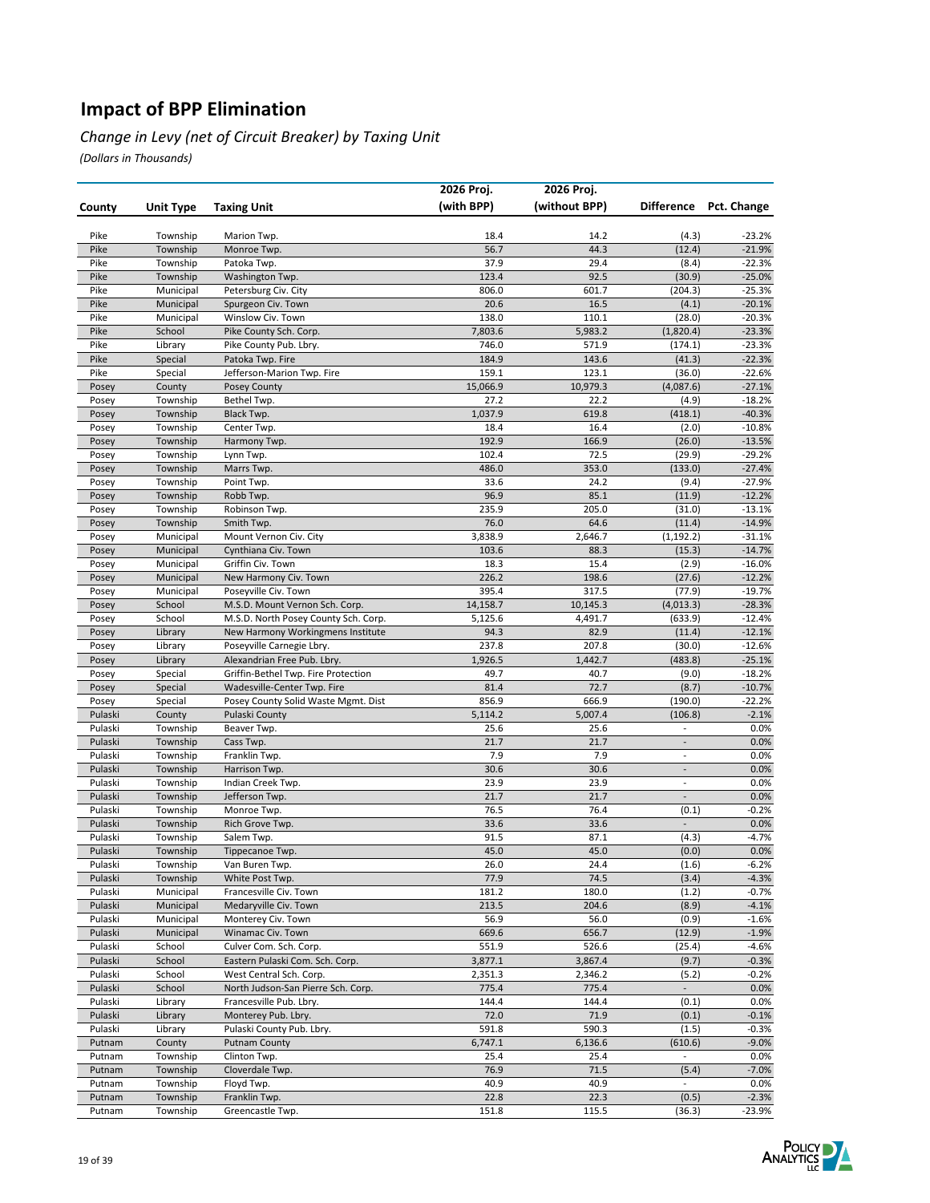# Impact of BPP Elimination

*Change in Levy (net of Circuit Breaker) by Taxing Unit*

*(Dollars in Thousands)*

| County | Unit Type | Taxing Unit | 2026 Proj. (with BPP) | 2026 Proj. (without BPP) | Difference | Pct. Change |
|---|---|---|---|---|---|---|
| Pike | Township | Marion Twp. | 18.4 | 14.2 | (4.3) | -23.2% |
| Pike | Township | Monroe Twp. | 56.7 | 44.3 | (12.4) | -21.9% |
| Pike | Township | Patoka Twp. | 37.9 | 29.4 | (8.4) | -22.3% |
| Pike | Township | Washington Twp. | 123.4 | 92.5 | (30.9) | -25.0% |
| Pike | Municipal | Petersburg Civ. City | 806.0 | 601.7 | (204.3) | -25.3% |
| Pike | Municipal | Spurgeon Civ. Town | 20.6 | 16.5 | (4.1) | -20.1% |
| Pike | Municipal | Winslow Civ. Town | 138.0 | 110.1 | (28.0) | -20.3% |
| Pike | School | Pike County Sch. Corp. | 7,803.6 | 5,983.2 | (1,820.4) | -23.3% |
| Pike | Library | Pike County Pub. Lbry. | 746.0 | 571.9 | (174.1) | -23.3% |
| Pike | Special | Patoka Twp. Fire | 184.9 | 143.6 | (41.3) | -22.3% |
| Pike | Special | Jefferson-Marion Twp. Fire | 159.1 | 123.1 | (36.0) | -22.6% |
| Posey | County | Posey County | 15,066.9 | 10,979.3 | (4,087.6) | -27.1% |
| Posey | Township | Bethel Twp. | 27.2 | 22.2 | (4.9) | -18.2% |
| Posey | Township | Black Twp. | 1,037.9 | 619.8 | (418.1) | -40.3% |
| Posey | Township | Center Twp. | 18.4 | 16.4 | (2.0) | -10.8% |
| Posey | Township | Harmony Twp. | 192.9 | 166.9 | (26.0) | -13.5% |
| Posey | Township | Lynn Twp. | 102.4 | 72.5 | (29.9) | -29.2% |
| Posey | Township | Marrs Twp. | 486.0 | 353.0 | (133.0) | -27.4% |
| Posey | Township | Point Twp. | 33.6 | 24.2 | (9.4) | -27.9% |
| Posey | Township | Robb Twp. | 96.9 | 85.1 | (11.9) | -12.2% |
| Posey | Township | Robinson Twp. | 235.9 | 205.0 | (31.0) | -13.1% |
| Posey | Township | Smith Twp. | 76.0 | 64.6 | (11.4) | -14.9% |
| Posey | Municipal | Mount Vernon Civ. City | 3,838.9 | 2,646.7 | (1,192.2) | -31.1% |
| Posey | Municipal | Cynthiana Civ. Town | 103.6 | 88.3 | (15.3) | -14.7% |
| Posey | Municipal | Griffin Civ. Town | 18.3 | 15.4 | (2.9) | -16.0% |
| Posey | Municipal | New Harmony Civ. Town | 226.2 | 198.6 | (27.6) | -12.2% |
| Posey | Municipal | Poseyville Civ. Town | 395.4 | 317.5 | (77.9) | -19.7% |
| Posey | School | M.S.D. Mount Vernon Sch. Corp. | 14,158.7 | 10,145.3 | (4,013.3) | -28.3% |
| Posey | School | M.S.D. North Posey County Sch. Corp. | 5,125.6 | 4,491.7 | (633.9) | -12.4% |
| Posey | Library | New Harmony Workingmens Institute | 94.3 | 82.9 | (11.4) | -12.1% |
| Posey | Library | Poseyville Carnegie Lbry. | 237.8 | 207.8 | (30.0) | -12.6% |
| Posey | Library | Alexandrian Free Pub. Lbry. | 1,926.5 | 1,442.7 | (483.8) | -25.1% |
| Posey | Special | Griffin-Bethel Twp. Fire Protection | 49.7 | 40.7 | (9.0) | -18.2% |
| Posey | Special | Wadesville-Center Twp. Fire | 81.4 | 72.7 | (8.7) | -10.7% |
| Posey | Special | Posey County Solid Waste Mgmt. Dist | 856.9 | 666.9 | (190.0) | -22.2% |
| Pulaski | County | Pulaski County | 5,114.2 | 5,007.4 | (106.8) | -2.1% |
| Pulaski | Township | Beaver Twp. | 25.6 | 25.6 | - | 0.0% |
| Pulaski | Township | Cass Twp. | 21.7 | 21.7 | - | 0.0% |
| Pulaski | Township | Franklin Twp. | 7.9 | 7.9 | - | 0.0% |
| Pulaski | Township | Harrison Twp. | 30.6 | 30.6 | - | 0.0% |
| Pulaski | Township | Indian Creek Twp. | 23.9 | 23.9 | - | 0.0% |
| Pulaski | Township | Jefferson Twp. | 21.7 | 21.7 | - | 0.0% |
| Pulaski | Township | Monroe Twp. | 76.5 | 76.4 | (0.1) | -0.2% |
| Pulaski | Township | Rich Grove Twp. | 33.6 | 33.6 | - | 0.0% |
| Pulaski | Township | Salem Twp. | 91.5 | 87.1 | (4.3) | -4.7% |
| Pulaski | Township | Tippecanoe Twp. | 45.0 | 45.0 | (0.0) | 0.0% |
| Pulaski | Township | Van Buren Twp. | 26.0 | 24.4 | (1.6) | -6.2% |
| Pulaski | Township | White Post Twp. | 77.9 | 74.5 | (3.4) | -4.3% |
| Pulaski | Municipal | Francesville Civ. Town | 181.2 | 180.0 | (1.2) | -0.7% |
| Pulaski | Municipal | Medaryville Civ. Town | 213.5 | 204.6 | (8.9) | -4.1% |
| Pulaski | Municipal | Monterey Civ. Town | 56.9 | 56.0 | (0.9) | -1.6% |
| Pulaski | Municipal | Winamac Civ. Town | 669.6 | 656.7 | (12.9) | -1.9% |
| Pulaski | School | Culver Com. Sch. Corp. | 551.9 | 526.6 | (25.4) | -4.6% |
| Pulaski | School | Eastern Pulaski Com. Sch. Corp. | 3,877.1 | 3,867.4 | (9.7) | -0.3% |
| Pulaski | School | West Central Sch. Corp. | 2,351.3 | 2,346.2 | (5.2) | -0.2% |
| Pulaski | School | North Judson-San Pierre Sch. Corp. | 775.4 | 775.4 | - | 0.0% |
| Pulaski | Library | Francesville Pub. Lbry. | 144.4 | 144.4 | (0.1) | 0.0% |
| Pulaski | Library | Monterey Pub. Lbry. | 72.0 | 71.9 | (0.1) | -0.1% |
| Pulaski | Library | Pulaski County Pub. Lbry. | 591.8 | 590.3 | (1.5) | -0.3% |
| Putnam | County | Putnam County | 6,747.1 | 6,136.6 | (610.6) | -9.0% |
| Putnam | Township | Clinton Twp. | 25.4 | 25.4 | - | 0.0% |
| Putnam | Township | Cloverdale Twp. | 76.9 | 71.5 | (5.4) | -7.0% |
| Putnam | Township | Floyd Twp. | 40.9 | 40.9 | - | 0.0% |
| Putnam | Township | Franklin Twp. | 22.8 | 22.3 | (0.5) | -2.3% |
| Putnam | Township | Greencastle Twp. | 151.8 | 115.5 | (36.3) | -23.9% |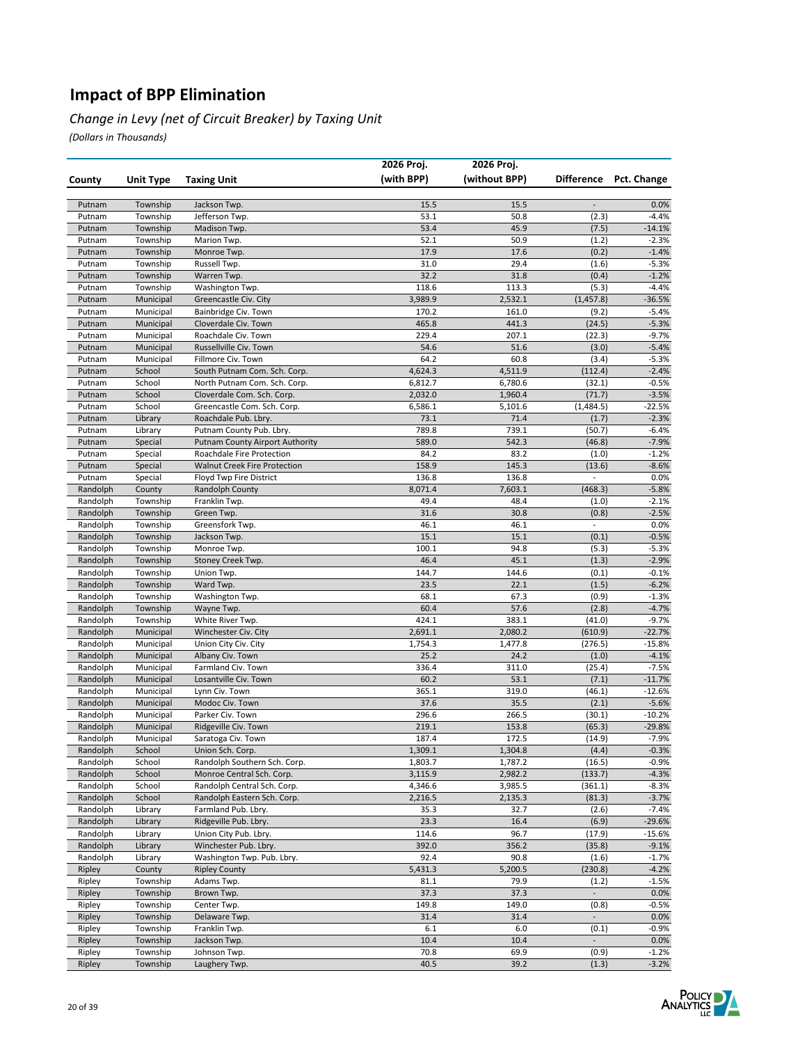# Impact of BPP Elimination

*Change in Levy (net of Circuit Breaker) by Taxing Unit*

*(Dollars in Thousands)*

| County | Unit Type | Taxing Unit | 2026 Proj. (with BPP) | 2026 Proj. (without BPP) | Difference | Pct. Change |
|---|---|---|---|---|---|---|
| Putnam | Township | Jackson Twp. | 15.5 | 15.5 | - | 0.0% |
| Putnam | Township | Jefferson Twp. | 53.1 | 50.8 | (2.3) | -4.4% |
| Putnam | Township | Madison Twp. | 53.4 | 45.9 | (7.5) | -14.1% |
| Putnam | Township | Marion Twp. | 52.1 | 50.9 | (1.2) | -2.3% |
| Putnam | Township | Monroe Twp. | 17.9 | 17.6 | (0.2) | -1.4% |
| Putnam | Township | Russell Twp. | 31.0 | 29.4 | (1.6) | -5.3% |
| Putnam | Township | Warren Twp. | 32.2 | 31.8 | (0.4) | -1.2% |
| Putnam | Township | Washington Twp. | 118.6 | 113.3 | (5.3) | -4.4% |
| Putnam | Municipal | Greencastle Civ. City | 3,989.9 | 2,532.1 | (1,457.8) | -36.5% |
| Putnam | Municipal | Bainbridge Civ. Town | 170.2 | 161.0 | (9.2) | -5.4% |
| Putnam | Municipal | Cloverdale Civ. Town | 465.8 | 441.3 | (24.5) | -5.3% |
| Putnam | Municipal | Roachdale Civ. Town | 229.4 | 207.1 | (22.3) | -9.7% |
| Putnam | Municipal | Russellville Civ. Town | 54.6 | 51.6 | (3.0) | -5.4% |
| Putnam | Municipal | Fillmore Civ. Town | 64.2 | 60.8 | (3.4) | -5.3% |
| Putnam | School | South Putnam Com. Sch. Corp. | 4,624.3 | 4,511.9 | (112.4) | -2.4% |
| Putnam | School | North Putnam Com. Sch. Corp. | 6,812.7 | 6,780.6 | (32.1) | -0.5% |
| Putnam | School | Cloverdale Com. Sch. Corp. | 2,032.0 | 1,960.4 | (71.7) | -3.5% |
| Putnam | School | Greencastle Com. Sch. Corp. | 6,586.1 | 5,101.6 | (1,484.5) | -22.5% |
| Putnam | Library | Roachdale Pub. Lbry. | 73.1 | 71.4 | (1.7) | -2.3% |
| Putnam | Library | Putnam County Pub. Lbry. | 789.8 | 739.1 | (50.7) | -6.4% |
| Putnam | Special | Putnam County Airport Authority | 589.0 | 542.3 | (46.8) | -7.9% |
| Putnam | Special | Roachdale Fire Protection | 84.2 | 83.2 | (1.0) | -1.2% |
| Putnam | Special | Walnut Creek Fire Protection | 158.9 | 145.3 | (13.6) | -8.6% |
| Putnam | Special | Floyd Twp Fire District | 136.8 | 136.8 | - | 0.0% |
| Randolph | County | Randolph County | 8,071.4 | 7,603.1 | (468.3) | -5.8% |
| Randolph | Township | Franklin Twp. | 49.4 | 48.4 | (1.0) | -2.1% |
| Randolph | Township | Green Twp. | 31.6 | 30.8 | (0.8) | -2.5% |
| Randolph | Township | Greensfork Twp. | 46.1 | 46.1 | - | 0.0% |
| Randolph | Township | Jackson Twp. | 15.1 | 15.1 | (0.1) | -0.5% |
| Randolph | Township | Monroe Twp. | 100.1 | 94.8 | (5.3) | -5.3% |
| Randolph | Township | Stoney Creek Twp. | 46.4 | 45.1 | (1.3) | -2.9% |
| Randolph | Township | Union Twp. | 144.7 | 144.6 | (0.1) | -0.1% |
| Randolph | Township | Ward Twp. | 23.5 | 22.1 | (1.5) | -6.2% |
| Randolph | Township | Washington Twp. | 68.1 | 67.3 | (0.9) | -1.3% |
| Randolph | Township | Wayne Twp. | 60.4 | 57.6 | (2.8) | -4.7% |
| Randolph | Township | White River Twp. | 424.1 | 383.1 | (41.0) | -9.7% |
| Randolph | Municipal | Winchester Civ. City | 2,691.1 | 2,080.2 | (610.9) | -22.7% |
| Randolph | Municipal | Union City Civ. City | 1,754.3 | 1,477.8 | (276.5) | -15.8% |
| Randolph | Municipal | Albany Civ. Town | 25.2 | 24.2 | (1.0) | -4.1% |
| Randolph | Municipal | Farmland Civ. Town | 336.4 | 311.0 | (25.4) | -7.5% |
| Randolph | Municipal | Losantville Civ. Town | 60.2 | 53.1 | (7.1) | -11.7% |
| Randolph | Municipal | Lynn Civ. Town | 365.1 | 319.0 | (46.1) | -12.6% |
| Randolph | Municipal | Modoc Civ. Town | 37.6 | 35.5 | (2.1) | -5.6% |
| Randolph | Municipal | Parker Civ. Town | 296.6 | 266.5 | (30.1) | -10.2% |
| Randolph | Municipal | Ridgeville Civ. Town | 219.1 | 153.8 | (65.3) | -29.8% |
| Randolph | Municipal | Saratoga Civ. Town | 187.4 | 172.5 | (14.9) | -7.9% |
| Randolph | School | Union Sch. Corp. | 1,309.1 | 1,304.8 | (4.4) | -0.3% |
| Randolph | School | Randolph Southern Sch. Corp. | 1,803.7 | 1,787.2 | (16.5) | -0.9% |
| Randolph | School | Monroe Central Sch. Corp. | 3,115.9 | 2,982.2 | (133.7) | -4.3% |
| Randolph | School | Randolph Central Sch. Corp. | 4,346.6 | 3,985.5 | (361.1) | -8.3% |
| Randolph | School | Randolph Eastern Sch. Corp. | 2,216.5 | 2,135.3 | (81.3) | -3.7% |
| Randolph | Library | Farmland Pub. Lbry. | 35.3 | 32.7 | (2.6) | -7.4% |
| Randolph | Library | Ridgeville Pub. Lbry. | 23.3 | 16.4 | (6.9) | -29.6% |
| Randolph | Library | Union City Pub. Lbry. | 114.6 | 96.7 | (17.9) | -15.6% |
| Randolph | Library | Winchester Pub. Lbry. | 392.0 | 356.2 | (35.8) | -9.1% |
| Randolph | Library | Washington Twp. Pub. Lbry. | 92.4 | 90.8 | (1.6) | -1.7% |
| Ripley | County | Ripley County | 5,431.3 | 5,200.5 | (230.8) | -4.2% |
| Ripley | Township | Adams Twp. | 81.1 | 79.9 | (1.2) | -1.5% |
| Ripley | Township | Brown Twp. | 37.3 | 37.3 | - | 0.0% |
| Ripley | Township | Center Twp. | 149.8 | 149.0 | (0.8) | -0.5% |
| Ripley | Township | Delaware Twp. | 31.4 | 31.4 | - | 0.0% |
| Ripley | Township | Franklin Twp. | 6.1 | 6.0 | (0.1) | -0.9% |
| Ripley | Township | Jackson Twp. | 10.4 | 10.4 | - | 0.0% |
| Ripley | Township | Johnson Twp. | 70.8 | 69.9 | (0.9) | -1.2% |
| Ripley | Township | Laughery Twp. | 40.5 | 39.2 | (1.3) | -3.2% |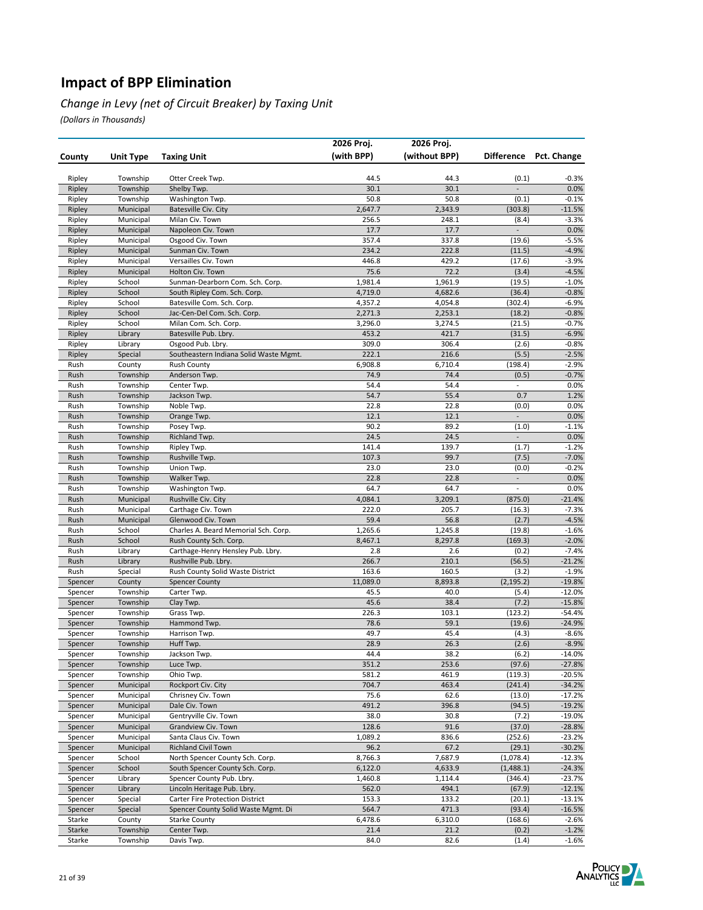# Impact of BPP Elimination

*Change in Levy (net of Circuit Breaker) by Taxing Unit*

*(Dollars in Thousands)*

| County | Unit Type | Taxing Unit | 2026 Proj. (with BPP) | 2026 Proj. (without BPP) | Difference | Pct. Change |
|---|---|---|---|---|---|---|
| Ripley | Township | Otter Creek Twp. | 44.5 | 44.3 | (0.1) | -0.3% |
| Ripley | Township | Shelby Twp. | 30.1 | 30.1 | - | 0.0% |
| Ripley | Township | Washington Twp. | 50.8 | 50.8 | (0.1) | -0.1% |
| Ripley | Municipal | Batesville Civ. City | 2,647.7 | 2,343.9 | (303.8) | -11.5% |
| Ripley | Municipal | Milan Civ. Town | 256.5 | 248.1 | (8.4) | -3.3% |
| Ripley | Municipal | Napoleon Civ. Town | 17.7 | 17.7 | - | 0.0% |
| Ripley | Municipal | Osgood Civ. Town | 357.4 | 337.8 | (19.6) | -5.5% |
| Ripley | Municipal | Sunman Civ. Town | 234.2 | 222.8 | (11.5) | -4.9% |
| Ripley | Municipal | Versailles Civ. Town | 446.8 | 429.2 | (17.6) | -3.9% |
| Ripley | Municipal | Holton Civ. Town | 75.6 | 72.2 | (3.4) | -4.5% |
| Ripley | School | Sunman-Dearborn Com. Sch. Corp. | 1,981.4 | 1,961.9 | (19.5) | -1.0% |
| Ripley | School | South Ripley Com. Sch. Corp. | 4,719.0 | 4,682.6 | (36.4) | -0.8% |
| Ripley | School | Batesville Com. Sch. Corp. | 4,357.2 | 4,054.8 | (302.4) | -6.9% |
| Ripley | School | Jac-Cen-Del Com. Sch. Corp. | 2,271.3 | 2,253.1 | (18.2) | -0.8% |
| Ripley | School | Milan Com. Sch. Corp. | 3,296.0 | 3,274.5 | (21.5) | -0.7% |
| Ripley | Library | Batesville Pub. Lbry. | 453.2 | 421.7 | (31.5) | -6.9% |
| Ripley | Library | Osgood Pub. Lbry. | 309.0 | 306.4 | (2.6) | -0.8% |
| Ripley | Special | Southeastern Indiana Solid Waste Mgmt. | 222.1 | 216.6 | (5.5) | -2.5% |
| Rush | County | Rush County | 6,908.8 | 6,710.4 | (198.4) | -2.9% |
| Rush | Township | Anderson Twp. | 74.9 | 74.4 | (0.5) | -0.7% |
| Rush | Township | Center Twp. | 54.4 | 54.4 | - | 0.0% |
| Rush | Township | Jackson Twp. | 54.7 | 55.4 | 0.7 | 1.2% |
| Rush | Township | Noble Twp. | 22.8 | 22.8 | (0.0) | 0.0% |
| Rush | Township | Orange Twp. | 12.1 | 12.1 | - | 0.0% |
| Rush | Township | Posey Twp. | 90.2 | 89.2 | (1.0) | -1.1% |
| Rush | Township | Richland Twp. | 24.5 | 24.5 | - | 0.0% |
| Rush | Township | Ripley Twp. | 141.4 | 139.7 | (1.7) | -1.2% |
| Rush | Township | Rushville Twp. | 107.3 | 99.7 | (7.5) | -7.0% |
| Rush | Township | Union Twp. | 23.0 | 23.0 | (0.0) | -0.2% |
| Rush | Township | Walker Twp. | 22.8 | 22.8 | - | 0.0% |
| Rush | Township | Washington Twp. | 64.7 | 64.7 | - | 0.0% |
| Rush | Municipal | Rushville Civ. City | 4,084.1 | 3,209.1 | (875.0) | -21.4% |
| Rush | Municipal | Carthage Civ. Town | 222.0 | 205.7 | (16.3) | -7.3% |
| Rush | Municipal | Glenwood Civ. Town | 59.4 | 56.8 | (2.7) | -4.5% |
| Rush | School | Charles A. Beard Memorial Sch. Corp. | 1,265.6 | 1,245.8 | (19.8) | -1.6% |
| Rush | School | Rush County Sch. Corp. | 8,467.1 | 8,297.8 | (169.3) | -2.0% |
| Rush | Library | Carthage-Henry Hensley Pub. Lbry. | 2.8 | 2.6 | (0.2) | -7.4% |
| Rush | Library | Rushville Pub. Lbry. | 266.7 | 210.1 | (56.5) | -21.2% |
| Rush | Special | Rush County Solid Waste District | 163.6 | 160.5 | (3.2) | -1.9% |
| Spencer | County | Spencer County | 11,089.0 | 8,893.8 | (2,195.2) | -19.8% |
| Spencer | Township | Carter Twp. | 45.5 | 40.0 | (5.4) | -12.0% |
| Spencer | Township | Clay Twp. | 45.6 | 38.4 | (7.2) | -15.8% |
| Spencer | Township | Grass Twp. | 226.3 | 103.1 | (123.2) | -54.4% |
| Spencer | Township | Hammond Twp. | 78.6 | 59.1 | (19.6) | -24.9% |
| Spencer | Township | Harrison Twp. | 49.7 | 45.4 | (4.3) | -8.6% |
| Spencer | Township | Huff Twp. | 28.9 | 26.3 | (2.6) | -8.9% |
| Spencer | Township | Jackson Twp. | 44.4 | 38.2 | (6.2) | -14.0% |
| Spencer | Township | Luce Twp. | 351.2 | 253.6 | (97.6) | -27.8% |
| Spencer | Township | Ohio Twp. | 581.2 | 461.9 | (119.3) | -20.5% |
| Spencer | Municipal | Rockport Civ. City | 704.7 | 463.4 | (241.4) | -34.2% |
| Spencer | Municipal | Chrisney Civ. Town | 75.6 | 62.6 | (13.0) | -17.2% |
| Spencer | Municipal | Dale Civ. Town | 491.2 | 396.8 | (94.5) | -19.2% |
| Spencer | Municipal | Gentryville Civ. Town | 38.0 | 30.8 | (7.2) | -19.0% |
| Spencer | Municipal | Grandview Civ. Town | 128.6 | 91.6 | (37.0) | -28.8% |
| Spencer | Municipal | Santa Claus Civ. Town | 1,089.2 | 836.6 | (252.6) | -23.2% |
| Spencer | Municipal | Richland Civil Town | 96.2 | 67.2 | (29.1) | -30.2% |
| Spencer | School | North Spencer County Sch. Corp. | 8,766.3 | 7,687.9 | (1,078.4) | -12.3% |
| Spencer | School | South Spencer County Sch. Corp. | 6,122.0 | 4,633.9 | (1,488.1) | -24.3% |
| Spencer | Library | Spencer County Pub. Lbry. | 1,460.8 | 1,114.4 | (346.4) | -23.7% |
| Spencer | Library | Lincoln Heritage Pub. Lbry. | 562.0 | 494.1 | (67.9) | -12.1% |
| Spencer | Special | Carter Fire Protection District | 153.3 | 133.2 | (20.1) | -13.1% |
| Spencer | Special | Spencer County Solid Waste Mgmt. Di | 564.7 | 471.3 | (93.4) | -16.5% |
| Starke | County | Starke County | 6,478.6 | 6,310.0 | (168.6) | -2.6% |
| Starke | Township | Center Twp. | 21.4 | 21.2 | (0.2) | -1.2% |
| Starke | Township | Davis Twp. | 84.0 | 82.6 | (1.4) | -1.6% |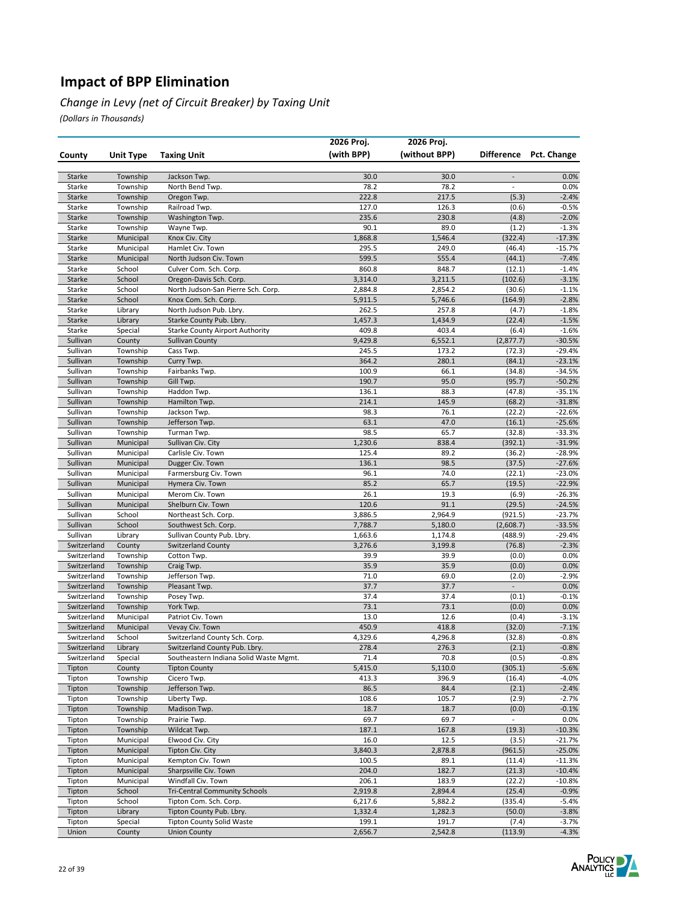# Impact of BPP Elimination

*Change in Levy (net of Circuit Breaker) by Taxing Unit*

*(Dollars in Thousands)*

| County | Unit Type | Taxing Unit | 2026 Proj. (with BPP) | 2026 Proj. (without BPP) | Difference | Pct. Change |
|---|---|---|---|---|---|---|
| Starke | Township | Jackson Twp. | 30.0 | 30.0 | - | 0.0% |
| Starke | Township | North Bend Twp. | 78.2 | 78.2 | - | 0.0% |
| Starke | Township | Oregon Twp. | 222.8 | 217.5 | (5.3) | -2.4% |
| Starke | Township | Railroad Twp. | 127.0 | 126.3 | (0.6) | -0.5% |
| Starke | Township | Washington Twp. | 235.6 | 230.8 | (4.8) | -2.0% |
| Starke | Township | Wayne Twp. | 90.1 | 89.0 | (1.2) | -1.3% |
| Starke | Municipal | Knox Civ. City | 1,868.8 | 1,546.4 | (322.4) | -17.3% |
| Starke | Municipal | Hamlet Civ. Town | 295.5 | 249.0 | (46.4) | -15.7% |
| Starke | Municipal | North Judson Civ. Town | 599.5 | 555.4 | (44.1) | -7.4% |
| Starke | School | Culver Com. Sch. Corp. | 860.8 | 848.7 | (12.1) | -1.4% |
| Starke | School | Oregon-Davis Sch. Corp. | 3,314.0 | 3,211.5 | (102.6) | -3.1% |
| Starke | School | North Judson-San Pierre Sch. Corp. | 2,884.8 | 2,854.2 | (30.6) | -1.1% |
| Starke | School | Knox Com. Sch. Corp. | 5,911.5 | 5,746.6 | (164.9) | -2.8% |
| Starke | Library | North Judson Pub. Lbry. | 262.5 | 257.8 | (4.7) | -1.8% |
| Starke | Library | Starke County Pub. Lbry. | 1,457.3 | 1,434.9 | (22.4) | -1.5% |
| Starke | Special | Starke County Airport Authority | 409.8 | 403.4 | (6.4) | -1.6% |
| Sullivan | County | Sullivan County | 9,429.8 | 6,552.1 | (2,877.7) | -30.5% |
| Sullivan | Township | Cass Twp. | 245.5 | 173.2 | (72.3) | -29.4% |
| Sullivan | Township | Curry Twp. | 364.2 | 280.1 | (84.1) | -23.1% |
| Sullivan | Township | Fairbanks Twp. | 100.9 | 66.1 | (34.8) | -34.5% |
| Sullivan | Township | Gill Twp. | 190.7 | 95.0 | (95.7) | -50.2% |
| Sullivan | Township | Haddon Twp. | 136.1 | 88.3 | (47.8) | -35.1% |
| Sullivan | Township | Hamilton Twp. | 214.1 | 145.9 | (68.2) | -31.8% |
| Sullivan | Township | Jackson Twp. | 98.3 | 76.1 | (22.2) | -22.6% |
| Sullivan | Township | Jefferson Twp. | 63.1 | 47.0 | (16.1) | -25.6% |
| Sullivan | Township | Turman Twp. | 98.5 | 65.7 | (32.8) | -33.3% |
| Sullivan | Municipal | Sullivan Civ. City | 1,230.6 | 838.4 | (392.1) | -31.9% |
| Sullivan | Municipal | Carlisle Civ. Town | 125.4 | 89.2 | (36.2) | -28.9% |
| Sullivan | Municipal | Dugger Civ. Town | 136.1 | 98.5 | (37.5) | -27.6% |
| Sullivan | Municipal | Farmersburg Civ. Town | 96.1 | 74.0 | (22.1) | -23.0% |
| Sullivan | Municipal | Hymera Civ. Town | 85.2 | 65.7 | (19.5) | -22.9% |
| Sullivan | Municipal | Merom Civ. Town | 26.1 | 19.3 | (6.9) | -26.3% |
| Sullivan | Municipal | Shelburn Civ. Town | 120.6 | 91.1 | (29.5) | -24.5% |
| Sullivan | School | Northeast Sch. Corp. | 3,886.5 | 2,964.9 | (921.5) | -23.7% |
| Sullivan | School | Southwest Sch. Corp. | 7,788.7 | 5,180.0 | (2,608.7) | -33.5% |
| Sullivan | Library | Sullivan County Pub. Lbry. | 1,663.6 | 1,174.8 | (488.9) | -29.4% |
| Switzerland | County | Switzerland County | 3,276.6 | 3,199.8 | (76.8) | -2.3% |
| Switzerland | Township | Cotton Twp. | 39.9 | 39.9 | (0.0) | 0.0% |
| Switzerland | Township | Craig Twp. | 35.9 | 35.9 | (0.0) | 0.0% |
| Switzerland | Township | Jefferson Twp. | 71.0 | 69.0 | (2.0) | -2.9% |
| Switzerland | Township | Pleasant Twp. | 37.7 | 37.7 | - | 0.0% |
| Switzerland | Township | Posey Twp. | 37.4 | 37.4 | (0.1) | -0.1% |
| Switzerland | Township | York Twp. | 73.1 | 73.1 | (0.0) | 0.0% |
| Switzerland | Municipal | Patriot Civ. Town | 13.0 | 12.6 | (0.4) | -3.1% |
| Switzerland | Municipal | Vevay Civ. Town | 450.9 | 418.8 | (32.0) | -7.1% |
| Switzerland | School | Switzerland County Sch. Corp. | 4,329.6 | 4,296.8 | (32.8) | -0.8% |
| Switzerland | Library | Switzerland County Pub. Lbry. | 278.4 | 276.3 | (2.1) | -0.8% |
| Switzerland | Special | Southeastern Indiana Solid Waste Mgmt. | 71.4 | 70.8 | (0.5) | -0.8% |
| Tipton | County | Tipton County | 5,415.0 | 5,110.0 | (305.1) | -5.6% |
| Tipton | Township | Cicero Twp. | 413.3 | 396.9 | (16.4) | -4.0% |
| Tipton | Township | Jefferson Twp. | 86.5 | 84.4 | (2.1) | -2.4% |
| Tipton | Township | Liberty Twp. | 108.6 | 105.7 | (2.9) | -2.7% |
| Tipton | Township | Madison Twp. | 18.7 | 18.7 | (0.0) | -0.1% |
| Tipton | Township | Prairie Twp. | 69.7 | 69.7 | - | 0.0% |
| Tipton | Township | Wildcat Twp. | 187.1 | 167.8 | (19.3) | -10.3% |
| Tipton | Municipal | Elwood Civ. City | 16.0 | 12.5 | (3.5) | -21.7% |
| Tipton | Municipal | Tipton Civ. City | 3,840.3 | 2,878.8 | (961.5) | -25.0% |
| Tipton | Municipal | Kempton Civ. Town | 100.5 | 89.1 | (11.4) | -11.3% |
| Tipton | Municipal | Sharpsville Civ. Town | 204.0 | 182.7 | (21.3) | -10.4% |
| Tipton | Municipal | Windfall Civ. Town | 206.1 | 183.9 | (22.2) | -10.8% |
| Tipton | School | Tri-Central Community Schools | 2,919.8 | 2,894.4 | (25.4) | -0.9% |
| Tipton | School | Tipton Com. Sch. Corp. | 6,217.6 | 5,882.2 | (335.4) | -5.4% |
| Tipton | Library | Tipton County Pub. Lbry. | 1,332.4 | 1,282.3 | (50.0) | -3.8% |
| Tipton | Special | Tipton County Solid Waste | 199.1 | 191.7 | (7.4) | -3.7% |
| Union | County | Union County | 2,656.7 | 2,542.8 | (113.9) | -4.3% |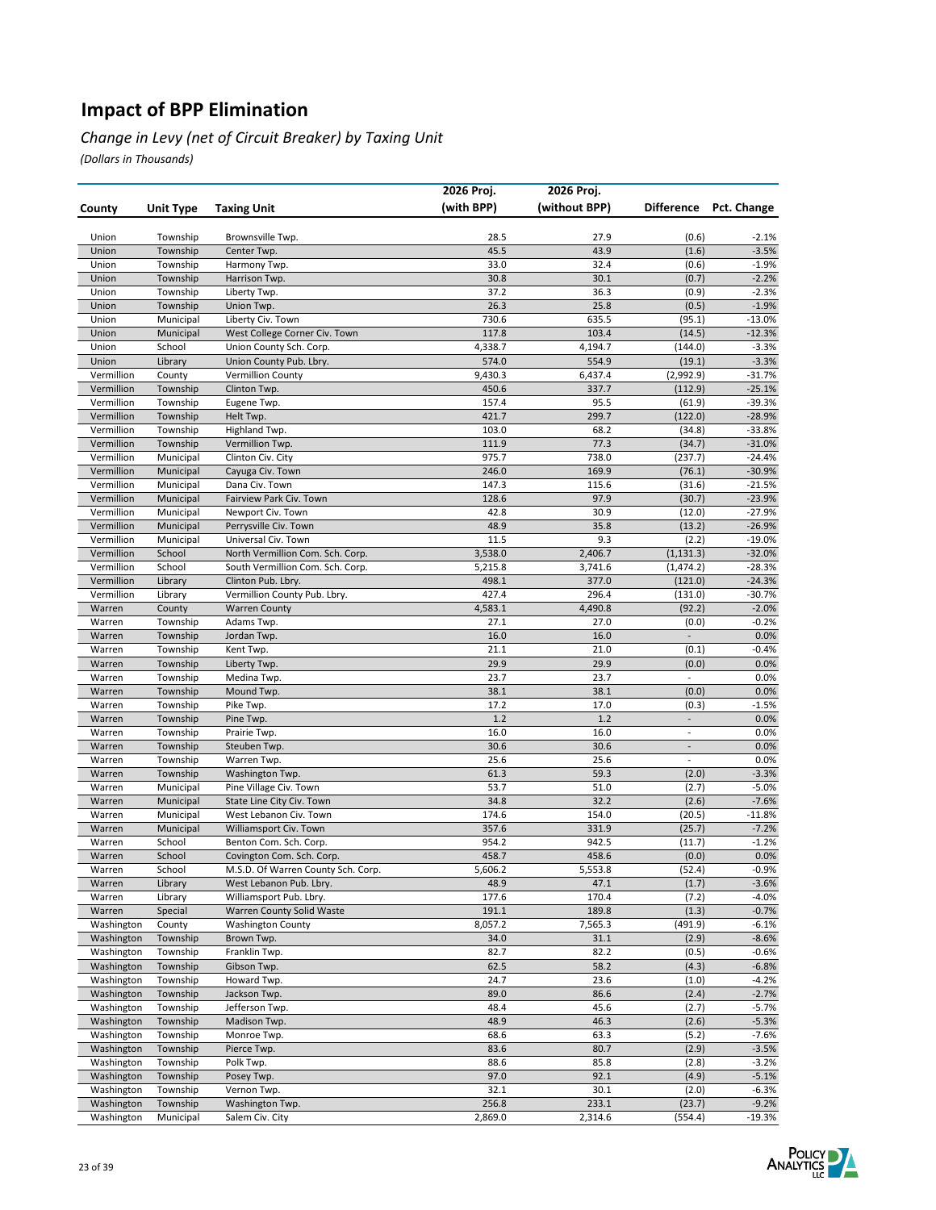# Impact of BPP Elimination

*Change in Levy (net of Circuit Breaker) by Taxing Unit*

*(Dollars in Thousands)*

| County | Unit Type | Taxing Unit | 2026 Proj. (with BPP) | 2026 Proj. (without BPP) | Difference | Pct. Change |
|---|---|---|---|---|---|---|
| Union | Township | Brownsville Twp. | 28.5 | 27.9 | (0.6) | -2.1% |
| Union | Township | Center Twp. | 45.5 | 43.9 | (1.6) | -3.5% |
| Union | Township | Harmony Twp. | 33.0 | 32.4 | (0.6) | -1.9% |
| Union | Township | Harrison Twp. | 30.8 | 30.1 | (0.7) | -2.2% |
| Union | Township | Liberty Twp. | 37.2 | 36.3 | (0.9) | -2.3% |
| Union | Township | Union Twp. | 26.3 | 25.8 | (0.5) | -1.9% |
| Union | Municipal | Liberty Civ. Town | 730.6 | 635.5 | (95.1) | -13.0% |
| Union | Municipal | West College Corner Civ. Town | 117.8 | 103.4 | (14.5) | -12.3% |
| Union | School | Union County Sch. Corp. | 4,338.7 | 4,194.7 | (144.0) | -3.3% |
| Union | Library | Union County Pub. Lbry. | 574.0 | 554.9 | (19.1) | -3.3% |
| Vermillion | County | Vermillion County | 9,430.3 | 6,437.4 | (2,992.9) | -31.7% |
| Vermillion | Township | Clinton Twp. | 450.6 | 337.7 | (112.9) | -25.1% |
| Vermillion | Township | Eugene Twp. | 157.4 | 95.5 | (61.9) | -39.3% |
| Vermillion | Township | Helt Twp. | 421.7 | 299.7 | (122.0) | -28.9% |
| Vermillion | Township | Highland Twp. | 103.0 | 68.2 | (34.8) | -33.8% |
| Vermillion | Township | Vermillion Twp. | 111.9 | 77.3 | (34.7) | -31.0% |
| Vermillion | Municipal | Clinton Civ. City | 975.7 | 738.0 | (237.7) | -24.4% |
| Vermillion | Municipal | Cayuga Civ. Town | 246.0 | 169.9 | (76.1) | -30.9% |
| Vermillion | Municipal | Dana Civ. Town | 147.3 | 115.6 | (31.6) | -21.5% |
| Vermillion | Municipal | Fairview Park Civ. Town | 128.6 | 97.9 | (30.7) | -23.9% |
| Vermillion | Municipal | Newport Civ. Town | 42.8 | 30.9 | (12.0) | -27.9% |
| Vermillion | Municipal | Perrysville Civ. Town | 48.9 | 35.8 | (13.2) | -26.9% |
| Vermillion | Municipal | Universal Civ. Town | 11.5 | 9.3 | (2.2) | -19.0% |
| Vermillion | School | North Vermillion Com. Sch. Corp. | 3,538.0 | 2,406.7 | (1,131.3) | -32.0% |
| Vermillion | School | South Vermillion Com. Sch. Corp. | 5,215.8 | 3,741.6 | (1,474.2) | -28.3% |
| Vermillion | Library | Clinton Pub. Lbry. | 498.1 | 377.0 | (121.0) | -24.3% |
| Vermillion | Library | Vermillion County Pub. Lbry. | 427.4 | 296.4 | (131.0) | -30.7% |
| Warren | County | Warren County | 4,583.1 | 4,490.8 | (92.2) | -2.0% |
| Warren | Township | Adams Twp. | 27.1 | 27.0 | (0.0) | -0.2% |
| Warren | Township | Jordan Twp. | 16.0 | 16.0 | - | 0.0% |
| Warren | Township | Kent Twp. | 21.1 | 21.0 | (0.1) | -0.4% |
| Warren | Township | Liberty Twp. | 29.9 | 29.9 | (0.0) | 0.0% |
| Warren | Township | Medina Twp. | 23.7 | 23.7 | - | 0.0% |
| Warren | Township | Mound Twp. | 38.1 | 38.1 | (0.0) | 0.0% |
| Warren | Township | Pike Twp. | 17.2 | 17.0 | (0.3) | -1.5% |
| Warren | Township | Pine Twp. | 1.2 | 1.2 | - | 0.0% |
| Warren | Township | Prairie Twp. | 16.0 | 16.0 | - | 0.0% |
| Warren | Township | Steuben Twp. | 30.6 | 30.6 | - | 0.0% |
| Warren | Township | Warren Twp. | 25.6 | 25.6 | - | 0.0% |
| Warren | Township | Washington Twp. | 61.3 | 59.3 | (2.0) | -3.3% |
| Warren | Municipal | Pine Village Civ. Town | 53.7 | 51.0 | (2.7) | -5.0% |
| Warren | Municipal | State Line City Civ. Town | 34.8 | 32.2 | (2.6) | -7.6% |
| Warren | Municipal | West Lebanon Civ. Town | 174.6 | 154.0 | (20.5) | -11.8% |
| Warren | Municipal | Williamsport Civ. Town | 357.6 | 331.9 | (25.7) | -7.2% |
| Warren | School | Benton Com. Sch. Corp. | 954.2 | 942.5 | (11.7) | -1.2% |
| Warren | School | Covington Com. Sch. Corp. | 458.7 | 458.6 | (0.0) | 0.0% |
| Warren | School | M.S.D. Of Warren County Sch. Corp. | 5,606.2 | 5,553.8 | (52.4) | -0.9% |
| Warren | Library | West Lebanon Pub. Lbry. | 48.9 | 47.1 | (1.7) | -3.6% |
| Warren | Library | Williamsport Pub. Lbry. | 177.6 | 170.4 | (7.2) | -4.0% |
| Warren | Special | Warren County Solid Waste | 191.1 | 189.8 | (1.3) | -0.7% |
| Washington | County | Washington County | 8,057.2 | 7,565.3 | (491.9) | -6.1% |
| Washington | Township | Brown Twp. | 34.0 | 31.1 | (2.9) | -8.6% |
| Washington | Township | Franklin Twp. | 82.7 | 82.2 | (0.5) | -0.6% |
| Washington | Township | Gibson Twp. | 62.5 | 58.2 | (4.3) | -6.8% |
| Washington | Township | Howard Twp. | 24.7 | 23.6 | (1.0) | -4.2% |
| Washington | Township | Jackson Twp. | 89.0 | 86.6 | (2.4) | -2.7% |
| Washington | Township | Jefferson Twp. | 48.4 | 45.6 | (2.7) | -5.7% |
| Washington | Township | Madison Twp. | 48.9 | 46.3 | (2.6) | -5.3% |
| Washington | Township | Monroe Twp. | 68.6 | 63.3 | (5.2) | -7.6% |
| Washington | Township | Pierce Twp. | 83.6 | 80.7 | (2.9) | -3.5% |
| Washington | Township | Polk Twp. | 88.6 | 85.8 | (2.8) | -3.2% |
| Washington | Township | Posey Twp. | 97.0 | 92.1 | (4.9) | -5.1% |
| Washington | Township | Vernon Twp. | 32.1 | 30.1 | (2.0) | -6.3% |
| Washington | Township | Washington Twp. | 256.8 | 233.1 | (23.7) | -9.2% |
| Washington | Municipal | Salem Civ. City | 2,869.0 | 2,314.6 | (554.4) | -19.3% |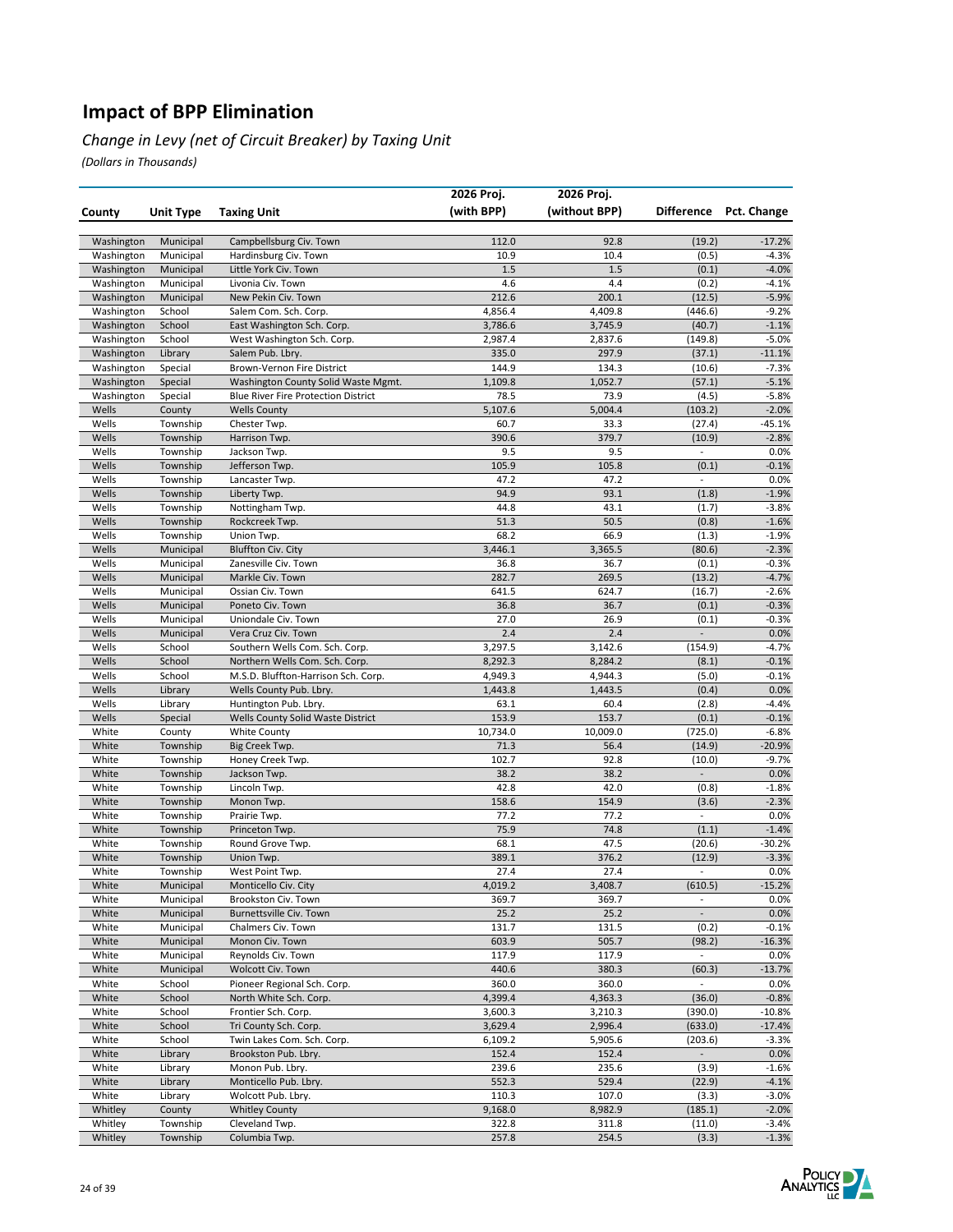# Impact of BPP Elimination

*Change in Levy (net of Circuit Breaker) by Taxing Unit*

*(Dollars in Thousands)*

| County | Unit Type | Taxing Unit | 2026 Proj. (with BPP) | 2026 Proj. (without BPP) | Difference | Pct. Change |
|---|---|---|---|---|---|---|
| Washington | Municipal | Campbellsburg Civ. Town | 112.0 | 92.8 | (19.2) | -17.2% |
| Washington | Municipal | Hardinsburg Civ. Town | 10.9 | 10.4 | (0.5) | -4.3% |
| Washington | Municipal | Little York Civ. Town | 1.5 | 1.5 | (0.1) | -4.0% |
| Washington | Municipal | Livonia Civ. Town | 4.6 | 4.4 | (0.2) | -4.1% |
| Washington | Municipal | New Pekin Civ. Town | 212.6 | 200.1 | (12.5) | -5.9% |
| Washington | School | Salem Com. Sch. Corp. | 4,856.4 | 4,409.8 | (446.6) | -9.2% |
| Washington | School | East Washington Sch. Corp. | 3,786.6 | 3,745.9 | (40.7) | -1.1% |
| Washington | School | West Washington Sch. Corp. | 2,987.4 | 2,837.6 | (149.8) | -5.0% |
| Washington | Library | Salem Pub. Lbry. | 335.0 | 297.9 | (37.1) | -11.1% |
| Washington | Special | Brown-Vernon Fire District | 144.9 | 134.3 | (10.6) | -7.3% |
| Washington | Special | Washington County Solid Waste Mgmt. | 1,109.8 | 1,052.7 | (57.1) | -5.1% |
| Washington | Special | Blue River Fire Protection District | 78.5 | 73.9 | (4.5) | -5.8% |
| Wells | County | Wells County | 5,107.6 | 5,004.4 | (103.2) | -2.0% |
| Wells | Township | Chester Twp. | 60.7 | 33.3 | (27.4) | -45.1% |
| Wells | Township | Harrison Twp. | 390.6 | 379.7 | (10.9) | -2.8% |
| Wells | Township | Jackson Twp. | 9.5 | 9.5 | - | 0.0% |
| Wells | Township | Jefferson Twp. | 105.9 | 105.8 | (0.1) | -0.1% |
| Wells | Township | Lancaster Twp. | 47.2 | 47.2 | - | 0.0% |
| Wells | Township | Liberty Twp. | 94.9 | 93.1 | (1.8) | -1.9% |
| Wells | Township | Nottingham Twp. | 44.8 | 43.1 | (1.7) | -3.8% |
| Wells | Township | Rockcreek Twp. | 51.3 | 50.5 | (0.8) | -1.6% |
| Wells | Township | Union Twp. | 68.2 | 66.9 | (1.3) | -1.9% |
| Wells | Municipal | Bluffton Civ. City | 3,446.1 | 3,365.5 | (80.6) | -2.3% |
| Wells | Municipal | Zanesville Civ. Town | 36.8 | 36.7 | (0.1) | -0.3% |
| Wells | Municipal | Markle Civ. Town | 282.7 | 269.5 | (13.2) | -4.7% |
| Wells | Municipal | Ossian Civ. Town | 641.5 | 624.7 | (16.7) | -2.6% |
| Wells | Municipal | Poneto Civ. Town | 36.8 | 36.7 | (0.1) | -0.3% |
| Wells | Municipal | Uniondale Civ. Town | 27.0 | 26.9 | (0.1) | -0.3% |
| Wells | Municipal | Vera Cruz Civ. Town | 2.4 | 2.4 | - | 0.0% |
| Wells | School | Southern Wells Com. Sch. Corp. | 3,297.5 | 3,142.6 | (154.9) | -4.7% |
| Wells | School | Northern Wells Com. Sch. Corp. | 8,292.3 | 8,284.2 | (8.1) | -0.1% |
| Wells | School | M.S.D. Bluffton-Harrison Sch. Corp. | 4,949.3 | 4,944.3 | (5.0) | -0.1% |
| Wells | Library | Wells County Pub. Lbry. | 1,443.8 | 1,443.5 | (0.4) | 0.0% |
| Wells | Library | Huntington Pub. Lbry. | 63.1 | 60.4 | (2.8) | -4.4% |
| Wells | Special | Wells County Solid Waste District | 153.9 | 153.7 | (0.1) | -0.1% |
| White | County | White County | 10,734.0 | 10,009.0 | (725.0) | -6.8% |
| White | Township | Big Creek Twp. | 71.3 | 56.4 | (14.9) | -20.9% |
| White | Township | Honey Creek Twp. | 102.7 | 92.8 | (10.0) | -9.7% |
| White | Township | Jackson Twp. | 38.2 | 38.2 | - | 0.0% |
| White | Township | Lincoln Twp. | 42.8 | 42.0 | (0.8) | -1.8% |
| White | Township | Monon Twp. | 158.6 | 154.9 | (3.6) | -2.3% |
| White | Township | Prairie Twp. | 77.2 | 77.2 | - | 0.0% |
| White | Township | Princeton Twp. | 75.9 | 74.8 | (1.1) | -1.4% |
| White | Township | Round Grove Twp. | 68.1 | 47.5 | (20.6) | -30.2% |
| White | Township | Union Twp. | 389.1 | 376.2 | (12.9) | -3.3% |
| White | Township | West Point Twp. | 27.4 | 27.4 | - | 0.0% |
| White | Municipal | Monticello Civ. City | 4,019.2 | 3,408.7 | (610.5) | -15.2% |
| White | Municipal | Brookston Civ. Town | 369.7 | 369.7 | - | 0.0% |
| White | Municipal | Burnettsville Civ. Town | 25.2 | 25.2 | - | 0.0% |
| White | Municipal | Chalmers Civ. Town | 131.7 | 131.5 | (0.2) | -0.1% |
| White | Municipal | Monon Civ. Town | 603.9 | 505.7 | (98.2) | -16.3% |
| White | Municipal | Reynolds Civ. Town | 117.9 | 117.9 | - | 0.0% |
| White | Municipal | Wolcott Civ. Town | 440.6 | 380.3 | (60.3) | -13.7% |
| White | School | Pioneer Regional Sch. Corp. | 360.0 | 360.0 | - | 0.0% |
| White | School | North White Sch. Corp. | 4,399.4 | 4,363.3 | (36.0) | -0.8% |
| White | School | Frontier Sch. Corp. | 3,600.3 | 3,210.3 | (390.0) | -10.8% |
| White | School | Tri County Sch. Corp. | 3,629.4 | 2,996.4 | (633.0) | -17.4% |
| White | School | Twin Lakes Com. Sch. Corp. | 6,109.2 | 5,905.6 | (203.6) | -3.3% |
| White | Library | Brookston Pub. Lbry. | 152.4 | 152.4 | - | 0.0% |
| White | Library | Monon Pub. Lbry. | 239.6 | 235.6 | (3.9) | -1.6% |
| White | Library | Monticello Pub. Lbry. | 552.3 | 529.4 | (22.9) | -4.1% |
| White | Library | Wolcott Pub. Lbry. | 110.3 | 107.0 | (3.3) | -3.0% |
| Whitley | County | Whitley County | 9,168.0 | 8,982.9 | (185.1) | -2.0% |
| Whitley | Township | Cleveland Twp. | 322.8 | 311.8 | (11.0) | -3.4% |
| Whitley | Township | Columbia Twp. | 257.8 | 254.5 | (3.3) | -1.3% |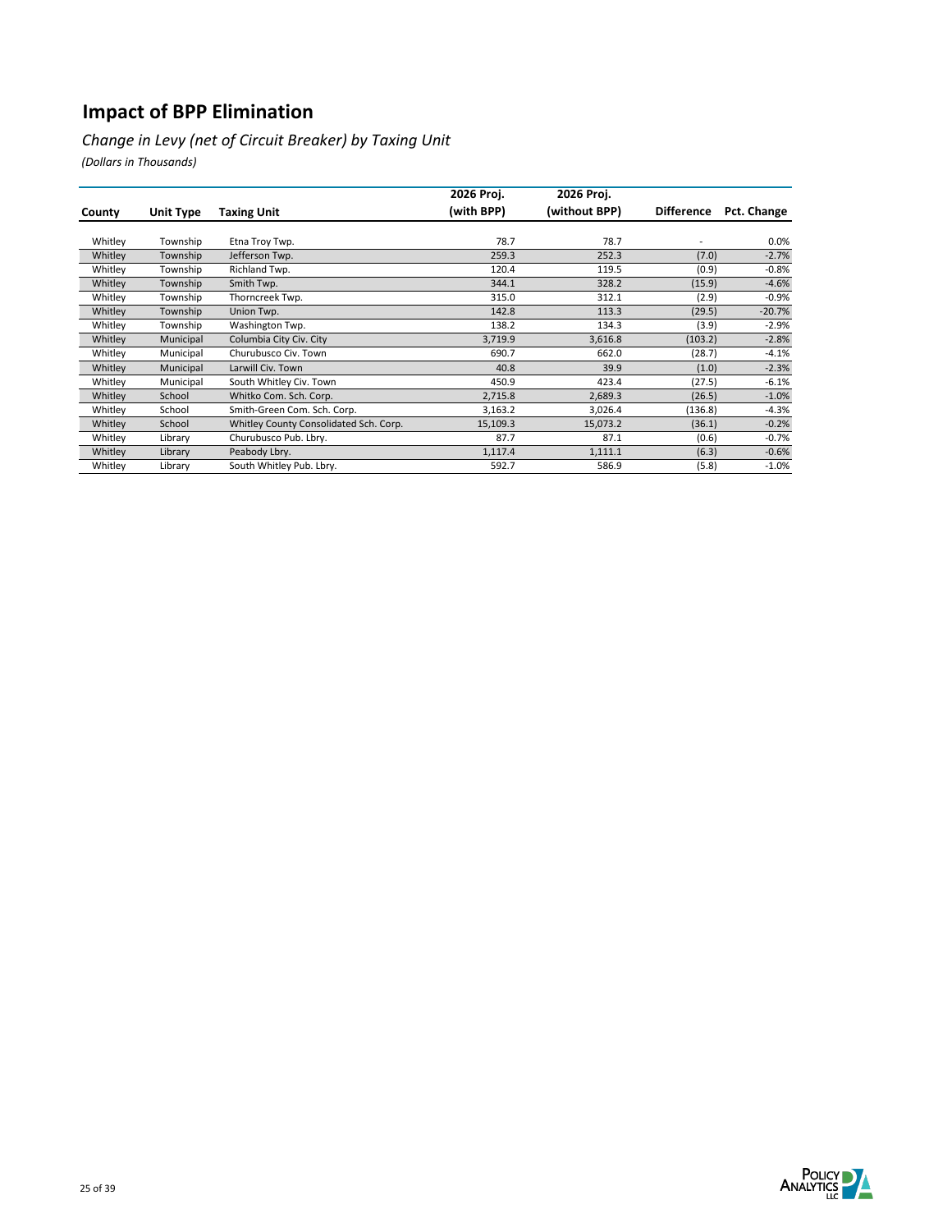# Impact of BPP Elimination

*Change in Levy (net of Circuit Breaker) by Taxing Unit*

*(Dollars in Thousands)*

| County | Unit Type | Taxing Unit | 2026 Proj. (with BPP) | 2026 Proj. (without BPP) | Difference | Pct. Change |
|---|---|---|---|---|---|---|
| Whitley | Township | Etna Troy Twp. | 78.7 | 78.7 | - | 0.0% |
| Whitley | Township | Jefferson Twp. | 259.3 | 252.3 | (7.0) | -2.7% |
| Whitley | Township | Richland Twp. | 120.4 | 119.5 | (0.9) | -0.8% |
| Whitley | Township | Smith Twp. | 344.1 | 328.2 | (15.9) | -4.6% |
| Whitley | Township | Thorncreek Twp. | 315.0 | 312.1 | (2.9) | -0.9% |
| Whitley | Township | Union Twp. | 142.8 | 113.3 | (29.5) | -20.7% |
| Whitley | Township | Washington Twp. | 138.2 | 134.3 | (3.9) | -2.9% |
| Whitley | Municipal | Columbia City Civ. City | 3,719.9 | 3,616.8 | (103.2) | -2.8% |
| Whitley | Municipal | Churubusco Civ. Town | 690.7 | 662.0 | (28.7) | -4.1% |
| Whitley | Municipal | Larwill Civ. Town | 40.8 | 39.9 | (1.0) | -2.3% |
| Whitley | Municipal | South Whitley Civ. Town | 450.9 | 423.4 | (27.5) | -6.1% |
| Whitley | School | Whitko Com. Sch. Corp. | 2,715.8 | 2,689.3 | (26.5) | -1.0% |
| Whitley | School | Smith-Green Com. Sch. Corp. | 3,163.2 | 3,026.4 | (136.8) | -4.3% |
| Whitley | School | Whitley County Consolidated Sch. Corp. | 15,109.3 | 15,073.2 | (36.1) | -0.2% |
| Whitley | Library | Churubusco Pub. Lbry. | 87.7 | 87.1 | (0.6) | -0.7% |
| Whitley | Library | Peabody Lbry. | 1,117.4 | 1,111.1 | (6.3) | -0.6% |
| Whitley | Library | South Whitley Pub. Lbry. | 592.7 | 586.9 | (5.8) | -1.0% |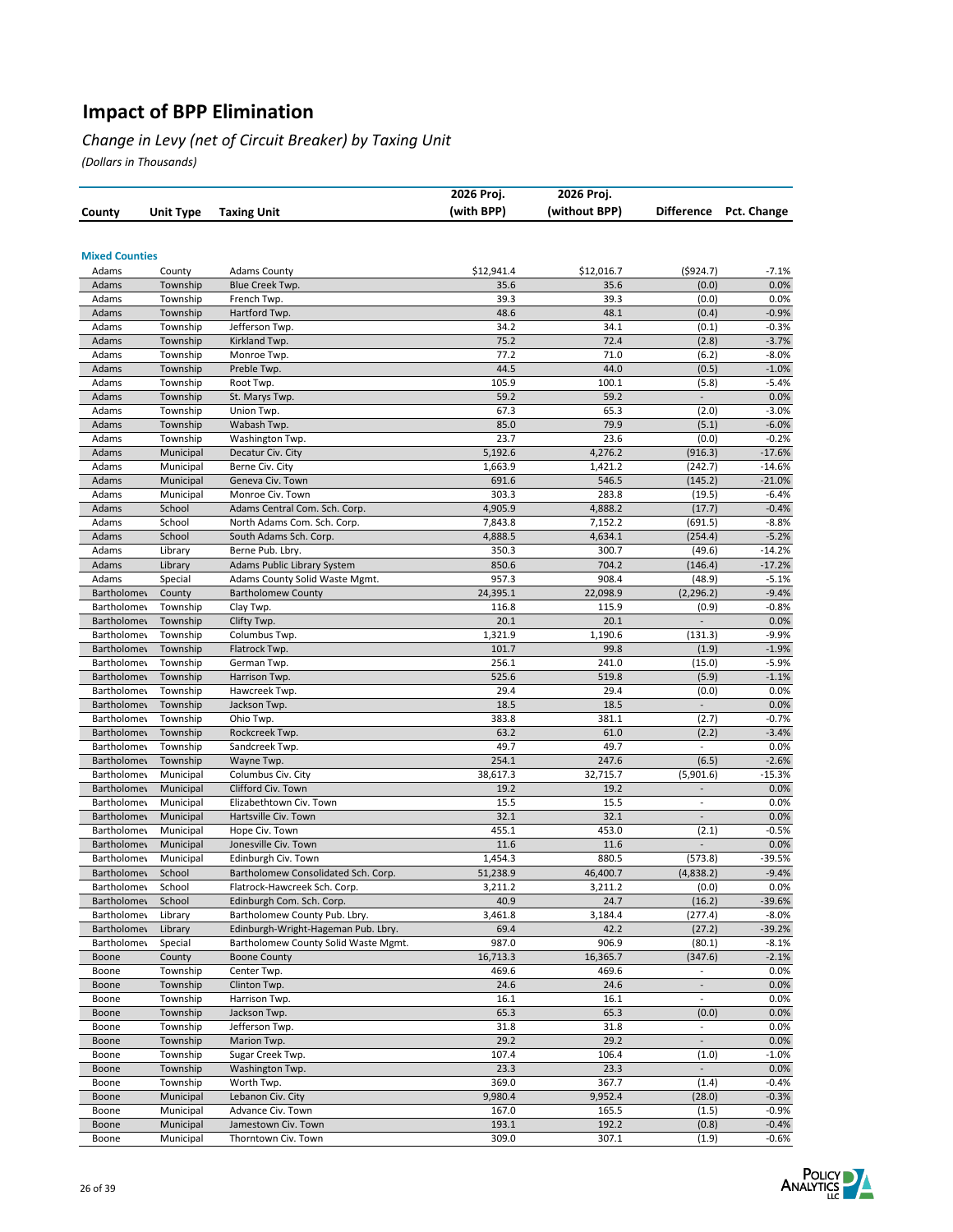# Impact of BPP Elimination

*Change in Levy (net of Circuit Breaker) by Taxing Unit*

*(Dollars in Thousands)*

| County | Unit Type | Taxing Unit | 2026 Proj. (with BPP) | 2026 Proj. (without BPP) | Difference | Pct. Change |
|---|---|---|---|---|---|---|
| **Mixed Counties** | | | | | | |
| Adams | County | Adams County | $12,941.4 | $12,016.7 | ($924.7) | -7.1% |
| Adams | Township | Blue Creek Twp. | 35.6 | 35.6 | (0.0) | 0.0% |
| Adams | Township | French Twp. | 39.3 | 39.3 | (0.0) | 0.0% |
| Adams | Township | Hartford Twp. | 48.6 | 48.1 | (0.4) | -0.9% |
| Adams | Township | Jefferson Twp. | 34.2 | 34.1 | (0.1) | -0.3% |
| Adams | Township | Kirkland Twp. | 75.2 | 72.4 | (2.8) | -3.7% |
| Adams | Township | Monroe Twp. | 77.2 | 71.0 | (6.2) | -8.0% |
| Adams | Township | Preble Twp. | 44.5 | 44.0 | (0.5) | -1.0% |
| Adams | Township | Root Twp. | 105.9 | 100.1 | (5.8) | -5.4% |
| Adams | Township | St. Marys Twp. | 59.2 | 59.2 | - | 0.0% |
| Adams | Township | Union Twp. | 67.3 | 65.3 | (2.0) | -3.0% |
| Adams | Township | Wabash Twp. | 85.0 | 79.9 | (5.1) | -6.0% |
| Adams | Township | Washington Twp. | 23.7 | 23.6 | (0.0) | -0.2% |
| Adams | Municipal | Decatur Civ. City | 5,192.6 | 4,276.2 | (916.3) | -17.6% |
| Adams | Municipal | Berne Civ. City | 1,663.9 | 1,421.2 | (242.7) | -14.6% |
| Adams | Municipal | Geneva Civ. Town | 691.6 | 546.5 | (145.2) | -21.0% |
| Adams | Municipal | Monroe Civ. Town | 303.3 | 283.8 | (19.5) | -6.4% |
| Adams | School | Adams Central Com. Sch. Corp. | 4,905.9 | 4,888.2 | (17.7) | -0.4% |
| Adams | School | North Adams Com. Sch. Corp. | 7,843.8 | 7,152.2 | (691.5) | -8.8% |
| Adams | School | South Adams Sch. Corp. | 4,888.5 | 4,634.1 | (254.4) | -5.2% |
| Adams | Library | Berne Pub. Lbry. | 350.3 | 300.7 | (49.6) | -14.2% |
| Adams | Library | Adams Public Library System | 850.6 | 704.2 | (146.4) | -17.2% |
| Adams | Special | Adams County Solid Waste Mgmt. | 957.3 | 908.4 | (48.9) | -5.1% |
| Bartholomew | County | Bartholomew County | 24,395.1 | 22,098.9 | (2,296.2) | -9.4% |
| Bartholomew | Township | Clay Twp. | 116.8 | 115.9 | (0.9) | -0.8% |
| Bartholomew | Township | Clifty Twp. | 20.1 | 20.1 | - | 0.0% |
| Bartholomew | Township | Columbus Twp. | 1,321.9 | 1,190.6 | (131.3) | -9.9% |
| Bartholomew | Township | Flatrock Twp. | 101.7 | 99.8 | (1.9) | -1.9% |
| Bartholomew | Township | German Twp. | 256.1 | 241.0 | (15.0) | -5.9% |
| Bartholomew | Township | Harrison Twp. | 525.6 | 519.8 | (5.9) | -1.1% |
| Bartholomew | Township | Hawcreek Twp. | 29.4 | 29.4 | (0.0) | 0.0% |
| Bartholomew | Township | Jackson Twp. | 18.5 | 18.5 | - | 0.0% |
| Bartholomew | Township | Ohio Twp. | 383.8 | 381.1 | (2.7) | -0.7% |
| Bartholomew | Township | Rockcreek Twp. | 63.2 | 61.0 | (2.2) | -3.4% |
| Bartholomew | Township | Sandcreek Twp. | 49.7 | 49.7 | - | 0.0% |
| Bartholomew | Township | Wayne Twp. | 254.1 | 247.6 | (6.5) | -2.6% |
| Bartholomew | Municipal | Columbus Civ. City | 38,617.3 | 32,715.7 | (5,901.6) | -15.3% |
| Bartholomew | Municipal | Clifford Civ. Town | 19.2 | 19.2 | - | 0.0% |
| Bartholomew | Municipal | Elizabethtown Civ. Town | 15.5 | 15.5 | - | 0.0% |
| Bartholomew | Municipal | Hartsville Civ. Town | 32.1 | 32.1 | - | 0.0% |
| Bartholomew | Municipal | Hope Civ. Town | 455.1 | 453.0 | (2.1) | -0.5% |
| Bartholomew | Municipal | Jonesville Civ. Town | 11.6 | 11.6 | - | 0.0% |
| Bartholomew | Municipal | Edinburgh Civ. Town | 1,454.3 | 880.5 | (573.8) | -39.5% |
| Bartholomew | School | Bartholomew Consolidated Sch. Corp. | 51,238.9 | 46,400.7 | (4,838.2) | -9.4% |
| Bartholomew | School | Flatrock-Hawcreek Sch. Corp. | 3,211.2 | 3,211.2 | (0.0) | 0.0% |
| Bartholomew | School | Edinburgh Com. Sch. Corp. | 40.9 | 24.7 | (16.2) | -39.6% |
| Bartholomew | Library | Bartholomew County Pub. Lbry. | 3,461.8 | 3,184.4 | (277.4) | -8.0% |
| Bartholomew | Library | Edinburgh-Wright-Hageman Pub. Lbry. | 69.4 | 42.2 | (27.2) | -39.2% |
| Bartholomew | Special | Bartholomew County Solid Waste Mgmt. | 987.0 | 906.9 | (80.1) | -8.1% |
| Boone | County | Boone County | 16,713.3 | 16,365.7 | (347.6) | -2.1% |
| Boone | Township | Center Twp. | 469.6 | 469.6 | - | 0.0% |
| Boone | Township | Clinton Twp. | 24.6 | 24.6 | - | 0.0% |
| Boone | Township | Harrison Twp. | 16.1 | 16.1 | - | 0.0% |
| Boone | Township | Jackson Twp. | 65.3 | 65.3 | (0.0) | 0.0% |
| Boone | Township | Jefferson Twp. | 31.8 | 31.8 | - | 0.0% |
| Boone | Township | Marion Twp. | 29.2 | 29.2 | - | 0.0% |
| Boone | Township | Sugar Creek Twp. | 107.4 | 106.4 | (1.0) | -1.0% |
| Boone | Township | Washington Twp. | 23.3 | 23.3 | - | 0.0% |
| Boone | Township | Worth Twp. | 369.0 | 367.7 | (1.4) | -0.4% |
| Boone | Municipal | Lebanon Civ. City | 9,980.4 | 9,952.4 | (28.0) | -0.3% |
| Boone | Municipal | Advance Civ. Town | 167.0 | 165.5 | (1.5) | -0.9% |
| Boone | Municipal | Jamestown Civ. Town | 193.1 | 192.2 | (0.8) | -0.4% |
| Boone | Municipal | Thorntown Civ. Town | 309.0 | 307.1 | (1.9) | -0.6% |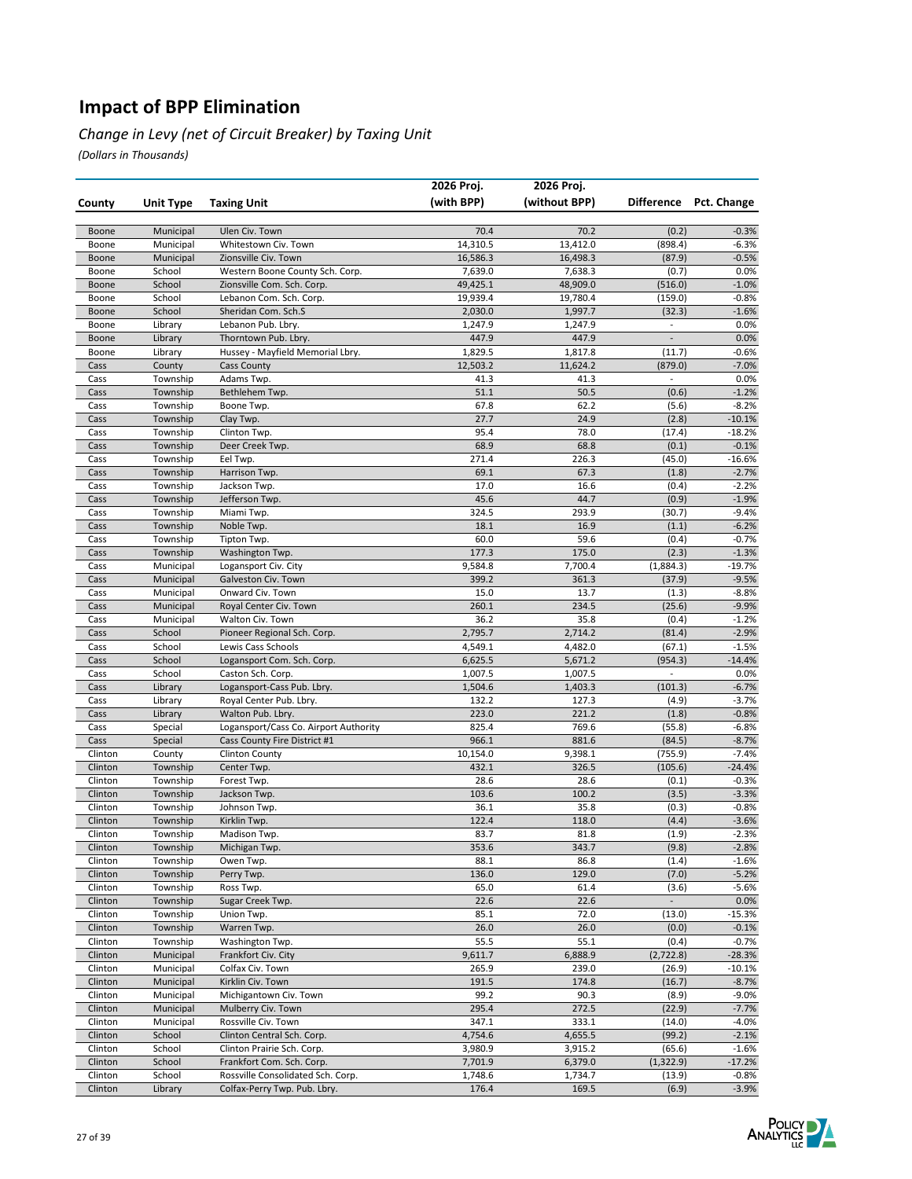# Impact of BPP Elimination

*Change in Levy (net of Circuit Breaker) by Taxing Unit*

*(Dollars in Thousands)*

| County | Unit Type | Taxing Unit | 2026 Proj. (with BPP) | 2026 Proj. (without BPP) | Difference | Pct. Change |
|---|---|---|---|---|---|---|
| Boone | Municipal | Ulen Civ. Town | 70.4 | 70.2 | (0.2) | -0.3% |
| Boone | Municipal | Whitestown Civ. Town | 14,310.5 | 13,412.0 | (898.4) | -6.3% |
| Boone | Municipal | Zionsville Civ. Town | 16,586.3 | 16,498.3 | (87.9) | -0.5% |
| Boone | School | Western Boone County Sch. Corp. | 7,639.0 | 7,638.3 | (0.7) | 0.0% |
| Boone | School | Zionsville Com. Sch. Corp. | 49,425.1 | 48,909.0 | (516.0) | -1.0% |
| Boone | School | Lebanon Com. Sch. Corp. | 19,939.4 | 19,780.4 | (159.0) | -0.8% |
| Boone | School | Sheridan Com. Sch.S | 2,030.0 | 1,997.7 | (32.3) | -1.6% |
| Boone | Library | Lebanon Pub. Lbry. | 1,247.9 | 1,247.9 | - | 0.0% |
| Boone | Library | Thorntown Pub. Lbry. | 447.9 | 447.9 | - | 0.0% |
| Boone | Library | Hussey - Mayfield Memorial Lbry. | 1,829.5 | 1,817.8 | (11.7) | -0.6% |
| Cass | County | Cass County | 12,503.2 | 11,624.2 | (879.0) | -7.0% |
| Cass | Township | Adams Twp. | 41.3 | 41.3 | - | 0.0% |
| Cass | Township | Bethlehem Twp. | 51.1 | 50.5 | (0.6) | -1.2% |
| Cass | Township | Boone Twp. | 67.8 | 62.2 | (5.6) | -8.2% |
| Cass | Township | Clay Twp. | 27.7 | 24.9 | (2.8) | -10.1% |
| Cass | Township | Clinton Twp. | 95.4 | 78.0 | (17.4) | -18.2% |
| Cass | Township | Deer Creek Twp. | 68.9 | 68.8 | (0.1) | -0.1% |
| Cass | Township | Eel Twp. | 271.4 | 226.3 | (45.0) | -16.6% |
| Cass | Township | Harrison Twp. | 69.1 | 67.3 | (1.8) | -2.7% |
| Cass | Township | Jackson Twp. | 17.0 | 16.6 | (0.4) | -2.2% |
| Cass | Township | Jefferson Twp. | 45.6 | 44.7 | (0.9) | -1.9% |
| Cass | Township | Miami Twp. | 324.5 | 293.9 | (30.7) | -9.4% |
| Cass | Township | Noble Twp. | 18.1 | 16.9 | (1.1) | -6.2% |
| Cass | Township | Tipton Twp. | 60.0 | 59.6 | (0.4) | -0.7% |
| Cass | Township | Washington Twp. | 177.3 | 175.0 | (2.3) | -1.3% |
| Cass | Municipal | Logansport Civ. City | 9,584.8 | 7,700.4 | (1,884.3) | -19.7% |
| Cass | Municipal | Galveston Civ. Town | 399.2 | 361.3 | (37.9) | -9.5% |
| Cass | Municipal | Onward Civ. Town | 15.0 | 13.7 | (1.3) | -8.8% |
| Cass | Municipal | Royal Center Civ. Town | 260.1 | 234.5 | (25.6) | -9.9% |
| Cass | Municipal | Walton Civ. Town | 36.2 | 35.8 | (0.4) | -1.2% |
| Cass | School | Pioneer Regional Sch. Corp. | 2,795.7 | 2,714.2 | (81.4) | -2.9% |
| Cass | School | Lewis Cass Schools | 4,549.1 | 4,482.0 | (67.1) | -1.5% |
| Cass | School | Logansport Com. Sch. Corp. | 6,625.5 | 5,671.2 | (954.3) | -14.4% |
| Cass | School | Caston Sch. Corp. | 1,007.5 | 1,007.5 | - | 0.0% |
| Cass | Library | Logansport-Cass Pub. Lbry. | 1,504.6 | 1,403.3 | (101.3) | -6.7% |
| Cass | Library | Royal Center Pub. Lbry. | 132.2 | 127.3 | (4.9) | -3.7% |
| Cass | Library | Walton Pub. Lbry. | 223.0 | 221.2 | (1.8) | -0.8% |
| Cass | Special | Logansport/Cass Co. Airport Authority | 825.4 | 769.6 | (55.8) | -6.8% |
| Cass | Special | Cass County Fire District #1 | 966.1 | 881.6 | (84.5) | -8.7% |
| Clinton | County | Clinton County | 10,154.0 | 9,398.1 | (755.9) | -7.4% |
| Clinton | Township | Center Twp. | 432.1 | 326.5 | (105.6) | -24.4% |
| Clinton | Township | Forest Twp. | 28.6 | 28.6 | (0.1) | -0.3% |
| Clinton | Township | Jackson Twp. | 103.6 | 100.2 | (3.5) | -3.3% |
| Clinton | Township | Johnson Twp. | 36.1 | 35.8 | (0.3) | -0.8% |
| Clinton | Township | Kirklin Twp. | 122.4 | 118.0 | (4.4) | -3.6% |
| Clinton | Township | Madison Twp. | 83.7 | 81.8 | (1.9) | -2.3% |
| Clinton | Township | Michigan Twp. | 353.6 | 343.7 | (9.8) | -2.8% |
| Clinton | Township | Owen Twp. | 88.1 | 86.8 | (1.4) | -1.6% |
| Clinton | Township | Perry Twp. | 136.0 | 129.0 | (7.0) | -5.2% |
| Clinton | Township | Ross Twp. | 65.0 | 61.4 | (3.6) | -5.6% |
| Clinton | Township | Sugar Creek Twp. | 22.6 | 22.6 | - | 0.0% |
| Clinton | Township | Union Twp. | 85.1 | 72.0 | (13.0) | -15.3% |
| Clinton | Township | Warren Twp. | 26.0 | 26.0 | (0.0) | -0.1% |
| Clinton | Township | Washington Twp. | 55.5 | 55.1 | (0.4) | -0.7% |
| Clinton | Municipal | Frankfort Civ. City | 9,611.7 | 6,888.9 | (2,722.8) | -28.3% |
| Clinton | Municipal | Colfax Civ. Town | 265.9 | 239.0 | (26.9) | -10.1% |
| Clinton | Municipal | Kirklin Civ. Town | 191.5 | 174.8 | (16.7) | -8.7% |
| Clinton | Municipal | Michigantown Civ. Town | 99.2 | 90.3 | (8.9) | -9.0% |
| Clinton | Municipal | Mulberry Civ. Town | 295.4 | 272.5 | (22.9) | -7.7% |
| Clinton | Municipal | Rossville Civ. Town | 347.1 | 333.1 | (14.0) | -4.0% |
| Clinton | School | Clinton Central Sch. Corp. | 4,754.6 | 4,655.5 | (99.2) | -2.1% |
| Clinton | School | Clinton Prairie Sch. Corp. | 3,980.9 | 3,915.2 | (65.6) | -1.6% |
| Clinton | School | Frankfort Com. Sch. Corp. | 7,701.9 | 6,379.0 | (1,322.9) | -17.2% |
| Clinton | School | Rossville Consolidated Sch. Corp. | 1,748.6 | 1,734.7 | (13.9) | -0.8% |
| Clinton | Library | Colfax-Perry Twp. Pub. Lbry. | 176.4 | 169.5 | (6.9) | -3.9% |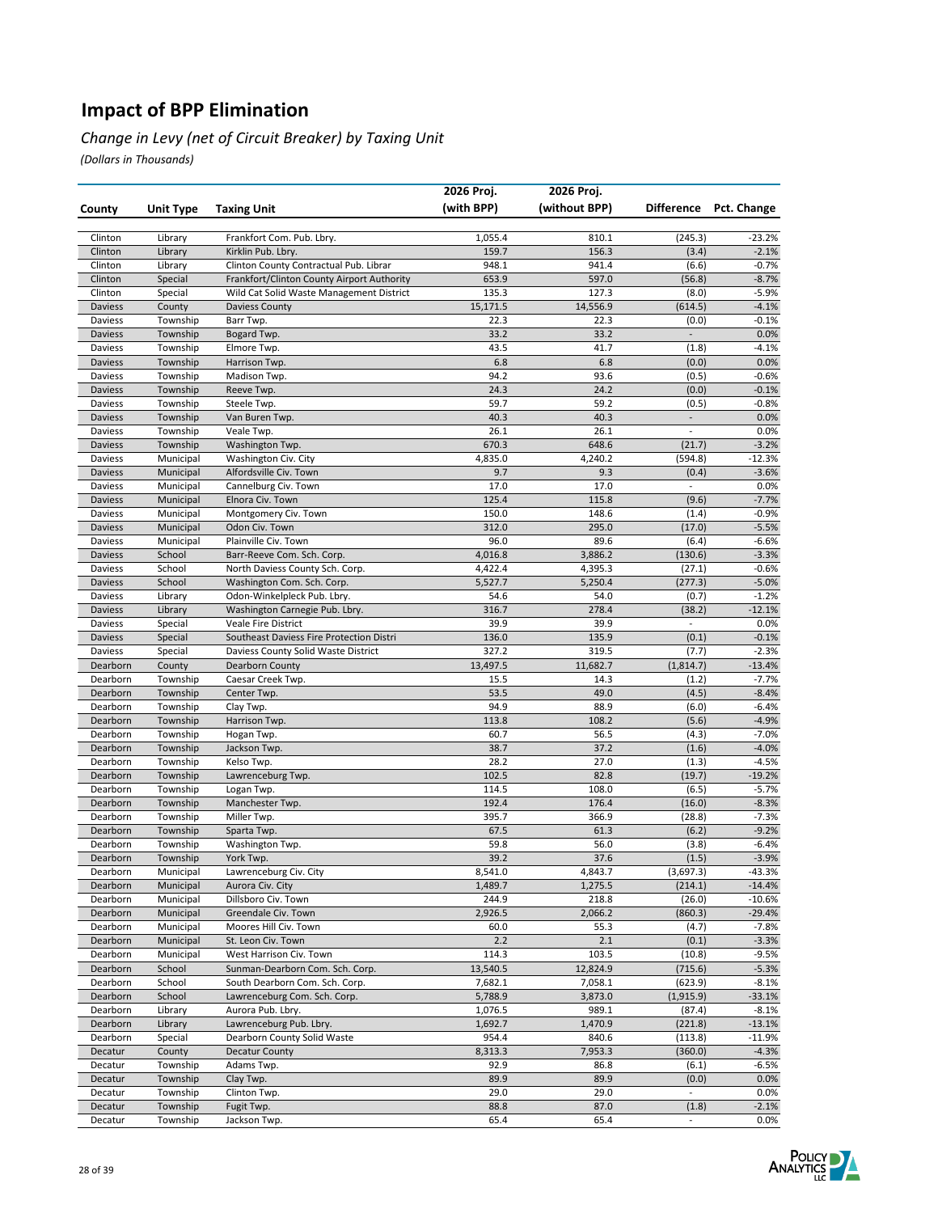# Impact of BPP Elimination

*Change in Levy (net of Circuit Breaker) by Taxing Unit*

*(Dollars in Thousands)*

| County | Unit Type | Taxing Unit | 2026 Proj. (with BPP) | 2026 Proj. (without BPP) | Difference | Pct. Change |
|---|---|---|---|---|---|---|
| Clinton | Library | Frankfort Com. Pub. Lbry. | 1,055.4 | 810.1 | (245.3) | -23.2% |
| Clinton | Library | Kirklin Pub. Lbry. | 159.7 | 156.3 | (3.4) | -2.1% |
| Clinton | Library | Clinton County Contractual Pub. Librar | 948.1 | 941.4 | (6.6) | -0.7% |
| Clinton | Special | Frankfort/Clinton County Airport Authority | 653.9 | 597.0 | (56.8) | -8.7% |
| Clinton | Special | Wild Cat Solid Waste Management District | 135.3 | 127.3 | (8.0) | -5.9% |
| Daviess | County | Daviess County | 15,171.5 | 14,556.9 | (614.5) | -4.1% |
| Daviess | Township | Barr Twp. | 22.3 | 22.3 | (0.0) | -0.1% |
| Daviess | Township | Bogard Twp. | 33.2 | 33.2 | - | 0.0% |
| Daviess | Township | Elmore Twp. | 43.5 | 41.7 | (1.8) | -4.1% |
| Daviess | Township | Harrison Twp. | 6.8 | 6.8 | (0.0) | 0.0% |
| Daviess | Township | Madison Twp. | 94.2 | 93.6 | (0.5) | -0.6% |
| Daviess | Township | Reeve Twp. | 24.3 | 24.2 | (0.0) | -0.1% |
| Daviess | Township | Steele Twp. | 59.7 | 59.2 | (0.5) | -0.8% |
| Daviess | Township | Van Buren Twp. | 40.3 | 40.3 | - | 0.0% |
| Daviess | Township | Veale Twp. | 26.1 | 26.1 | - | 0.0% |
| Daviess | Township | Washington Twp. | 670.3 | 648.6 | (21.7) | -3.2% |
| Daviess | Municipal | Washington Civ. City | 4,835.0 | 4,240.2 | (594.8) | -12.3% |
| Daviess | Municipal | Alfordsville Civ. Town | 9.7 | 9.3 | (0.4) | -3.6% |
| Daviess | Municipal | Cannelburg Civ. Town | 17.0 | 17.0 | - | 0.0% |
| Daviess | Municipal | Elnora Civ. Town | 125.4 | 115.8 | (9.6) | -7.7% |
| Daviess | Municipal | Montgomery Civ. Town | 150.0 | 148.6 | (1.4) | -0.9% |
| Daviess | Municipal | Odon Civ. Town | 312.0 | 295.0 | (17.0) | -5.5% |
| Daviess | Municipal | Plainville Civ. Town | 96.0 | 89.6 | (6.4) | -6.6% |
| Daviess | School | Barr-Reeve Com. Sch. Corp. | 4,016.8 | 3,886.2 | (130.6) | -3.3% |
| Daviess | School | North Daviess County Sch. Corp. | 4,422.4 | 4,395.3 | (27.1) | -0.6% |
| Daviess | School | Washington Com. Sch. Corp. | 5,527.7 | 5,250.4 | (277.3) | -5.0% |
| Daviess | Library | Odon-Winkelpleck Pub. Lbry. | 54.6 | 54.0 | (0.7) | -1.2% |
| Daviess | Library | Washington Carnegie Pub. Lbry. | 316.7 | 278.4 | (38.2) | -12.1% |
| Daviess | Special | Veale Fire District | 39.9 | 39.9 | - | 0.0% |
| Daviess | Special | Southeast Daviess Fire Protection Distri | 136.0 | 135.9 | (0.1) | -0.1% |
| Daviess | Special | Daviess County Solid Waste District | 327.2 | 319.5 | (7.7) | -2.3% |
| Dearborn | County | Dearborn County | 13,497.5 | 11,682.7 | (1,814.7) | -13.4% |
| Dearborn | Township | Caesar Creek Twp. | 15.5 | 14.3 | (1.2) | -7.7% |
| Dearborn | Township | Center Twp. | 53.5 | 49.0 | (4.5) | -8.4% |
| Dearborn | Township | Clay Twp. | 94.9 | 88.9 | (6.0) | -6.4% |
| Dearborn | Township | Harrison Twp. | 113.8 | 108.2 | (5.6) | -4.9% |
| Dearborn | Township | Hogan Twp. | 60.7 | 56.5 | (4.3) | -7.0% |
| Dearborn | Township | Jackson Twp. | 38.7 | 37.2 | (1.6) | -4.0% |
| Dearborn | Township | Kelso Twp. | 28.2 | 27.0 | (1.3) | -4.5% |
| Dearborn | Township | Lawrenceburg Twp. | 102.5 | 82.8 | (19.7) | -19.2% |
| Dearborn | Township | Logan Twp. | 114.5 | 108.0 | (6.5) | -5.7% |
| Dearborn | Township | Manchester Twp. | 192.4 | 176.4 | (16.0) | -8.3% |
| Dearborn | Township | Miller Twp. | 395.7 | 366.9 | (28.8) | -7.3% |
| Dearborn | Township | Sparta Twp. | 67.5 | 61.3 | (6.2) | -9.2% |
| Dearborn | Township | Washington Twp. | 59.8 | 56.0 | (3.8) | -6.4% |
| Dearborn | Township | York Twp. | 39.2 | 37.6 | (1.5) | -3.9% |
| Dearborn | Municipal | Lawrenceburg Civ. City | 8,541.0 | 4,843.7 | (3,697.3) | -43.3% |
| Dearborn | Municipal | Aurora Civ. City | 1,489.7 | 1,275.5 | (214.1) | -14.4% |
| Dearborn | Municipal | Dillsboro Civ. Town | 244.9 | 218.8 | (26.0) | -10.6% |
| Dearborn | Municipal | Greendale Civ. Town | 2,926.5 | 2,066.2 | (860.3) | -29.4% |
| Dearborn | Municipal | Moores Hill Civ. Town | 60.0 | 55.3 | (4.7) | -7.8% |
| Dearborn | Municipal | St. Leon Civ. Town | 2.2 | 2.1 | (0.1) | -3.3% |
| Dearborn | Municipal | West Harrison Civ. Town | 114.3 | 103.5 | (10.8) | -9.5% |
| Dearborn | School | Sunman-Dearborn Com. Sch. Corp. | 13,540.5 | 12,824.9 | (715.6) | -5.3% |
| Dearborn | School | South Dearborn Com. Sch. Corp. | 7,682.1 | 7,058.1 | (623.9) | -8.1% |
| Dearborn | School | Lawrenceburg Com. Sch. Corp. | 5,788.9 | 3,873.0 | (1,915.9) | -33.1% |
| Dearborn | Library | Aurora Pub. Lbry. | 1,076.5 | 989.1 | (87.4) | -8.1% |
| Dearborn | Library | Lawrenceburg Pub. Lbry. | 1,692.7 | 1,470.9 | (221.8) | -13.1% |
| Dearborn | Special | Dearborn County Solid Waste | 954.4 | 840.6 | (113.8) | -11.9% |
| Decatur | County | Decatur County | 8,313.3 | 7,953.3 | (360.0) | -4.3% |
| Decatur | Township | Adams Twp. | 92.9 | 86.8 | (6.1) | -6.5% |
| Decatur | Township | Clay Twp. | 89.9 | 89.9 | (0.0) | 0.0% |
| Decatur | Township | Clinton Twp. | 29.0 | 29.0 | - | 0.0% |
| Decatur | Township | Fugit Twp. | 88.8 | 87.0 | (1.8) | -2.1% |
| Decatur | Township | Jackson Twp. | 65.4 | 65.4 | - | 0.0% |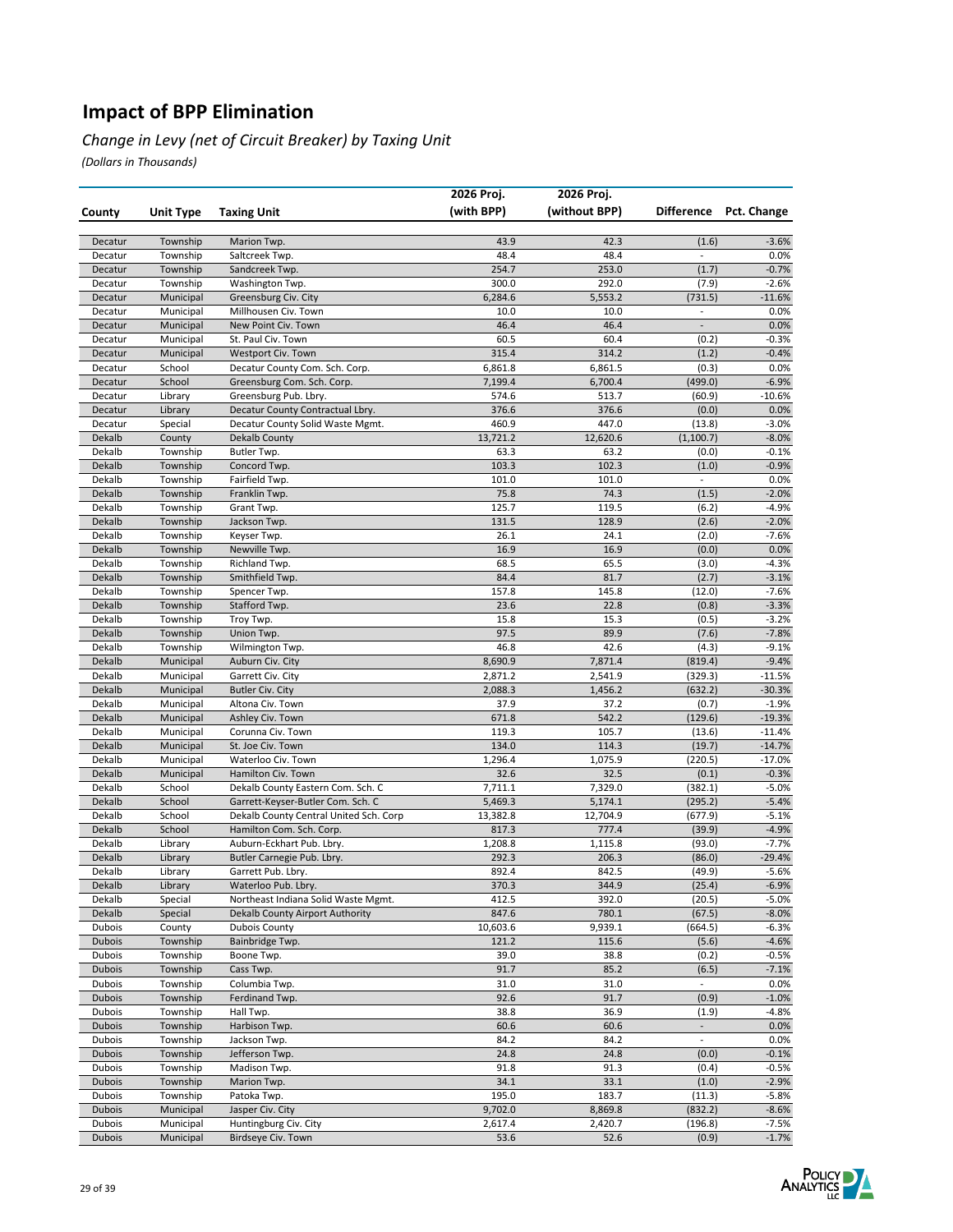# Impact of BPP Elimination

*Change in Levy (net of Circuit Breaker) by Taxing Unit*

*(Dollars in Thousands)*

| County | Unit Type | Taxing Unit | 2026 Proj. (with BPP) | 2026 Proj. (without BPP) | Difference | Pct. Change |
|---|---|---|---|---|---|---|
| Decatur | Township | Marion Twp. | 43.9 | 42.3 | (1.6) | -3.6% |
| Decatur | Township | Saltcreek Twp. | 48.4 | 48.4 | - | 0.0% |
| Decatur | Township | Sandcreek Twp. | 254.7 | 253.0 | (1.7) | -0.7% |
| Decatur | Township | Washington Twp. | 300.0 | 292.0 | (7.9) | -2.6% |
| Decatur | Municipal | Greensburg Civ. City | 6,284.6 | 5,553.2 | (731.5) | -11.6% |
| Decatur | Municipal | Millhousen Civ. Town | 10.0 | 10.0 | - | 0.0% |
| Decatur | Municipal | New Point Civ. Town | 46.4 | 46.4 | - | 0.0% |
| Decatur | Municipal | St. Paul Civ. Town | 60.5 | 60.4 | (0.2) | -0.3% |
| Decatur | Municipal | Westport Civ. Town | 315.4 | 314.2 | (1.2) | -0.4% |
| Decatur | School | Decatur County Com. Sch. Corp. | 6,861.8 | 6,861.5 | (0.3) | 0.0% |
| Decatur | School | Greensburg Com. Sch. Corp. | 7,199.4 | 6,700.4 | (499.0) | -6.9% |
| Decatur | Library | Greensburg Pub. Lbry. | 574.6 | 513.7 | (60.9) | -10.6% |
| Decatur | Library | Decatur County Contractual Lbry. | 376.6 | 376.6 | (0.0) | 0.0% |
| Decatur | Special | Decatur County Solid Waste Mgmt. | 460.9 | 447.0 | (13.8) | -3.0% |
| Dekalb | County | Dekalb County | 13,721.2 | 12,620.6 | (1,100.7) | -8.0% |
| Dekalb | Township | Butler Twp. | 63.3 | 63.2 | (0.0) | -0.1% |
| Dekalb | Township | Concord Twp. | 103.3 | 102.3 | (1.0) | -0.9% |
| Dekalb | Township | Fairfield Twp. | 101.0 | 101.0 | - | 0.0% |
| Dekalb | Township | Franklin Twp. | 75.8 | 74.3 | (1.5) | -2.0% |
| Dekalb | Township | Grant Twp. | 125.7 | 119.5 | (6.2) | -4.9% |
| Dekalb | Township | Jackson Twp. | 131.5 | 128.9 | (2.6) | -2.0% |
| Dekalb | Township | Keyser Twp. | 26.1 | 24.1 | (2.0) | -7.6% |
| Dekalb | Township | Newville Twp. | 16.9 | 16.9 | (0.0) | 0.0% |
| Dekalb | Township | Richland Twp. | 68.5 | 65.5 | (3.0) | -4.3% |
| Dekalb | Township | Smithfield Twp. | 84.4 | 81.7 | (2.7) | -3.1% |
| Dekalb | Township | Spencer Twp. | 157.8 | 145.8 | (12.0) | -7.6% |
| Dekalb | Township | Stafford Twp. | 23.6 | 22.8 | (0.8) | -3.3% |
| Dekalb | Township | Troy Twp. | 15.8 | 15.3 | (0.5) | -3.2% |
| Dekalb | Township | Union Twp. | 97.5 | 89.9 | (7.6) | -7.8% |
| Dekalb | Township | Wilmington Twp. | 46.8 | 42.6 | (4.3) | -9.1% |
| Dekalb | Municipal | Auburn Civ. City | 8,690.9 | 7,871.4 | (819.4) | -9.4% |
| Dekalb | Municipal | Garrett Civ. City | 2,871.2 | 2,541.9 | (329.3) | -11.5% |
| Dekalb | Municipal | Butler Civ. City | 2,088.3 | 1,456.2 | (632.2) | -30.3% |
| Dekalb | Municipal | Altona Civ. Town | 37.9 | 37.2 | (0.7) | -1.9% |
| Dekalb | Municipal | Ashley Civ. Town | 671.8 | 542.2 | (129.6) | -19.3% |
| Dekalb | Municipal | Corunna Civ. Town | 119.3 | 105.7 | (13.6) | -11.4% |
| Dekalb | Municipal | St. Joe Civ. Town | 134.0 | 114.3 | (19.7) | -14.7% |
| Dekalb | Municipal | Waterloo Civ. Town | 1,296.4 | 1,075.9 | (220.5) | -17.0% |
| Dekalb | Municipal | Hamilton Civ. Town | 32.6 | 32.5 | (0.1) | -0.3% |
| Dekalb | School | Dekalb County Eastern Com. Sch. C | 7,711.1 | 7,329.0 | (382.1) | -5.0% |
| Dekalb | School | Garrett-Keyser-Butler Com. Sch. C | 5,469.3 | 5,174.1 | (295.2) | -5.4% |
| Dekalb | School | Dekalb County Central United Sch. Corp | 13,382.8 | 12,704.9 | (677.9) | -5.1% |
| Dekalb | School | Hamilton Com. Sch. Corp. | 817.3 | 777.4 | (39.9) | -4.9% |
| Dekalb | Library | Auburn-Eckhart Pub. Lbry. | 1,208.8 | 1,115.8 | (93.0) | -7.7% |
| Dekalb | Library | Butler Carnegie Pub. Lbry. | 292.3 | 206.3 | (86.0) | -29.4% |
| Dekalb | Library | Garrett Pub. Lbry. | 892.4 | 842.5 | (49.9) | -5.6% |
| Dekalb | Library | Waterloo Pub. Lbry. | 370.3 | 344.9 | (25.4) | -6.9% |
| Dekalb | Special | Northeast Indiana Solid Waste Mgmt. | 412.5 | 392.0 | (20.5) | -5.0% |
| Dekalb | Special | Dekalb County Airport Authority | 847.6 | 780.1 | (67.5) | -8.0% |
| Dubois | County | Dubois County | 10,603.6 | 9,939.1 | (664.5) | -6.3% |
| Dubois | Township | Bainbridge Twp. | 121.2 | 115.6 | (5.6) | -4.6% |
| Dubois | Township | Boone Twp. | 39.0 | 38.8 | (0.2) | -0.5% |
| Dubois | Township | Cass Twp. | 91.7 | 85.2 | (6.5) | -7.1% |
| Dubois | Township | Columbia Twp. | 31.0 | 31.0 | - | 0.0% |
| Dubois | Township | Ferdinand Twp. | 92.6 | 91.7 | (0.9) | -1.0% |
| Dubois | Township | Hall Twp. | 38.8 | 36.9 | (1.9) | -4.8% |
| Dubois | Township | Harbison Twp. | 60.6 | 60.6 | - | 0.0% |
| Dubois | Township | Jackson Twp. | 84.2 | 84.2 | - | 0.0% |
| Dubois | Township | Jefferson Twp. | 24.8 | 24.8 | (0.0) | -0.1% |
| Dubois | Township | Madison Twp. | 91.8 | 91.3 | (0.4) | -0.5% |
| Dubois | Township | Marion Twp. | 34.1 | 33.1 | (1.0) | -2.9% |
| Dubois | Township | Patoka Twp. | 195.0 | 183.7 | (11.3) | -5.8% |
| Dubois | Municipal | Jasper Civ. City | 9,702.0 | 8,869.8 | (832.2) | -8.6% |
| Dubois | Municipal | Huntingburg Civ. City | 2,617.4 | 2,420.7 | (196.8) | -7.5% |
| Dubois | Municipal | Birdseye Civ. Town | 53.6 | 52.6 | (0.9) | -1.7% |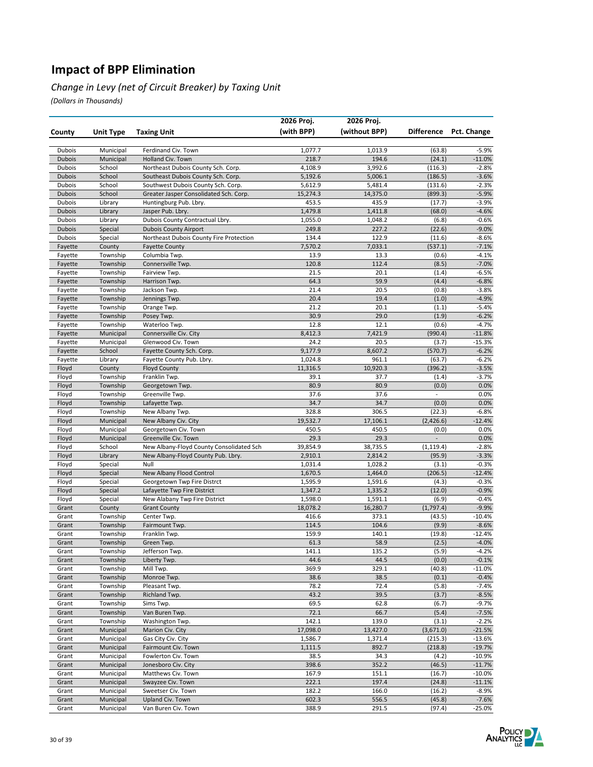# Impact of BPP Elimination

*Change in Levy (net of Circuit Breaker) by Taxing Unit*

*(Dollars in Thousands)*

| County | Unit Type | Taxing Unit | 2026 Proj. (with BPP) | 2026 Proj. (without BPP) | Difference | Pct. Change |
|---|---|---|---|---|---|---|
| Dubois | Municipal | Ferdinand Civ. Town | 1,077.7 | 1,013.9 | (63.8) | -5.9% |
| Dubois | Municipal | Holland Civ. Town | 218.7 | 194.6 | (24.1) | -11.0% |
| Dubois | School | Northeast Dubois County Sch. Corp. | 4,108.9 | 3,992.6 | (116.3) | -2.8% |
| Dubois | School | Southeast Dubois County Sch. Corp. | 5,192.6 | 5,006.1 | (186.5) | -3.6% |
| Dubois | School | Southwest Dubois County Sch. Corp. | 5,612.9 | 5,481.4 | (131.6) | -2.3% |
| Dubois | School | Greater Jasper Consolidated Sch. Corp. | 15,274.3 | 14,375.0 | (899.3) | -5.9% |
| Dubois | Library | Huntingburg Pub. Lbry. | 453.5 | 435.9 | (17.7) | -3.9% |
| Dubois | Library | Jasper Pub. Lbry. | 1,479.8 | 1,411.8 | (68.0) | -4.6% |
| Dubois | Library | Dubois County Contractual Lbry. | 1,055.0 | 1,048.2 | (6.8) | -0.6% |
| Dubois | Special | Dubois County Airport | 249.8 | 227.2 | (22.6) | -9.0% |
| Dubois | Special | Northeast Dubois County Fire Protection | 134.4 | 122.9 | (11.6) | -8.6% |
| Fayette | County | Fayette County | 7,570.2 | 7,033.1 | (537.1) | -7.1% |
| Fayette | Township | Columbia Twp. | 13.9 | 13.3 | (0.6) | -4.1% |
| Fayette | Township | Connersville Twp. | 120.8 | 112.4 | (8.5) | -7.0% |
| Fayette | Township | Fairview Twp. | 21.5 | 20.1 | (1.4) | -6.5% |
| Fayette | Township | Harrison Twp. | 64.3 | 59.9 | (4.4) | -6.8% |
| Fayette | Township | Jackson Twp. | 21.4 | 20.5 | (0.8) | -3.8% |
| Fayette | Township | Jennings Twp. | 20.4 | 19.4 | (1.0) | -4.9% |
| Fayette | Township | Orange Twp. | 21.2 | 20.1 | (1.1) | -5.4% |
| Fayette | Township | Posey Twp. | 30.9 | 29.0 | (1.9) | -6.2% |
| Fayette | Township | Waterloo Twp. | 12.8 | 12.1 | (0.6) | -4.7% |
| Fayette | Municipal | Connersville Civ. City | 8,412.3 | 7,421.9 | (990.4) | -11.8% |
| Fayette | Municipal | Glenwood Civ. Town | 24.2 | 20.5 | (3.7) | -15.3% |
| Fayette | School | Fayette County Sch. Corp. | 9,177.9 | 8,607.2 | (570.7) | -6.2% |
| Fayette | Library | Fayette County Pub. Lbry. | 1,024.8 | 961.1 | (63.7) | -6.2% |
| Floyd | County | Floyd County | 11,316.5 | 10,920.3 | (396.2) | -3.5% |
| Floyd | Township | Franklin Twp. | 39.1 | 37.7 | (1.4) | -3.7% |
| Floyd | Township | Georgetown Twp. | 80.9 | 80.9 | (0.0) | 0.0% |
| Floyd | Township | Greenville Twp. | 37.6 | 37.6 | - | 0.0% |
| Floyd | Township | Lafayette Twp. | 34.7 | 34.7 | (0.0) | 0.0% |
| Floyd | Township | New Albany Twp. | 328.8 | 306.5 | (22.3) | -6.8% |
| Floyd | Municipal | New Albany Civ. City | 19,532.7 | 17,106.1 | (2,426.6) | -12.4% |
| Floyd | Municipal | Georgetown Civ. Town | 450.5 | 450.5 | (0.0) | 0.0% |
| Floyd | Municipal | Greenville Civ. Town | 29.3 | 29.3 | - | 0.0% |
| Floyd | School | New Albany-Floyd County Consolidated Sch | 39,854.9 | 38,735.5 | (1,119.4) | -2.8% |
| Floyd | Library | New Albany-Floyd County Pub. Lbry. | 2,910.1 | 2,814.2 | (95.9) | -3.3% |
| Floyd | Special | Null | 1,031.4 | 1,028.2 | (3.1) | -0.3% |
| Floyd | Special | New Albany Flood Control | 1,670.5 | 1,464.0 | (206.5) | -12.4% |
| Floyd | Special | Georgetown Twp Fire Distrct | 1,595.9 | 1,591.6 | (4.3) | -0.3% |
| Floyd | Special | Lafayette Twp Fire District | 1,347.2 | 1,335.2 | (12.0) | -0.9% |
| Floyd | Special | New Alabany Twp Fire District | 1,598.0 | 1,591.1 | (6.9) | -0.4% |
| Grant | County | Grant County | 18,078.2 | 16,280.7 | (1,797.4) | -9.9% |
| Grant | Township | Center Twp. | 416.6 | 373.1 | (43.5) | -10.4% |
| Grant | Township | Fairmount Twp. | 114.5 | 104.6 | (9.9) | -8.6% |
| Grant | Township | Franklin Twp. | 159.9 | 140.1 | (19.8) | -12.4% |
| Grant | Township | Green Twp. | 61.3 | 58.9 | (2.5) | -4.0% |
| Grant | Township | Jefferson Twp. | 141.1 | 135.2 | (5.9) | -4.2% |
| Grant | Township | Liberty Twp. | 44.6 | 44.5 | (0.0) | -0.1% |
| Grant | Township | Mill Twp. | 369.9 | 329.1 | (40.8) | -11.0% |
| Grant | Township | Monroe Twp. | 38.6 | 38.5 | (0.1) | -0.4% |
| Grant | Township | Pleasant Twp. | 78.2 | 72.4 | (5.8) | -7.4% |
| Grant | Township | Richland Twp. | 43.2 | 39.5 | (3.7) | -8.5% |
| Grant | Township | Sims Twp. | 69.5 | 62.8 | (6.7) | -9.7% |
| Grant | Township | Van Buren Twp. | 72.1 | 66.7 | (5.4) | -7.5% |
| Grant | Township | Washington Twp. | 142.1 | 139.0 | (3.1) | -2.2% |
| Grant | Municipal | Marion Civ. City | 17,098.0 | 13,427.0 | (3,671.0) | -21.5% |
| Grant | Municipal | Gas City Civ. City | 1,586.7 | 1,371.4 | (215.3) | -13.6% |
| Grant | Municipal | Fairmount Civ. Town | 1,111.5 | 892.7 | (218.8) | -19.7% |
| Grant | Municipal | Fowlerton Civ. Town | 38.5 | 34.3 | (4.2) | -10.9% |
| Grant | Municipal | Jonesboro Civ. City | 398.6 | 352.2 | (46.5) | -11.7% |
| Grant | Municipal | Matthews Civ. Town | 167.9 | 151.1 | (16.7) | -10.0% |
| Grant | Municipal | Swayzee Civ. Town | 222.1 | 197.4 | (24.8) | -11.1% |
| Grant | Municipal | Sweetser Civ. Town | 182.2 | 166.0 | (16.2) | -8.9% |
| Grant | Municipal | Upland Civ. Town | 602.3 | 556.5 | (45.8) | -7.6% |
| Grant | Municipal | Van Buren Civ. Town | 388.9 | 291.5 | (97.4) | -25.0% |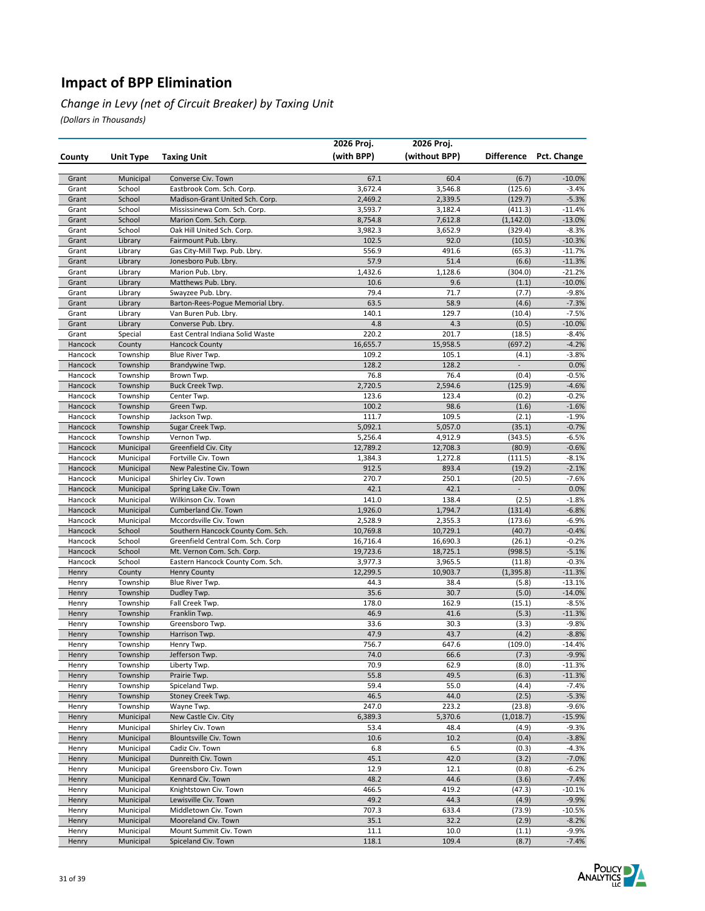# Impact of BPP Elimination

*Change in Levy (net of Circuit Breaker) by Taxing Unit*

*(Dollars in Thousands)*

| County | Unit Type | Taxing Unit | 2026 Proj. (with BPP) | 2026 Proj. (without BPP) | Difference | Pct. Change |
|---|---|---|---|---|---|---|
| Grant | Municipal | Converse Civ. Town | 67.1 | 60.4 | (6.7) | -10.0% |
| Grant | School | Eastbrook Com. Sch. Corp. | 3,672.4 | 3,546.8 | (125.6) | -3.4% |
| Grant | School | Madison-Grant United Sch. Corp. | 2,469.2 | 2,339.5 | (129.7) | -5.3% |
| Grant | School | Mississinewa Com. Sch. Corp. | 3,593.7 | 3,182.4 | (411.3) | -11.4% |
| Grant | School | Marion Com. Sch. Corp. | 8,754.8 | 7,612.8 | (1,142.0) | -13.0% |
| Grant | School | Oak Hill United Sch. Corp. | 3,982.3 | 3,652.9 | (329.4) | -8.3% |
| Grant | Library | Fairmount Pub. Lbry. | 102.5 | 92.0 | (10.5) | -10.3% |
| Grant | Library | Gas City-Mill Twp. Pub. Lbry. | 556.9 | 491.6 | (65.3) | -11.7% |
| Grant | Library | Jonesboro Pub. Lbry. | 57.9 | 51.4 | (6.6) | -11.3% |
| Grant | Library | Marion Pub. Lbry. | 1,432.6 | 1,128.6 | (304.0) | -21.2% |
| Grant | Library | Matthews Pub. Lbry. | 10.6 | 9.6 | (1.1) | -10.0% |
| Grant | Library | Swayzee Pub. Lbry. | 79.4 | 71.7 | (7.7) | -9.8% |
| Grant | Library | Barton-Rees-Pogue Memorial Lbry. | 63.5 | 58.9 | (4.6) | -7.3% |
| Grant | Library | Van Buren Pub. Lbry. | 140.1 | 129.7 | (10.4) | -7.5% |
| Grant | Library | Converse Pub. Lbry. | 4.8 | 4.3 | (0.5) | -10.0% |
| Grant | Special | East Central Indiana Solid Waste | 220.2 | 201.7 | (18.5) | -8.4% |
| Hancock | County | Hancock County | 16,655.7 | 15,958.5 | (697.2) | -4.2% |
| Hancock | Township | Blue River Twp. | 109.2 | 105.1 | (4.1) | -3.8% |
| Hancock | Township | Brandywine Twp. | 128.2 | 128.2 | - | 0.0% |
| Hancock | Township | Brown Twp. | 76.8 | 76.4 | (0.4) | -0.5% |
| Hancock | Township | Buck Creek Twp. | 2,720.5 | 2,594.6 | (125.9) | -4.6% |
| Hancock | Township | Center Twp. | 123.6 | 123.4 | (0.2) | -0.2% |
| Hancock | Township | Green Twp. | 100.2 | 98.6 | (1.6) | -1.6% |
| Hancock | Township | Jackson Twp. | 111.7 | 109.5 | (2.1) | -1.9% |
| Hancock | Township | Sugar Creek Twp. | 5,092.1 | 5,057.0 | (35.1) | -0.7% |
| Hancock | Township | Vernon Twp. | 5,256.4 | 4,912.9 | (343.5) | -6.5% |
| Hancock | Municipal | Greenfield Civ. City | 12,789.2 | 12,708.3 | (80.9) | -0.6% |
| Hancock | Municipal | Fortville Civ. Town | 1,384.3 | 1,272.8 | (111.5) | -8.1% |
| Hancock | Municipal | New Palestine Civ. Town | 912.5 | 893.4 | (19.2) | -2.1% |
| Hancock | Municipal | Shirley Civ. Town | 270.7 | 250.1 | (20.5) | -7.6% |
| Hancock | Municipal | Spring Lake Civ. Town | 42.1 | 42.1 | - | 0.0% |
| Hancock | Municipal | Wilkinson Civ. Town | 141.0 | 138.4 | (2.5) | -1.8% |
| Hancock | Municipal | Cumberland Civ. Town | 1,926.0 | 1,794.7 | (131.4) | -6.8% |
| Hancock | Municipal | Mccordsville Civ. Town | 2,528.9 | 2,355.3 | (173.6) | -6.9% |
| Hancock | School | Southern Hancock County Com. Sch. | 10,769.8 | 10,729.1 | (40.7) | -0.4% |
| Hancock | School | Greenfield Central Com. Sch. Corp | 16,716.4 | 16,690.3 | (26.1) | -0.2% |
| Hancock | School | Mt. Vernon Com. Sch. Corp. | 19,723.6 | 18,725.1 | (998.5) | -5.1% |
| Hancock | School | Eastern Hancock County Com. Sch. | 3,977.3 | 3,965.5 | (11.8) | -0.3% |
| Henry | County | Henry County | 12,299.5 | 10,903.7 | (1,395.8) | -11.3% |
| Henry | Township | Blue River Twp. | 44.3 | 38.4 | (5.8) | -13.1% |
| Henry | Township | Dudley Twp. | 35.6 | 30.7 | (5.0) | -14.0% |
| Henry | Township | Fall Creek Twp. | 178.0 | 162.9 | (15.1) | -8.5% |
| Henry | Township | Franklin Twp. | 46.9 | 41.6 | (5.3) | -11.3% |
| Henry | Township | Greensboro Twp. | 33.6 | 30.3 | (3.3) | -9.8% |
| Henry | Township | Harrison Twp. | 47.9 | 43.7 | (4.2) | -8.8% |
| Henry | Township | Henry Twp. | 756.7 | 647.6 | (109.0) | -14.4% |
| Henry | Township | Jefferson Twp. | 74.0 | 66.6 | (7.3) | -9.9% |
| Henry | Township | Liberty Twp. | 70.9 | 62.9 | (8.0) | -11.3% |
| Henry | Township | Prairie Twp. | 55.8 | 49.5 | (6.3) | -11.3% |
| Henry | Township | Spiceland Twp. | 59.4 | 55.0 | (4.4) | -7.4% |
| Henry | Township | Stoney Creek Twp. | 46.5 | 44.0 | (2.5) | -5.3% |
| Henry | Township | Wayne Twp. | 247.0 | 223.2 | (23.8) | -9.6% |
| Henry | Municipal | New Castle Civ. City | 6,389.3 | 5,370.6 | (1,018.7) | -15.9% |
| Henry | Municipal | Shirley Civ. Town | 53.4 | 48.4 | (4.9) | -9.3% |
| Henry | Municipal | Blountsville Civ. Town | 10.6 | 10.2 | (0.4) | -3.8% |
| Henry | Municipal | Cadiz Civ. Town | 6.8 | 6.5 | (0.3) | -4.3% |
| Henry | Municipal | Dunreith Civ. Town | 45.1 | 42.0 | (3.2) | -7.0% |
| Henry | Municipal | Greensboro Civ. Town | 12.9 | 12.1 | (0.8) | -6.2% |
| Henry | Municipal | Kennard Civ. Town | 48.2 | 44.6 | (3.6) | -7.4% |
| Henry | Municipal | Knightstown Civ. Town | 466.5 | 419.2 | (47.3) | -10.1% |
| Henry | Municipal | Lewisville Civ. Town | 49.2 | 44.3 | (4.9) | -9.9% |
| Henry | Municipal | Middletown Civ. Town | 707.3 | 633.4 | (73.9) | -10.5% |
| Henry | Municipal | Mooreland Civ. Town | 35.1 | 32.2 | (2.9) | -8.2% |
| Henry | Municipal | Mount Summit Civ. Town | 11.1 | 10.0 | (1.1) | -9.9% |
| Henry | Municipal | Spiceland Civ. Town | 118.1 | 109.4 | (8.7) | -7.4% |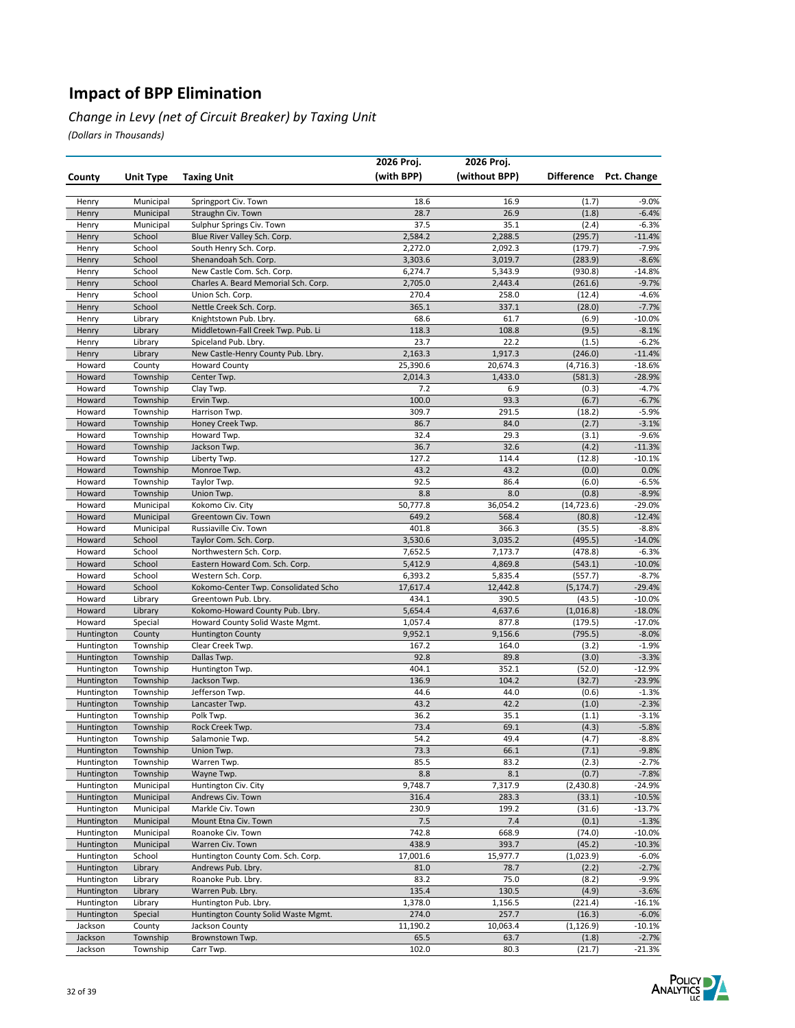# Impact of BPP Elimination

## *Change in Levy (net of Circuit Breaker) by Taxing Unit*

*(Dollars in Thousands)*

| County | Unit Type | Taxing Unit | 2026 Proj. (with BPP) | 2026 Proj. (without BPP) | Difference | Pct. Change |
|---|---|---|---|---|---|---|
| Henry | Municipal | Springport Civ. Town | 18.6 | 16.9 | (1.7) | -9.0% |
| Henry | Municipal | Straughn Civ. Town | 28.7 | 26.9 | (1.8) | -6.4% |
| Henry | Municipal | Sulphur Springs Civ. Town | 37.5 | 35.1 | (2.4) | -6.3% |
| Henry | School | Blue River Valley Sch. Corp. | 2,584.2 | 2,288.5 | (295.7) | -11.4% |
| Henry | School | South Henry Sch. Corp. | 2,272.0 | 2,092.3 | (179.7) | -7.9% |
| Henry | School | Shenandoah Sch. Corp. | 3,303.6 | 3,019.7 | (283.9) | -8.6% |
| Henry | School | New Castle Com. Sch. Corp. | 6,274.7 | 5,343.9 | (930.8) | -14.8% |
| Henry | School | Charles A. Beard Memorial Sch. Corp. | 2,705.0 | 2,443.4 | (261.6) | -9.7% |
| Henry | School | Union Sch. Corp. | 270.4 | 258.0 | (12.4) | -4.6% |
| Henry | School | Nettle Creek Sch. Corp. | 365.1 | 337.1 | (28.0) | -7.7% |
| Henry | Library | Knightstown Pub. Lbry. | 68.6 | 61.7 | (6.9) | -10.0% |
| Henry | Library | Middletown-Fall Creek Twp. Pub. Li | 118.3 | 108.8 | (9.5) | -8.1% |
| Henry | Library | Spiceland Pub. Lbry. | 23.7 | 22.2 | (1.5) | -6.2% |
| Henry | Library | New Castle-Henry County Pub. Lbry. | 2,163.3 | 1,917.3 | (246.0) | -11.4% |
| Howard | County | Howard County | 25,390.6 | 20,674.3 | (4,716.3) | -18.6% |
| Howard | Township | Center Twp. | 2,014.3 | 1,433.0 | (581.3) | -28.9% |
| Howard | Township | Clay Twp. | 7.2 | 6.9 | (0.3) | -4.7% |
| Howard | Township | Ervin Twp. | 100.0 | 93.3 | (6.7) | -6.7% |
| Howard | Township | Harrison Twp. | 309.7 | 291.5 | (18.2) | -5.9% |
| Howard | Township | Honey Creek Twp. | 86.7 | 84.0 | (2.7) | -3.1% |
| Howard | Township | Howard Twp. | 32.4 | 29.3 | (3.1) | -9.6% |
| Howard | Township | Jackson Twp. | 36.7 | 32.6 | (4.2) | -11.3% |
| Howard | Township | Liberty Twp. | 127.2 | 114.4 | (12.8) | -10.1% |
| Howard | Township | Monroe Twp. | 43.2 | 43.2 | (0.0) | 0.0% |
| Howard | Township | Taylor Twp. | 92.5 | 86.4 | (6.0) | -6.5% |
| Howard | Township | Union Twp. | 8.8 | 8.0 | (0.8) | -8.9% |
| Howard | Municipal | Kokomo Civ. City | 50,777.8 | 36,054.2 | (14,723.6) | -29.0% |
| Howard | Municipal | Greentown Civ. Town | 649.2 | 568.4 | (80.8) | -12.4% |
| Howard | Municipal | Russiaville Civ. Town | 401.8 | 366.3 | (35.5) | -8.8% |
| Howard | School | Taylor Com. Sch. Corp. | 3,530.6 | 3,035.2 | (495.5) | -14.0% |
| Howard | School | Northwestern Sch. Corp. | 7,652.5 | 7,173.7 | (478.8) | -6.3% |
| Howard | School | Eastern Howard Com. Sch. Corp. | 5,412.9 | 4,869.8 | (543.1) | -10.0% |
| Howard | School | Western Sch. Corp. | 6,393.2 | 5,835.4 | (557.7) | -8.7% |
| Howard | School | Kokomo-Center Twp. Consolidated Scho | 17,617.4 | 12,442.8 | (5,174.7) | -29.4% |
| Howard | Library | Greentown Pub. Lbry. | 434.1 | 390.5 | (43.5) | -10.0% |
| Howard | Library | Kokomo-Howard County Pub. Lbry. | 5,654.4 | 4,637.6 | (1,016.8) | -18.0% |
| Howard | Special | Howard County Solid Waste Mgmt. | 1,057.4 | 877.8 | (179.5) | -17.0% |
| Huntington | County | Huntington County | 9,952.1 | 9,156.6 | (795.5) | -8.0% |
| Huntington | Township | Clear Creek Twp. | 167.2 | 164.0 | (3.2) | -1.9% |
| Huntington | Township | Dallas Twp. | 92.8 | 89.8 | (3.0) | -3.3% |
| Huntington | Township | Huntington Twp. | 404.1 | 352.1 | (52.0) | -12.9% |
| Huntington | Township | Jackson Twp. | 136.9 | 104.2 | (32.7) | -23.9% |
| Huntington | Township | Jefferson Twp. | 44.6 | 44.0 | (0.6) | -1.3% |
| Huntington | Township | Lancaster Twp. | 43.2 | 42.2 | (1.0) | -2.3% |
| Huntington | Township | Polk Twp. | 36.2 | 35.1 | (1.1) | -3.1% |
| Huntington | Township | Rock Creek Twp. | 73.4 | 69.1 | (4.3) | -5.8% |
| Huntington | Township | Salamonie Twp. | 54.2 | 49.4 | (4.7) | -8.8% |
| Huntington | Township | Union Twp. | 73.3 | 66.1 | (7.1) | -9.8% |
| Huntington | Township | Warren Twp. | 85.5 | 83.2 | (2.3) | -2.7% |
| Huntington | Township | Wayne Twp. | 8.8 | 8.1 | (0.7) | -7.8% |
| Huntington | Municipal | Huntington Civ. City | 9,748.7 | 7,317.9 | (2,430.8) | -24.9% |
| Huntington | Municipal | Andrews Civ. Town | 316.4 | 283.3 | (33.1) | -10.5% |
| Huntington | Municipal | Markle Civ. Town | 230.9 | 199.2 | (31.6) | -13.7% |
| Huntington | Municipal | Mount Etna Civ. Town | 7.5 | 7.4 | (0.1) | -1.3% |
| Huntington | Municipal | Roanoke Civ. Town | 742.8 | 668.9 | (74.0) | -10.0% |
| Huntington | Municipal | Warren Civ. Town | 438.9 | 393.7 | (45.2) | -10.3% |
| Huntington | School | Huntington County Com. Sch. Corp. | 17,001.6 | 15,977.7 | (1,023.9) | -6.0% |
| Huntington | Library | Andrews Pub. Lbry. | 81.0 | 78.7 | (2.2) | -2.7% |
| Huntington | Library | Roanoke Pub. Lbry. | 83.2 | 75.0 | (8.2) | -9.9% |
| Huntington | Library | Warren Pub. Lbry. | 135.4 | 130.5 | (4.9) | -3.6% |
| Huntington | Library | Huntington Pub. Lbry. | 1,378.0 | 1,156.5 | (221.4) | -16.1% |
| Huntington | Special | Huntington County Solid Waste Mgmt. | 274.0 | 257.7 | (16.3) | -6.0% |
| Jackson | County | Jackson County | 11,190.2 | 10,063.4 | (1,126.9) | -10.1% |
| Jackson | Township | Brownstown Twp. | 65.5 | 63.7 | (1.8) | -2.7% |
| Jackson | Township | Carr Twp. | 102.0 | 80.3 | (21.7) | -21.3% |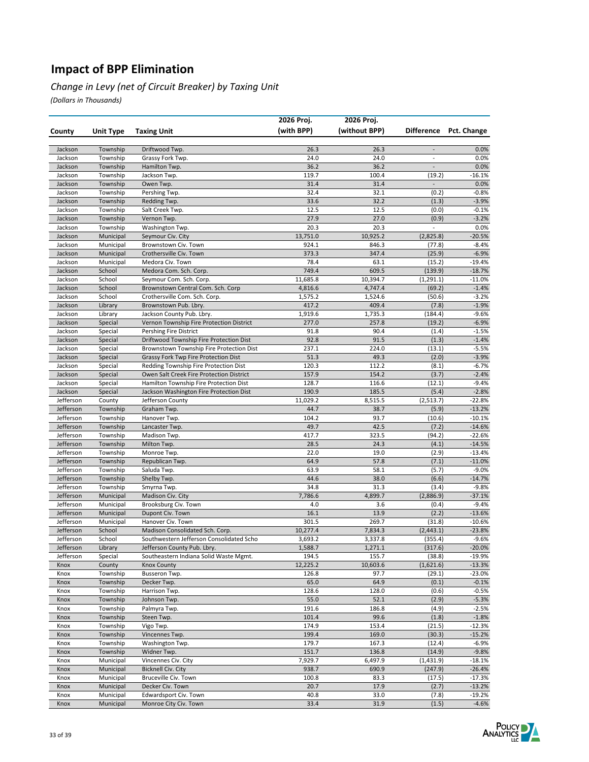# Impact of BPP Elimination

## *Change in Levy (net of Circuit Breaker) by Taxing Unit*

*(Dollars in Thousands)*

| County | Unit Type | Taxing Unit | 2026 Proj. (with BPP) | 2026 Proj. (without BPP) | Difference | Pct. Change |
|---|---|---|---|---|---|---|
| Jackson | Township | Driftwood Twp. | 26.3 | 26.3 | - | 0.0% |
| Jackson | Township | Grassy Fork Twp. | 24.0 | 24.0 | - | 0.0% |
| Jackson | Township | Hamilton Twp. | 36.2 | 36.2 | - | 0.0% |
| Jackson | Township | Jackson Twp. | 119.7 | 100.4 | (19.2) | -16.1% |
| Jackson | Township | Owen Twp. | 31.4 | 31.4 | - | 0.0% |
| Jackson | Township | Pershing Twp. | 32.4 | 32.1 | (0.2) | -0.8% |
| Jackson | Township | Redding Twp. | 33.6 | 32.2 | (1.3) | -3.9% |
| Jackson | Township | Salt Creek Twp. | 12.5 | 12.5 | (0.0) | -0.1% |
| Jackson | Township | Vernon Twp. | 27.9 | 27.0 | (0.9) | -3.2% |
| Jackson | Township | Washington Twp. | 20.3 | 20.3 | - | 0.0% |
| Jackson | Municipal | Seymour Civ. City | 13,751.0 | 10,925.2 | (2,825.8) | -20.5% |
| Jackson | Municipal | Brownstown Civ. Town | 924.1 | 846.3 | (77.8) | -8.4% |
| Jackson | Municipal | Crothersville Civ. Town | 373.3 | 347.4 | (25.9) | -6.9% |
| Jackson | Municipal | Medora Civ. Town | 78.4 | 63.1 | (15.2) | -19.4% |
| Jackson | School | Medora Com. Sch. Corp. | 749.4 | 609.5 | (139.9) | -18.7% |
| Jackson | School | Seymour Com. Sch. Corp. | 11,685.8 | 10,394.7 | (1,291.1) | -11.0% |
| Jackson | School | Brownstown Central Com. Sch. Corp | 4,816.6 | 4,747.4 | (69.2) | -1.4% |
| Jackson | School | Crothersville Com. Sch. Corp. | 1,575.2 | 1,524.6 | (50.6) | -3.2% |
| Jackson | Library | Brownstown Pub. Lbry. | 417.2 | 409.4 | (7.8) | -1.9% |
| Jackson | Library | Jackson County Pub. Lbry. | 1,919.6 | 1,735.3 | (184.4) | -9.6% |
| Jackson | Special | Vernon Township Fire Protection District | 277.0 | 257.8 | (19.2) | -6.9% |
| Jackson | Special | Pershing Fire District | 91.8 | 90.4 | (1.4) | -1.5% |
| Jackson | Special | Driftwood Township Fire Protection Dist | 92.8 | 91.5 | (1.3) | -1.4% |
| Jackson | Special | Brownstown Township Fire Protection Dist | 237.1 | 224.0 | (13.1) | -5.5% |
| Jackson | Special | Grassy Fork Twp Fire Protection Dist | 51.3 | 49.3 | (2.0) | -3.9% |
| Jackson | Special | Redding Township Fire Protection Dist | 120.3 | 112.2 | (8.1) | -6.7% |
| Jackson | Special | Owen Salt Creek Fire Protection District | 157.9 | 154.2 | (3.7) | -2.4% |
| Jackson | Special | Hamilton Township Fire Protection Dist | 128.7 | 116.6 | (12.1) | -9.4% |
| Jackson | Special | Jackson Washington Fire Protection Dist | 190.9 | 185.5 | (5.4) | -2.8% |
| Jefferson | County | Jefferson County | 11,029.2 | 8,515.5 | (2,513.7) | -22.8% |
| Jefferson | Township | Graham Twp. | 44.7 | 38.7 | (5.9) | -13.2% |
| Jefferson | Township | Hanover Twp. | 104.2 | 93.7 | (10.6) | -10.1% |
| Jefferson | Township | Lancaster Twp. | 49.7 | 42.5 | (7.2) | -14.6% |
| Jefferson | Township | Madison Twp. | 417.7 | 323.5 | (94.2) | -22.6% |
| Jefferson | Township | Milton Twp. | 28.5 | 24.3 | (4.1) | -14.5% |
| Jefferson | Township | Monroe Twp. | 22.0 | 19.0 | (2.9) | -13.4% |
| Jefferson | Township | Republican Twp. | 64.9 | 57.8 | (7.1) | -11.0% |
| Jefferson | Township | Saluda Twp. | 63.9 | 58.1 | (5.7) | -9.0% |
| Jefferson | Township | Shelby Twp. | 44.6 | 38.0 | (6.6) | -14.7% |
| Jefferson | Township | Smyrna Twp. | 34.8 | 31.3 | (3.4) | -9.8% |
| Jefferson | Municipal | Madison Civ. City | 7,786.6 | 4,899.7 | (2,886.9) | -37.1% |
| Jefferson | Municipal | Brooksburg Civ. Town | 4.0 | 3.6 | (0.4) | -9.4% |
| Jefferson | Municipal | Dupont Civ. Town | 16.1 | 13.9 | (2.2) | -13.6% |
| Jefferson | Municipal | Hanover Civ. Town | 301.5 | 269.7 | (31.8) | -10.6% |
| Jefferson | School | Madison Consolidated Sch. Corp. | 10,277.4 | 7,834.3 | (2,443.1) | -23.8% |
| Jefferson | School | Southwestern Jefferson Consolidated Scho | 3,693.2 | 3,337.8 | (355.4) | -9.6% |
| Jefferson | Library | Jefferson County Pub. Lbry. | 1,588.7 | 1,271.1 | (317.6) | -20.0% |
| Jefferson | Special | Southeastern Indiana Solid Waste Mgmt. | 194.5 | 155.7 | (38.8) | -19.9% |
| Knox | County | Knox County | 12,225.2 | 10,603.6 | (1,621.6) | -13.3% |
| Knox | Township | Busseron Twp. | 126.8 | 97.7 | (29.1) | -23.0% |
| Knox | Township | Decker Twp. | 65.0 | 64.9 | (0.1) | -0.1% |
| Knox | Township | Harrison Twp. | 128.6 | 128.0 | (0.6) | -0.5% |
| Knox | Township | Johnson Twp. | 55.0 | 52.1 | (2.9) | -5.3% |
| Knox | Township | Palmyra Twp. | 191.6 | 186.8 | (4.9) | -2.5% |
| Knox | Township | Steen Twp. | 101.4 | 99.6 | (1.8) | -1.8% |
| Knox | Township | Vigo Twp. | 174.9 | 153.4 | (21.5) | -12.3% |
| Knox | Township | Vincennes Twp. | 199.4 | 169.0 | (30.3) | -15.2% |
| Knox | Township | Washington Twp. | 179.7 | 167.3 | (12.4) | -6.9% |
| Knox | Township | Widner Twp. | 151.7 | 136.8 | (14.9) | -9.8% |
| Knox | Municipal | Vincennes Civ. City | 7,929.7 | 6,497.9 | (1,431.9) | -18.1% |
| Knox | Municipal | Bicknell Civ. City | 938.7 | 690.9 | (247.9) | -26.4% |
| Knox | Municipal | Bruceville Civ. Town | 100.8 | 83.3 | (17.5) | -17.3% |
| Knox | Municipal | Decker Civ. Town | 20.7 | 17.9 | (2.7) | -13.2% |
| Knox | Municipal | Edwardsport Civ. Town | 40.8 | 33.0 | (7.8) | -19.2% |
| Knox | Municipal | Monroe City Civ. Town | 33.4 | 31.9 | (1.5) | -4.6% |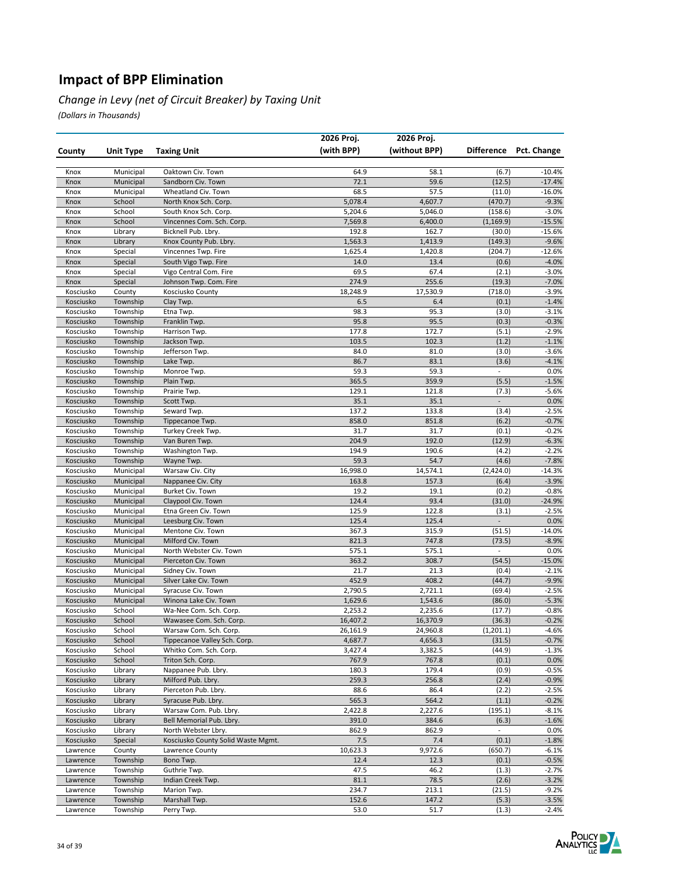# Impact of BPP Elimination

*Change in Levy (net of Circuit Breaker) by Taxing Unit*

*(Dollars in Thousands)*

| County | Unit Type | Taxing Unit | 2026 Proj. (with BPP) | 2026 Proj. (without BPP) | Difference | Pct. Change |
|---|---|---|---|---|---|---|
| Knox | Municipal | Oaktown Civ. Town | 64.9 | 58.1 | (6.7) | -10.4% |
| Knox | Municipal | Sandborn Civ. Town | 72.1 | 59.6 | (12.5) | -17.4% |
| Knox | Municipal | Wheatland Civ. Town | 68.5 | 57.5 | (11.0) | -16.0% |
| Knox | School | North Knox Sch. Corp. | 5,078.4 | 4,607.7 | (470.7) | -9.3% |
| Knox | School | South Knox Sch. Corp. | 5,204.6 | 5,046.0 | (158.6) | -3.0% |
| Knox | School | Vincennes Com. Sch. Corp. | 7,569.8 | 6,400.0 | (1,169.9) | -15.5% |
| Knox | Library | Bicknell Pub. Lbry. | 192.8 | 162.7 | (30.0) | -15.6% |
| Knox | Library | Knox County Pub. Lbry. | 1,563.3 | 1,413.9 | (149.3) | -9.6% |
| Knox | Special | Vincennes Twp. Fire | 1,625.4 | 1,420.8 | (204.7) | -12.6% |
| Knox | Special | South Vigo Twp. Fire | 14.0 | 13.4 | (0.6) | -4.0% |
| Knox | Special | Vigo Central Com. Fire | 69.5 | 67.4 | (2.1) | -3.0% |
| Knox | Special | Johnson Twp. Com. Fire | 274.9 | 255.6 | (19.3) | -7.0% |
| Kosciusko | County | Kosciusko County | 18,248.9 | 17,530.9 | (718.0) | -3.9% |
| Kosciusko | Township | Clay Twp. | 6.5 | 6.4 | (0.1) | -1.4% |
| Kosciusko | Township | Etna Twp. | 98.3 | 95.3 | (3.0) | -3.1% |
| Kosciusko | Township | Franklin Twp. | 95.8 | 95.5 | (0.3) | -0.3% |
| Kosciusko | Township | Harrison Twp. | 177.8 | 172.7 | (5.1) | -2.9% |
| Kosciusko | Township | Jackson Twp. | 103.5 | 102.3 | (1.2) | -1.1% |
| Kosciusko | Township | Jefferson Twp. | 84.0 | 81.0 | (3.0) | -3.6% |
| Kosciusko | Township | Lake Twp. | 86.7 | 83.1 | (3.6) | -4.1% |
| Kosciusko | Township | Monroe Twp. | 59.3 | 59.3 | - | 0.0% |
| Kosciusko | Township | Plain Twp. | 365.5 | 359.9 | (5.5) | -1.5% |
| Kosciusko | Township | Prairie Twp. | 129.1 | 121.8 | (7.3) | -5.6% |
| Kosciusko | Township | Scott Twp. | 35.1 | 35.1 | - | 0.0% |
| Kosciusko | Township | Seward Twp. | 137.2 | 133.8 | (3.4) | -2.5% |
| Kosciusko | Township | Tippecanoe Twp. | 858.0 | 851.8 | (6.2) | -0.7% |
| Kosciusko | Township | Turkey Creek Twp. | 31.7 | 31.7 | (0.1) | -0.2% |
| Kosciusko | Township | Van Buren Twp. | 204.9 | 192.0 | (12.9) | -6.3% |
| Kosciusko | Township | Washington Twp. | 194.9 | 190.6 | (4.2) | -2.2% |
| Kosciusko | Township | Wayne Twp. | 59.3 | 54.7 | (4.6) | -7.8% |
| Kosciusko | Municipal | Warsaw Civ. City | 16,998.0 | 14,574.1 | (2,424.0) | -14.3% |
| Kosciusko | Municipal | Nappanee Civ. City | 163.8 | 157.3 | (6.4) | -3.9% |
| Kosciusko | Municipal | Burket Civ. Town | 19.2 | 19.1 | (0.2) | -0.8% |
| Kosciusko | Municipal | Claypool Civ. Town | 124.4 | 93.4 | (31.0) | -24.9% |
| Kosciusko | Municipal | Etna Green Civ. Town | 125.9 | 122.8 | (3.1) | -2.5% |
| Kosciusko | Municipal | Leesburg Civ. Town | 125.4 | 125.4 | - | 0.0% |
| Kosciusko | Municipal | Mentone Civ. Town | 367.3 | 315.9 | (51.5) | -14.0% |
| Kosciusko | Municipal | Milford Civ. Town | 821.3 | 747.8 | (73.5) | -8.9% |
| Kosciusko | Municipal | North Webster Civ. Town | 575.1 | 575.1 | - | 0.0% |
| Kosciusko | Municipal | Pierceton Civ. Town | 363.2 | 308.7 | (54.5) | -15.0% |
| Kosciusko | Municipal | Sidney Civ. Town | 21.7 | 21.3 | (0.4) | -2.1% |
| Kosciusko | Municipal | Silver Lake Civ. Town | 452.9 | 408.2 | (44.7) | -9.9% |
| Kosciusko | Municipal | Syracuse Civ. Town | 2,790.5 | 2,721.1 | (69.4) | -2.5% |
| Kosciusko | Municipal | Winona Lake Civ. Town | 1,629.6 | 1,543.6 | (86.0) | -5.3% |
| Kosciusko | School | Wa-Nee Com. Sch. Corp. | 2,253.2 | 2,235.6 | (17.7) | -0.8% |
| Kosciusko | School | Wawasee Com. Sch. Corp. | 16,407.2 | 16,370.9 | (36.3) | -0.2% |
| Kosciusko | School | Warsaw Com. Sch. Corp. | 26,161.9 | 24,960.8 | (1,201.1) | -4.6% |
| Kosciusko | School | Tippecanoe Valley Sch. Corp. | 4,687.7 | 4,656.3 | (31.5) | -0.7% |
| Kosciusko | School | Whitko Com. Sch. Corp. | 3,427.4 | 3,382.5 | (44.9) | -1.3% |
| Kosciusko | School | Triton Sch. Corp. | 767.9 | 767.8 | (0.1) | 0.0% |
| Kosciusko | Library | Nappanee Pub. Lbry. | 180.3 | 179.4 | (0.9) | -0.5% |
| Kosciusko | Library | Milford Pub. Lbry. | 259.3 | 256.8 | (2.4) | -0.9% |
| Kosciusko | Library | Pierceton Pub. Lbry. | 88.6 | 86.4 | (2.2) | -2.5% |
| Kosciusko | Library | Syracuse Pub. Lbry. | 565.3 | 564.2 | (1.1) | -0.2% |
| Kosciusko | Library | Warsaw Com. Pub. Lbry. | 2,422.8 | 2,227.6 | (195.1) | -8.1% |
| Kosciusko | Library | Bell Memorial Pub. Lbry. | 391.0 | 384.6 | (6.3) | -1.6% |
| Kosciusko | Library | North Webster Lbry. | 862.9 | 862.9 | - | 0.0% |
| Kosciusko | Special | Kosciusko County Solid Waste Mgmt. | 7.5 | 7.4 | (0.1) | -1.8% |
| Lawrence | County | Lawrence County | 10,623.3 | 9,972.6 | (650.7) | -6.1% |
| Lawrence | Township | Bono Twp. | 12.4 | 12.3 | (0.1) | -0.5% |
| Lawrence | Township | Guthrie Twp. | 47.5 | 46.2 | (1.3) | -2.7% |
| Lawrence | Township | Indian Creek Twp. | 81.1 | 78.5 | (2.6) | -3.2% |
| Lawrence | Township | Marion Twp. | 234.7 | 213.1 | (21.5) | -9.2% |
| Lawrence | Township | Marshall Twp. | 152.6 | 147.2 | (5.3) | -3.5% |
| Lawrence | Township | Perry Twp. | 53.0 | 51.7 | (1.3) | -2.4% |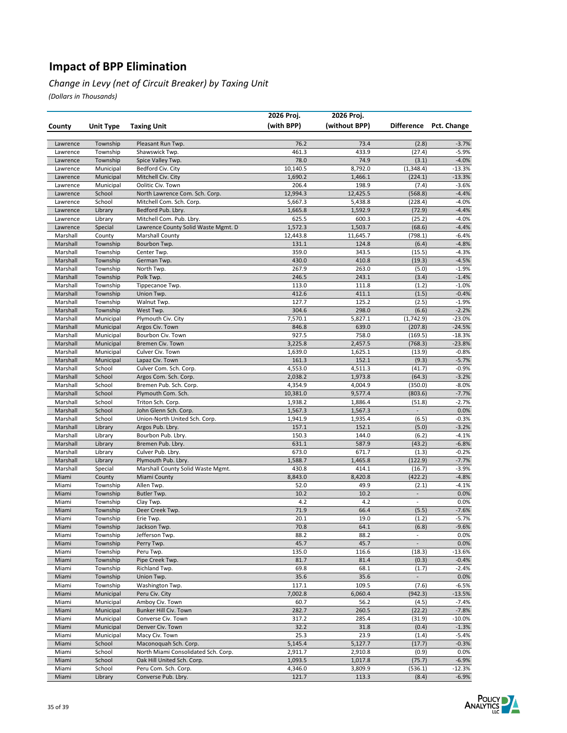# Impact of BPP Elimination

## *Change in Levy (net of Circuit Breaker) by Taxing Unit*

*(Dollars in Thousands)*

| County | Unit Type | Taxing Unit | 2026 Proj. (with BPP) | 2026 Proj. (without BPP) | Difference | Pct. Change |
|---|---|---|---|---|---|---|
| Lawrence | Township | Pleasant Run Twp. | 76.2 | 73.4 | (2.8) | -3.7% |
| Lawrence | Township | Shawswick Twp. | 461.3 | 433.9 | (27.4) | -5.9% |
| Lawrence | Township | Spice Valley Twp. | 78.0 | 74.9 | (3.1) | -4.0% |
| Lawrence | Municipal | Bedford Civ. City | 10,140.5 | 8,792.0 | (1,348.4) | -13.3% |
| Lawrence | Municipal | Mitchell Civ. City | 1,690.2 | 1,466.1 | (224.1) | -13.3% |
| Lawrence | Municipal | Oolitic Civ. Town | 206.4 | 198.9 | (7.4) | -3.6% |
| Lawrence | School | North Lawrence Com. Sch. Corp. | 12,994.3 | 12,425.5 | (568.8) | -4.4% |
| Lawrence | School | Mitchell Com. Sch. Corp. | 5,667.3 | 5,438.8 | (228.4) | -4.0% |
| Lawrence | Library | Bedford Pub. Lbry. | 1,665.8 | 1,592.9 | (72.9) | -4.4% |
| Lawrence | Library | Mitchell Com. Pub. Lbry. | 625.5 | 600.3 | (25.2) | -4.0% |
| Lawrence | Special | Lawrence County Solid Waste Mgmt. D | 1,572.3 | 1,503.7 | (68.6) | -4.4% |
| Marshall | County | Marshall County | 12,443.8 | 11,645.7 | (798.1) | -6.4% |
| Marshall | Township | Bourbon Twp. | 131.1 | 124.8 | (6.4) | -4.8% |
| Marshall | Township | Center Twp. | 359.0 | 343.5 | (15.5) | -4.3% |
| Marshall | Township | German Twp. | 430.0 | 410.8 | (19.3) | -4.5% |
| Marshall | Township | North Twp. | 267.9 | 263.0 | (5.0) | -1.9% |
| Marshall | Township | Polk Twp. | 246.5 | 243.1 | (3.4) | -1.4% |
| Marshall | Township | Tippecanoe Twp. | 113.0 | 111.8 | (1.2) | -1.0% |
| Marshall | Township | Union Twp. | 412.6 | 411.1 | (1.5) | -0.4% |
| Marshall | Township | Walnut Twp. | 127.7 | 125.2 | (2.5) | -1.9% |
| Marshall | Township | West Twp. | 304.6 | 298.0 | (6.6) | -2.2% |
| Marshall | Municipal | Plymouth Civ. City | 7,570.1 | 5,827.1 | (1,742.9) | -23.0% |
| Marshall | Municipal | Argos Civ. Town | 846.8 | 639.0 | (207.8) | -24.5% |
| Marshall | Municipal | Bourbon Civ. Town | 927.5 | 758.0 | (169.5) | -18.3% |
| Marshall | Municipal | Bremen Civ. Town | 3,225.8 | 2,457.5 | (768.3) | -23.8% |
| Marshall | Municipal | Culver Civ. Town | 1,639.0 | 1,625.1 | (13.9) | -0.8% |
| Marshall | Municipal | Lapaz Civ. Town | 161.3 | 152.1 | (9.3) | -5.7% |
| Marshall | School | Culver Com. Sch. Corp. | 4,553.0 | 4,511.3 | (41.7) | -0.9% |
| Marshall | School | Argos Com. Sch. Corp. | 2,038.2 | 1,973.8 | (64.3) | -3.2% |
| Marshall | School | Bremen Pub. Sch. Corp. | 4,354.9 | 4,004.9 | (350.0) | -8.0% |
| Marshall | School | Plymouth Com. Sch. | 10,381.0 | 9,577.4 | (803.6) | -7.7% |
| Marshall | School | Triton Sch. Corp. | 1,938.2 | 1,886.4 | (51.8) | -2.7% |
| Marshall | School | John Glenn Sch. Corp. | 1,567.3 | 1,567.3 | - | 0.0% |
| Marshall | School | Union-North United Sch. Corp. | 1,941.9 | 1,935.4 | (6.5) | -0.3% |
| Marshall | Library | Argos Pub. Lbry. | 157.1 | 152.1 | (5.0) | -3.2% |
| Marshall | Library | Bourbon Pub. Lbry. | 150.3 | 144.0 | (6.2) | -4.1% |
| Marshall | Library | Bremen Pub. Lbry. | 631.1 | 587.9 | (43.2) | -6.8% |
| Marshall | Library | Culver Pub. Lbry. | 673.0 | 671.7 | (1.3) | -0.2% |
| Marshall | Library | Plymouth Pub. Lbry. | 1,588.7 | 1,465.8 | (122.9) | -7.7% |
| Marshall | Special | Marshall County Solid Waste Mgmt. | 430.8 | 414.1 | (16.7) | -3.9% |
| Miami | County | Miami County | 8,843.0 | 8,420.8 | (422.2) | -4.8% |
| Miami | Township | Allen Twp. | 52.0 | 49.9 | (2.1) | -4.1% |
| Miami | Township | Butler Twp. | 10.2 | 10.2 | - | 0.0% |
| Miami | Township | Clay Twp. | 4.2 | 4.2 | - | 0.0% |
| Miami | Township | Deer Creek Twp. | 71.9 | 66.4 | (5.5) | -7.6% |
| Miami | Township | Erie Twp. | 20.1 | 19.0 | (1.2) | -5.7% |
| Miami | Township | Jackson Twp. | 70.8 | 64.1 | (6.8) | -9.6% |
| Miami | Township | Jefferson Twp. | 88.2 | 88.2 | - | 0.0% |
| Miami | Township | Perry Twp. | 45.7 | 45.7 | - | 0.0% |
| Miami | Township | Peru Twp. | 135.0 | 116.6 | (18.3) | -13.6% |
| Miami | Township | Pipe Creek Twp. | 81.7 | 81.4 | (0.3) | -0.4% |
| Miami | Township | Richland Twp. | 69.8 | 68.1 | (1.7) | -2.4% |
| Miami | Township | Union Twp. | 35.6 | 35.6 | - | 0.0% |
| Miami | Township | Washington Twp. | 117.1 | 109.5 | (7.6) | -6.5% |
| Miami | Municipal | Peru Civ. City | 7,002.8 | 6,060.4 | (942.3) | -13.5% |
| Miami | Municipal | Amboy Civ. Town | 60.7 | 56.2 | (4.5) | -7.4% |
| Miami | Municipal | Bunker Hill Civ. Town | 282.7 | 260.5 | (22.2) | -7.8% |
| Miami | Municipal | Converse Civ. Town | 317.2 | 285.4 | (31.9) | -10.0% |
| Miami | Municipal | Denver Civ. Town | 32.2 | 31.8 | (0.4) | -1.3% |
| Miami | Municipal | Macy Civ. Town | 25.3 | 23.9 | (1.4) | -5.4% |
| Miami | School | Maconaquah Sch. Corp. | 5,145.4 | 5,127.7 | (17.7) | -0.3% |
| Miami | School | North Miami Consolidated Sch. Corp. | 2,911.7 | 2,910.8 | (0.9) | 0.0% |
| Miami | School | Oak Hill United Sch. Corp. | 1,093.5 | 1,017.8 | (75.7) | -6.9% |
| Miami | School | Peru Com. Sch. Corp. | 4,346.0 | 3,809.9 | (536.1) | -12.3% |
| Miami | Library | Converse Pub. Lbry. | 121.7 | 113.3 | (8.4) | -6.9% |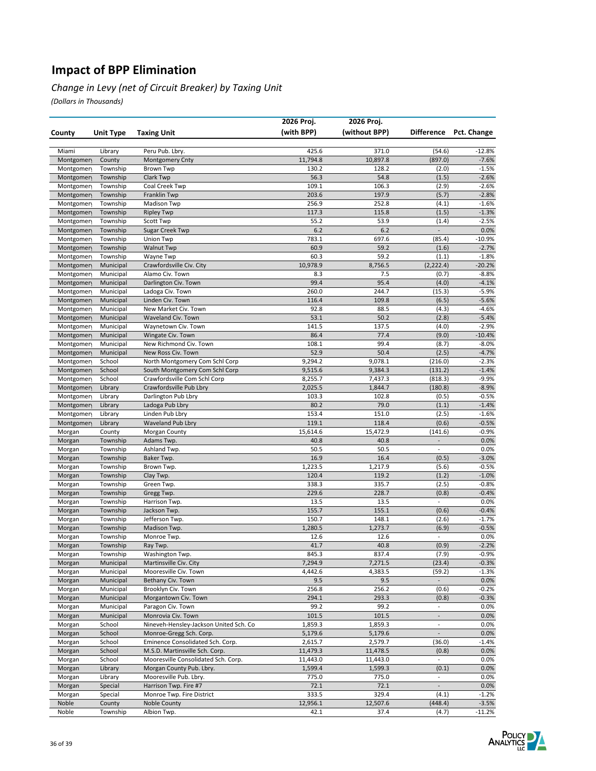# Impact of BPP Elimination

*Change in Levy (net of Circuit Breaker) by Taxing Unit*

*(Dollars in Thousands)*

| County | Unit Type | Taxing Unit | 2026 Proj. (with BPP) | 2026 Proj. (without BPP) | Difference | Pct. Change |
|---|---|---|---|---|---|---|
| Miami | Library | Peru Pub. Lbry. | 425.6 | 371.0 | (54.6) | -12.8% |
| Montgomery | County | Montgomery Cnty | 11,794.8 | 10,897.8 | (897.0) | -7.6% |
| Montgomery | Township | Brown Twp | 130.2 | 128.2 | (2.0) | -1.5% |
| Montgomery | Township | Clark Twp | 56.3 | 54.8 | (1.5) | -2.6% |
| Montgomery | Township | Coal Creek Twp | 109.1 | 106.3 | (2.9) | -2.6% |
| Montgomery | Township | Franklin Twp | 203.6 | 197.9 | (5.7) | -2.8% |
| Montgomery | Township | Madison Twp | 256.9 | 252.8 | (4.1) | -1.6% |
| Montgomery | Township | Ripley Twp | 117.3 | 115.8 | (1.5) | -1.3% |
| Montgomery | Township | Scott Twp | 55.2 | 53.9 | (1.4) | -2.5% |
| Montgomery | Township | Sugar Creek Twp | 6.2 | 6.2 | - | 0.0% |
| Montgomery | Township | Union Twp | 783.1 | 697.6 | (85.4) | -10.9% |
| Montgomery | Township | Walnut Twp | 60.9 | 59.2 | (1.6) | -2.7% |
| Montgomery | Township | Wayne Twp | 60.3 | 59.2 | (1.1) | -1.8% |
| Montgomery | Municipal | Crawfordsville Civ. City | 10,978.9 | 8,756.5 | (2,222.4) | -20.2% |
| Montgomery | Municipal | Alamo Civ. Town | 8.3 | 7.5 | (0.7) | -8.8% |
| Montgomery | Municipal | Darlington Civ. Town | 99.4 | 95.4 | (4.0) | -4.1% |
| Montgomery | Municipal | Ladoga Civ. Town | 260.0 | 244.7 | (15.3) | -5.9% |
| Montgomery | Municipal | Linden Civ. Town | 116.4 | 109.8 | (6.5) | -5.6% |
| Montgomery | Municipal | New Market Civ. Town | 92.8 | 88.5 | (4.3) | -4.6% |
| Montgomery | Municipal | Waveland Civ. Town | 53.1 | 50.2 | (2.8) | -5.4% |
| Montgomery | Municipal | Waynetown Civ. Town | 141.5 | 137.5 | (4.0) | -2.9% |
| Montgomery | Municipal | Wingate Civ. Town | 86.4 | 77.4 | (9.0) | -10.4% |
| Montgomery | Municipal | New Richmond Civ. Town | 108.1 | 99.4 | (8.7) | -8.0% |
| Montgomery | Municipal | New Ross Civ. Town | 52.9 | 50.4 | (2.5) | -4.7% |
| Montgomery | School | North Montgomery Com Schl Corp | 9,294.2 | 9,078.1 | (216.0) | -2.3% |
| Montgomery | School | South Montgomery Com Schl Corp | 9,515.6 | 9,384.3 | (131.2) | -1.4% |
| Montgomery | School | Crawfordsville Com Schl Corp | 8,255.7 | 7,437.3 | (818.3) | -9.9% |
| Montgomery | Library | Crawfordsville Pub Lbry | 2,025.5 | 1,844.7 | (180.8) | -8.9% |
| Montgomery | Library | Darlington Pub Lbry | 103.3 | 102.8 | (0.5) | -0.5% |
| Montgomery | Library | Ladoga Pub Lbry | 80.2 | 79.0 | (1.1) | -1.4% |
| Montgomery | Library | Linden Pub Lbry | 153.4 | 151.0 | (2.5) | -1.6% |
| Montgomery | Library | Waveland Pub Lbry | 119.1 | 118.4 | (0.6) | -0.5% |
| Morgan | County | Morgan County | 15,614.6 | 15,472.9 | (141.6) | -0.9% |
| Morgan | Township | Adams Twp. | 40.8 | 40.8 | - | 0.0% |
| Morgan | Township | Ashland Twp. | 50.5 | 50.5 | - | 0.0% |
| Morgan | Township | Baker Twp. | 16.9 | 16.4 | (0.5) | -3.0% |
| Morgan | Township | Brown Twp. | 1,223.5 | 1,217.9 | (5.6) | -0.5% |
| Morgan | Township | Clay Twp. | 120.4 | 119.2 | (1.2) | -1.0% |
| Morgan | Township | Green Twp. | 338.3 | 335.7 | (2.5) | -0.8% |
| Morgan | Township | Gregg Twp. | 229.6 | 228.7 | (0.8) | -0.4% |
| Morgan | Township | Harrison Twp. | 13.5 | 13.5 | - | 0.0% |
| Morgan | Township | Jackson Twp. | 155.7 | 155.1 | (0.6) | -0.4% |
| Morgan | Township | Jefferson Twp. | 150.7 | 148.1 | (2.6) | -1.7% |
| Morgan | Township | Madison Twp. | 1,280.5 | 1,273.7 | (6.9) | -0.5% |
| Morgan | Township | Monroe Twp. | 12.6 | 12.6 | - | 0.0% |
| Morgan | Township | Ray Twp. | 41.7 | 40.8 | (0.9) | -2.2% |
| Morgan | Township | Washington Twp. | 845.3 | 837.4 | (7.9) | -0.9% |
| Morgan | Municipal | Martinsville Civ. City | 7,294.9 | 7,271.5 | (23.4) | -0.3% |
| Morgan | Municipal | Mooresville Civ. Town | 4,442.6 | 4,383.5 | (59.2) | -1.3% |
| Morgan | Municipal | Bethany Civ. Town | 9.5 | 9.5 | - | 0.0% |
| Morgan | Municipal | Brooklyn Civ. Town | 256.8 | 256.2 | (0.6) | -0.2% |
| Morgan | Municipal | Morgantown Civ. Town | 294.1 | 293.3 | (0.8) | -0.3% |
| Morgan | Municipal | Paragon Civ. Town | 99.2 | 99.2 | - | 0.0% |
| Morgan | Municipal | Monrovia Civ. Town | 101.5 | 101.5 | - | 0.0% |
| Morgan | School | Nineveh-Hensley-Jackson United Sch. Co | 1,859.3 | 1,859.3 | - | 0.0% |
| Morgan | School | Monroe-Gregg Sch. Corp. | 5,179.6 | 5,179.6 | - | 0.0% |
| Morgan | School | Eminence Consolidated Sch. Corp. | 2,615.7 | 2,579.7 | (36.0) | -1.4% |
| Morgan | School | M.S.D. Martinsville Sch. Corp. | 11,479.3 | 11,478.5 | (0.8) | 0.0% |
| Morgan | School | Mooresville Consolidated Sch. Corp. | 11,443.0 | 11,443.0 | - | 0.0% |
| Morgan | Library | Morgan County Pub. Lbry. | 1,599.4 | 1,599.3 | (0.1) | 0.0% |
| Morgan | Library | Mooresville Pub. Lbry. | 775.0 | 775.0 | - | 0.0% |
| Morgan | Special | Harrison Twp. Fire #7 | 72.1 | 72.1 | - | 0.0% |
| Morgan | Special | Monroe Twp. Fire District | 333.5 | 329.4 | (4.1) | -1.2% |
| Noble | County | Noble County | 12,956.1 | 12,507.6 | (448.4) | -3.5% |
| Noble | Township | Albion Twp. | 42.1 | 37.4 | (4.7) | -11.2% |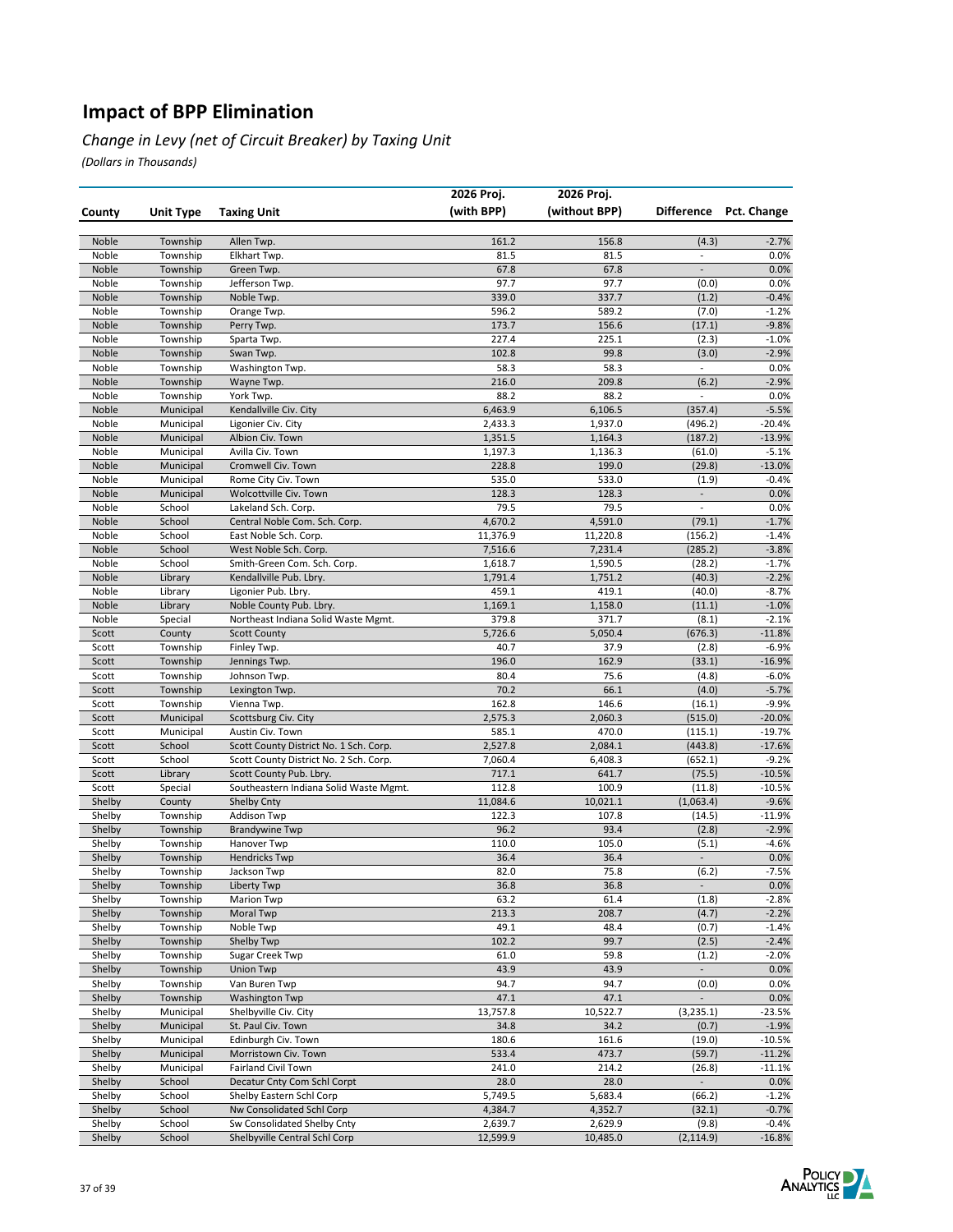# Impact of BPP Elimination

*Change in Levy (net of Circuit Breaker) by Taxing Unit*

*(Dollars in Thousands)*

| County | Unit Type | Taxing Unit | 2026 Proj. (with BPP) | 2026 Proj. (without BPP) | Difference | Pct. Change |
|---|---|---|---|---|---|---|
| Noble | Township | Allen Twp. | 161.2 | 156.8 | (4.3) | -2.7% |
| Noble | Township | Elkhart Twp. | 81.5 | 81.5 | - | 0.0% |
| Noble | Township | Green Twp. | 67.8 | 67.8 | - | 0.0% |
| Noble | Township | Jefferson Twp. | 97.7 | 97.7 | (0.0) | 0.0% |
| Noble | Township | Noble Twp. | 339.0 | 337.7 | (1.2) | -0.4% |
| Noble | Township | Orange Twp. | 596.2 | 589.2 | (7.0) | -1.2% |
| Noble | Township | Perry Twp. | 173.7 | 156.6 | (17.1) | -9.8% |
| Noble | Township | Sparta Twp. | 227.4 | 225.1 | (2.3) | -1.0% |
| Noble | Township | Swan Twp. | 102.8 | 99.8 | (3.0) | -2.9% |
| Noble | Township | Washington Twp. | 58.3 | 58.3 | - | 0.0% |
| Noble | Township | Wayne Twp. | 216.0 | 209.8 | (6.2) | -2.9% |
| Noble | Township | York Twp. | 88.2 | 88.2 | - | 0.0% |
| Noble | Municipal | Kendallville Civ. City | 6,463.9 | 6,106.5 | (357.4) | -5.5% |
| Noble | Municipal | Ligonier Civ. City | 2,433.3 | 1,937.0 | (496.2) | -20.4% |
| Noble | Municipal | Albion Civ. Town | 1,351.5 | 1,164.3 | (187.2) | -13.9% |
| Noble | Municipal | Avilla Civ. Town | 1,197.3 | 1,136.3 | (61.0) | -5.1% |
| Noble | Municipal | Cromwell Civ. Town | 228.8 | 199.0 | (29.8) | -13.0% |
| Noble | Municipal | Rome City Civ. Town | 535.0 | 533.0 | (1.9) | -0.4% |
| Noble | Municipal | Wolcottville Civ. Town | 128.3 | 128.3 | - | 0.0% |
| Noble | School | Lakeland Sch. Corp. | 79.5 | 79.5 | - | 0.0% |
| Noble | School | Central Noble Com. Sch. Corp. | 4,670.2 | 4,591.0 | (79.1) | -1.7% |
| Noble | School | East Noble Sch. Corp. | 11,376.9 | 11,220.8 | (156.2) | -1.4% |
| Noble | School | West Noble Sch. Corp. | 7,516.6 | 7,231.4 | (285.2) | -3.8% |
| Noble | School | Smith-Green Com. Sch. Corp. | 1,618.7 | 1,590.5 | (28.2) | -1.7% |
| Noble | Library | Kendallville Pub. Lbry. | 1,791.4 | 1,751.2 | (40.3) | -2.2% |
| Noble | Library | Ligonier Pub. Lbry. | 459.1 | 419.1 | (40.0) | -8.7% |
| Noble | Library | Noble County Pub. Lbry. | 1,169.1 | 1,158.0 | (11.1) | -1.0% |
| Noble | Special | Northeast Indiana Solid Waste Mgmt. | 379.8 | 371.7 | (8.1) | -2.1% |
| Scott | County | Scott County | 5,726.6 | 5,050.4 | (676.3) | -11.8% |
| Scott | Township | Finley Twp. | 40.7 | 37.9 | (2.8) | -6.9% |
| Scott | Township | Jennings Twp. | 196.0 | 162.9 | (33.1) | -16.9% |
| Scott | Township | Johnson Twp. | 80.4 | 75.6 | (4.8) | -6.0% |
| Scott | Township | Lexington Twp. | 70.2 | 66.1 | (4.0) | -5.7% |
| Scott | Township | Vienna Twp. | 162.8 | 146.6 | (16.1) | -9.9% |
| Scott | Municipal | Scottsburg Civ. City | 2,575.3 | 2,060.3 | (515.0) | -20.0% |
| Scott | Municipal | Austin Civ. Town | 585.1 | 470.0 | (115.1) | -19.7% |
| Scott | School | Scott County District No. 1 Sch. Corp. | 2,527.8 | 2,084.1 | (443.8) | -17.6% |
| Scott | School | Scott County District No. 2 Sch. Corp. | 7,060.4 | 6,408.3 | (652.1) | -9.2% |
| Scott | Library | Scott County Pub. Lbry. | 717.1 | 641.7 | (75.5) | -10.5% |
| Scott | Special | Southeastern Indiana Solid Waste Mgmt. | 112.8 | 100.9 | (11.8) | -10.5% |
| Shelby | County | Shelby Cnty | 11,084.6 | 10,021.1 | (1,063.4) | -9.6% |
| Shelby | Township | Addison Twp | 122.3 | 107.8 | (14.5) | -11.9% |
| Shelby | Township | Brandywine Twp | 96.2 | 93.4 | (2.8) | -2.9% |
| Shelby | Township | Hanover Twp | 110.0 | 105.0 | (5.1) | -4.6% |
| Shelby | Township | Hendricks Twp | 36.4 | 36.4 | - | 0.0% |
| Shelby | Township | Jackson Twp | 82.0 | 75.8 | (6.2) | -7.5% |
| Shelby | Township | Liberty Twp | 36.8 | 36.8 | - | 0.0% |
| Shelby | Township | Marion Twp | 63.2 | 61.4 | (1.8) | -2.8% |
| Shelby | Township | Moral Twp | 213.3 | 208.7 | (4.7) | -2.2% |
| Shelby | Township | Noble Twp | 49.1 | 48.4 | (0.7) | -1.4% |
| Shelby | Township | Shelby Twp | 102.2 | 99.7 | (2.5) | -2.4% |
| Shelby | Township | Sugar Creek Twp | 61.0 | 59.8 | (1.2) | -2.0% |
| Shelby | Township | Union Twp | 43.9 | 43.9 | - | 0.0% |
| Shelby | Township | Van Buren Twp | 94.7 | 94.7 | (0.0) | 0.0% |
| Shelby | Township | Washington Twp | 47.1 | 47.1 | - | 0.0% |
| Shelby | Municipal | Shelbyville Civ. City | 13,757.8 | 10,522.7 | (3,235.1) | -23.5% |
| Shelby | Municipal | St. Paul Civ. Town | 34.8 | 34.2 | (0.7) | -1.9% |
| Shelby | Municipal | Edinburgh Civ. Town | 180.6 | 161.6 | (19.0) | -10.5% |
| Shelby | Municipal | Morristown Civ. Town | 533.4 | 473.7 | (59.7) | -11.2% |
| Shelby | Municipal | Fairland Civil Town | 241.0 | 214.2 | (26.8) | -11.1% |
| Shelby | School | Decatur Cnty Com Schl Corpt | 28.0 | 28.0 | - | 0.0% |
| Shelby | School | Shelby Eastern Schl Corp | 5,749.5 | 5,683.4 | (66.2) | -1.2% |
| Shelby | School | Nw Consolidated Schl Corp | 4,384.7 | 4,352.7 | (32.1) | -0.7% |
| Shelby | School | Sw Consolidated Shelby Cnty | 2,639.7 | 2,629.9 | (9.8) | -0.4% |
| Shelby | School | Shelbyville Central Schl Corp | 12,599.9 | 10,485.0 | (2,114.9) | -16.8% |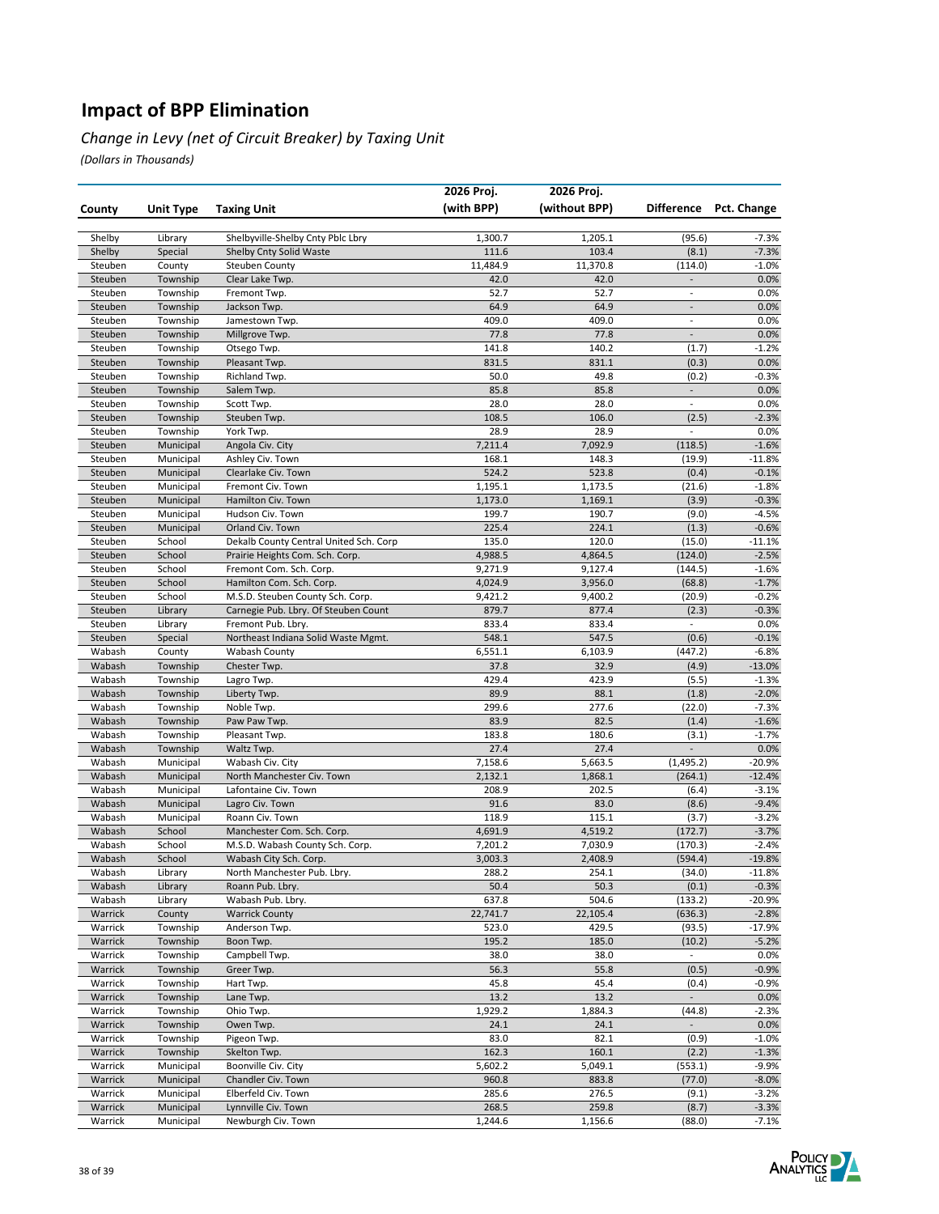# Impact of BPP Elimination

## *Change in Levy (net of Circuit Breaker) by Taxing Unit*

*(Dollars in Thousands)*

| County | Unit Type | Taxing Unit | 2026 Proj. (with BPP) | 2026 Proj. (without BPP) | Difference | Pct. Change |
|---|---|---|---|---|---|---|
| Shelby | Library | Shelbyville-Shelby Cnty Pblc Lbry | 1,300.7 | 1,205.1 | (95.6) | -7.3% |
| Shelby | Special | Shelby Cnty Solid Waste | 111.6 | 103.4 | (8.1) | -7.3% |
| Steuben | County | Steuben County | 11,484.9 | 11,370.8 | (114.0) | -1.0% |
| Steuben | Township | Clear Lake Twp. | 42.0 | 42.0 | - | 0.0% |
| Steuben | Township | Fremont Twp. | 52.7 | 52.7 | - | 0.0% |
| Steuben | Township | Jackson Twp. | 64.9 | 64.9 | - | 0.0% |
| Steuben | Township | Jamestown Twp. | 409.0 | 409.0 | - | 0.0% |
| Steuben | Township | Millgrove Twp. | 77.8 | 77.8 | - | 0.0% |
| Steuben | Township | Otsego Twp. | 141.8 | 140.2 | (1.7) | -1.2% |
| Steuben | Township | Pleasant Twp. | 831.5 | 831.1 | (0.3) | 0.0% |
| Steuben | Township | Richland Twp. | 50.0 | 49.8 | (0.2) | -0.3% |
| Steuben | Township | Salem Twp. | 85.8 | 85.8 | - | 0.0% |
| Steuben | Township | Scott Twp. | 28.0 | 28.0 | - | 0.0% |
| Steuben | Township | Steuben Twp. | 108.5 | 106.0 | (2.5) | -2.3% |
| Steuben | Township | York Twp. | 28.9 | 28.9 | - | 0.0% |
| Steuben | Municipal | Angola Civ. City | 7,211.4 | 7,092.9 | (118.5) | -1.6% |
| Steuben | Municipal | Ashley Civ. Town | 168.1 | 148.3 | (19.9) | -11.8% |
| Steuben | Municipal | Clearlake Civ. Town | 524.2 | 523.8 | (0.4) | -0.1% |
| Steuben | Municipal | Fremont Civ. Town | 1,195.1 | 1,173.5 | (21.6) | -1.8% |
| Steuben | Municipal | Hamilton Civ. Town | 1,173.0 | 1,169.1 | (3.9) | -0.3% |
| Steuben | Municipal | Hudson Civ. Town | 199.7 | 190.7 | (9.0) | -4.5% |
| Steuben | Municipal | Orland Civ. Town | 225.4 | 224.1 | (1.3) | -0.6% |
| Steuben | School | Dekalb County Central United Sch. Corp | 135.0 | 120.0 | (15.0) | -11.1% |
| Steuben | School | Prairie Heights Com. Sch. Corp. | 4,988.5 | 4,864.5 | (124.0) | -2.5% |
| Steuben | School | Fremont Com. Sch. Corp. | 9,271.9 | 9,127.4 | (144.5) | -1.6% |
| Steuben | School | Hamilton Com. Sch. Corp. | 4,024.9 | 3,956.0 | (68.8) | -1.7% |
| Steuben | School | M.S.D. Steuben County Sch. Corp. | 9,421.2 | 9,400.2 | (20.9) | -0.2% |
| Steuben | Library | Carnegie Pub. Lbry. Of Steuben Count | 879.7 | 877.4 | (2.3) | -0.3% |
| Steuben | Library | Fremont Pub. Lbry. | 833.4 | 833.4 | - | 0.0% |
| Steuben | Special | Northeast Indiana Solid Waste Mgmt. | 548.1 | 547.5 | (0.6) | -0.1% |
| Wabash | County | Wabash County | 6,551.1 | 6,103.9 | (447.2) | -6.8% |
| Wabash | Township | Chester Twp. | 37.8 | 32.9 | (4.9) | -13.0% |
| Wabash | Township | Lagro Twp. | 429.4 | 423.9 | (5.5) | -1.3% |
| Wabash | Township | Liberty Twp. | 89.9 | 88.1 | (1.8) | -2.0% |
| Wabash | Township | Noble Twp. | 299.6 | 277.6 | (22.0) | -7.3% |
| Wabash | Township | Paw Paw Twp. | 83.9 | 82.5 | (1.4) | -1.6% |
| Wabash | Township | Pleasant Twp. | 183.8 | 180.6 | (3.1) | -1.7% |
| Wabash | Township | Waltz Twp. | 27.4 | 27.4 | - | 0.0% |
| Wabash | Municipal | Wabash Civ. City | 7,158.6 | 5,663.5 | (1,495.2) | -20.9% |
| Wabash | Municipal | North Manchester Civ. Town | 2,132.1 | 1,868.1 | (264.1) | -12.4% |
| Wabash | Municipal | Lafontaine Civ. Town | 208.9 | 202.5 | (6.4) | -3.1% |
| Wabash | Municipal | Lagro Civ. Town | 91.6 | 83.0 | (8.6) | -9.4% |
| Wabash | Municipal | Roann Civ. Town | 118.9 | 115.1 | (3.7) | -3.2% |
| Wabash | School | Manchester Com. Sch. Corp. | 4,691.9 | 4,519.2 | (172.7) | -3.7% |
| Wabash | School | M.S.D. Wabash County Sch. Corp. | 7,201.2 | 7,030.9 | (170.3) | -2.4% |
| Wabash | School | Wabash City Sch. Corp. | 3,003.3 | 2,408.9 | (594.4) | -19.8% |
| Wabash | Library | North Manchester Pub. Lbry. | 288.2 | 254.1 | (34.0) | -11.8% |
| Wabash | Library | Roann Pub. Lbry. | 50.4 | 50.3 | (0.1) | -0.3% |
| Wabash | Library | Wabash Pub. Lbry. | 637.8 | 504.6 | (133.2) | -20.9% |
| Warrick | County | Warrick County | 22,741.7 | 22,105.4 | (636.3) | -2.8% |
| Warrick | Township | Anderson Twp. | 523.0 | 429.5 | (93.5) | -17.9% |
| Warrick | Township | Boon Twp. | 195.2 | 185.0 | (10.2) | -5.2% |
| Warrick | Township | Campbell Twp. | 38.0 | 38.0 | - | 0.0% |
| Warrick | Township | Greer Twp. | 56.3 | 55.8 | (0.5) | -0.9% |
| Warrick | Township | Hart Twp. | 45.8 | 45.4 | (0.4) | -0.9% |
| Warrick | Township | Lane Twp. | 13.2 | 13.2 | - | 0.0% |
| Warrick | Township | Ohio Twp. | 1,929.2 | 1,884.3 | (44.8) | -2.3% |
| Warrick | Township | Owen Twp. | 24.1 | 24.1 | - | 0.0% |
| Warrick | Township | Pigeon Twp. | 83.0 | 82.1 | (0.9) | -1.0% |
| Warrick | Township | Skelton Twp. | 162.3 | 160.1 | (2.2) | -1.3% |
| Warrick | Municipal | Boonville Civ. City | 5,602.2 | 5,049.1 | (553.1) | -9.9% |
| Warrick | Municipal | Chandler Civ. Town | 960.8 | 883.8 | (77.0) | -8.0% |
| Warrick | Municipal | Elberfeld Civ. Town | 285.6 | 276.5 | (9.1) | -3.2% |
| Warrick | Municipal | Lynnville Civ. Town | 268.5 | 259.8 | (8.7) | -3.3% |
| Warrick | Municipal | Newburgh Civ. Town | 1,244.6 | 1,156.6 | (88.0) | -7.1% |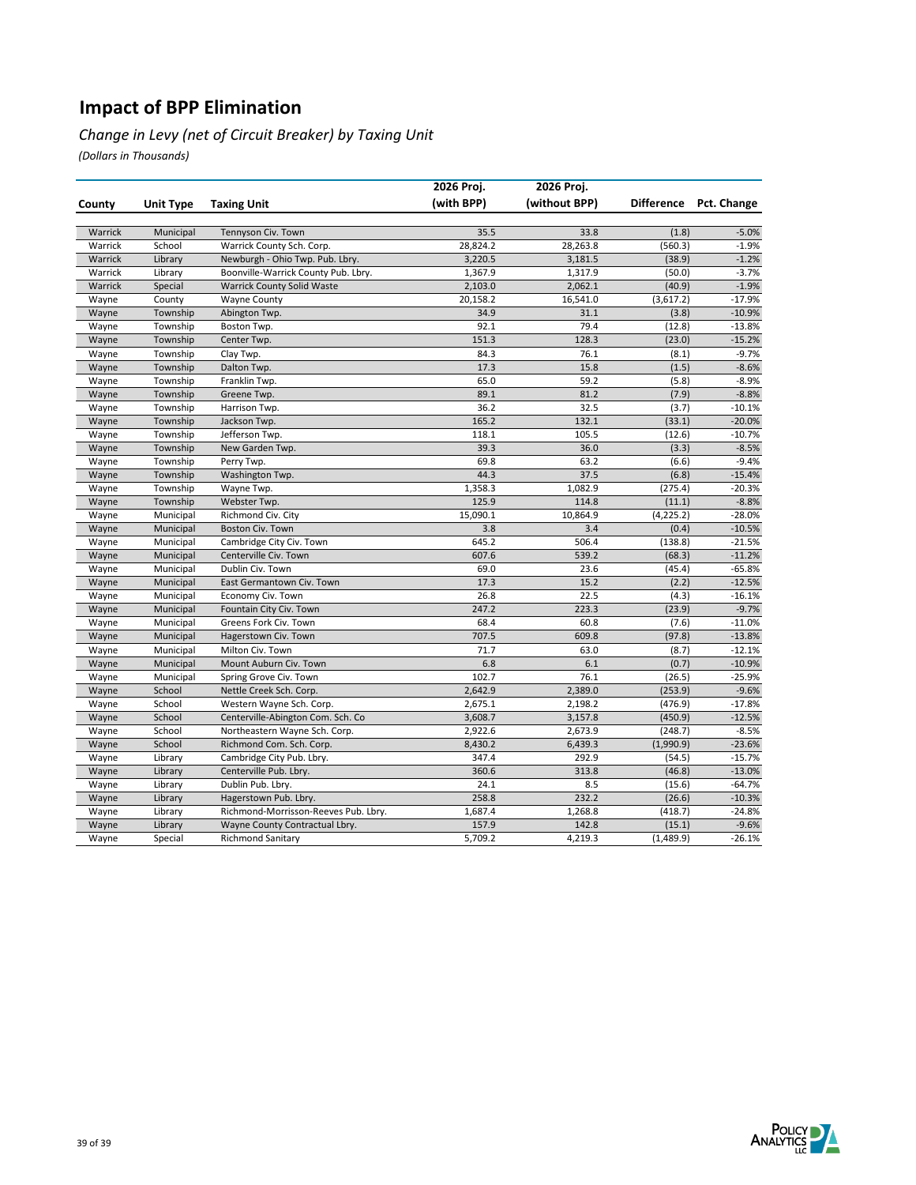# Impact of BPP Elimination

*Change in Levy (net of Circuit Breaker) by Taxing Unit*

*(Dollars in Thousands)*

| County | Unit Type | Taxing Unit | 2026 Proj. (with BPP) | 2026 Proj. (without BPP) | Difference | Pct. Change |
|---|---|---|---|---|---|---|
| Warrick | Municipal | Tennyson Civ. Town | 35.5 | 33.8 | (1.8) | -5.0% |
| Warrick | School | Warrick County Sch. Corp. | 28,824.2 | 28,263.8 | (560.3) | -1.9% |
| Warrick | Library | Newburgh - Ohio Twp. Pub. Lbry. | 3,220.5 | 3,181.5 | (38.9) | -1.2% |
| Warrick | Library | Boonville-Warrick County Pub. Lbry. | 1,367.9 | 1,317.9 | (50.0) | -3.7% |
| Warrick | Special | Warrick County Solid Waste | 2,103.0 | 2,062.1 | (40.9) | -1.9% |
| Wayne | County | Wayne County | 20,158.2 | 16,541.0 | (3,617.2) | -17.9% |
| Wayne | Township | Abington Twp. | 34.9 | 31.1 | (3.8) | -10.9% |
| Wayne | Township | Boston Twp. | 92.1 | 79.4 | (12.8) | -13.8% |
| Wayne | Township | Center Twp. | 151.3 | 128.3 | (23.0) | -15.2% |
| Wayne | Township | Clay Twp. | 84.3 | 76.1 | (8.1) | -9.7% |
| Wayne | Township | Dalton Twp. | 17.3 | 15.8 | (1.5) | -8.6% |
| Wayne | Township | Franklin Twp. | 65.0 | 59.2 | (5.8) | -8.9% |
| Wayne | Township | Greene Twp. | 89.1 | 81.2 | (7.9) | -8.8% |
| Wayne | Township | Harrison Twp. | 36.2 | 32.5 | (3.7) | -10.1% |
| Wayne | Township | Jackson Twp. | 165.2 | 132.1 | (33.1) | -20.0% |
| Wayne | Township | Jefferson Twp. | 118.1 | 105.5 | (12.6) | -10.7% |
| Wayne | Township | New Garden Twp. | 39.3 | 36.0 | (3.3) | -8.5% |
| Wayne | Township | Perry Twp. | 69.8 | 63.2 | (6.6) | -9.4% |
| Wayne | Township | Washington Twp. | 44.3 | 37.5 | (6.8) | -15.4% |
| Wayne | Township | Wayne Twp. | 1,358.3 | 1,082.9 | (275.4) | -20.3% |
| Wayne | Township | Webster Twp. | 125.9 | 114.8 | (11.1) | -8.8% |
| Wayne | Municipal | Richmond Civ. City | 15,090.1 | 10,864.9 | (4,225.2) | -28.0% |
| Wayne | Municipal | Boston Civ. Town | 3.8 | 3.4 | (0.4) | -10.5% |
| Wayne | Municipal | Cambridge City Civ. Town | 645.2 | 506.4 | (138.8) | -21.5% |
| Wayne | Municipal | Centerville Civ. Town | 607.6 | 539.2 | (68.3) | -11.2% |
| Wayne | Municipal | Dublin Civ. Town | 69.0 | 23.6 | (45.4) | -65.8% |
| Wayne | Municipal | East Germantown Civ. Town | 17.3 | 15.2 | (2.2) | -12.5% |
| Wayne | Municipal | Economy Civ. Town | 26.8 | 22.5 | (4.3) | -16.1% |
| Wayne | Municipal | Fountain City Civ. Town | 247.2 | 223.3 | (23.9) | -9.7% |
| Wayne | Municipal | Greens Fork Civ. Town | 68.4 | 60.8 | (7.6) | -11.0% |
| Wayne | Municipal | Hagerstown Civ. Town | 707.5 | 609.8 | (97.8) | -13.8% |
| Wayne | Municipal | Milton Civ. Town | 71.7 | 63.0 | (8.7) | -12.1% |
| Wayne | Municipal | Mount Auburn Civ. Town | 6.8 | 6.1 | (0.7) | -10.9% |
| Wayne | Municipal | Spring Grove Civ. Town | 102.7 | 76.1 | (26.5) | -25.9% |
| Wayne | School | Nettle Creek Sch. Corp. | 2,642.9 | 2,389.0 | (253.9) | -9.6% |
| Wayne | School | Western Wayne Sch. Corp. | 2,675.1 | 2,198.2 | (476.9) | -17.8% |
| Wayne | School | Centerville-Abington Com. Sch. Co | 3,608.7 | 3,157.8 | (450.9) | -12.5% |
| Wayne | School | Northeastern Wayne Sch. Corp. | 2,922.6 | 2,673.9 | (248.7) | -8.5% |
| Wayne | School | Richmond Com. Sch. Corp. | 8,430.2 | 6,439.3 | (1,990.9) | -23.6% |
| Wayne | Library | Cambridge City Pub. Lbry. | 347.4 | 292.9 | (54.5) | -15.7% |
| Wayne | Library | Centerville Pub. Lbry. | 360.6 | 313.8 | (46.8) | -13.0% |
| Wayne | Library | Dublin Pub. Lbry. | 24.1 | 8.5 | (15.6) | -64.7% |
| Wayne | Library | Hagerstown Pub. Lbry. | 258.8 | 232.2 | (26.6) | -10.3% |
| Wayne | Library | Richmond-Morrisson-Reeves Pub. Lbry. | 1,687.4 | 1,268.8 | (418.7) | -24.8% |
| Wayne | Library | Wayne County Contractual Lbry. | 157.9 | 142.8 | (15.1) | -9.6% |
| Wayne | Special | Richmond Sanitary | 5,709.2 | 4,219.3 | (1,489.9) | -26.1% |